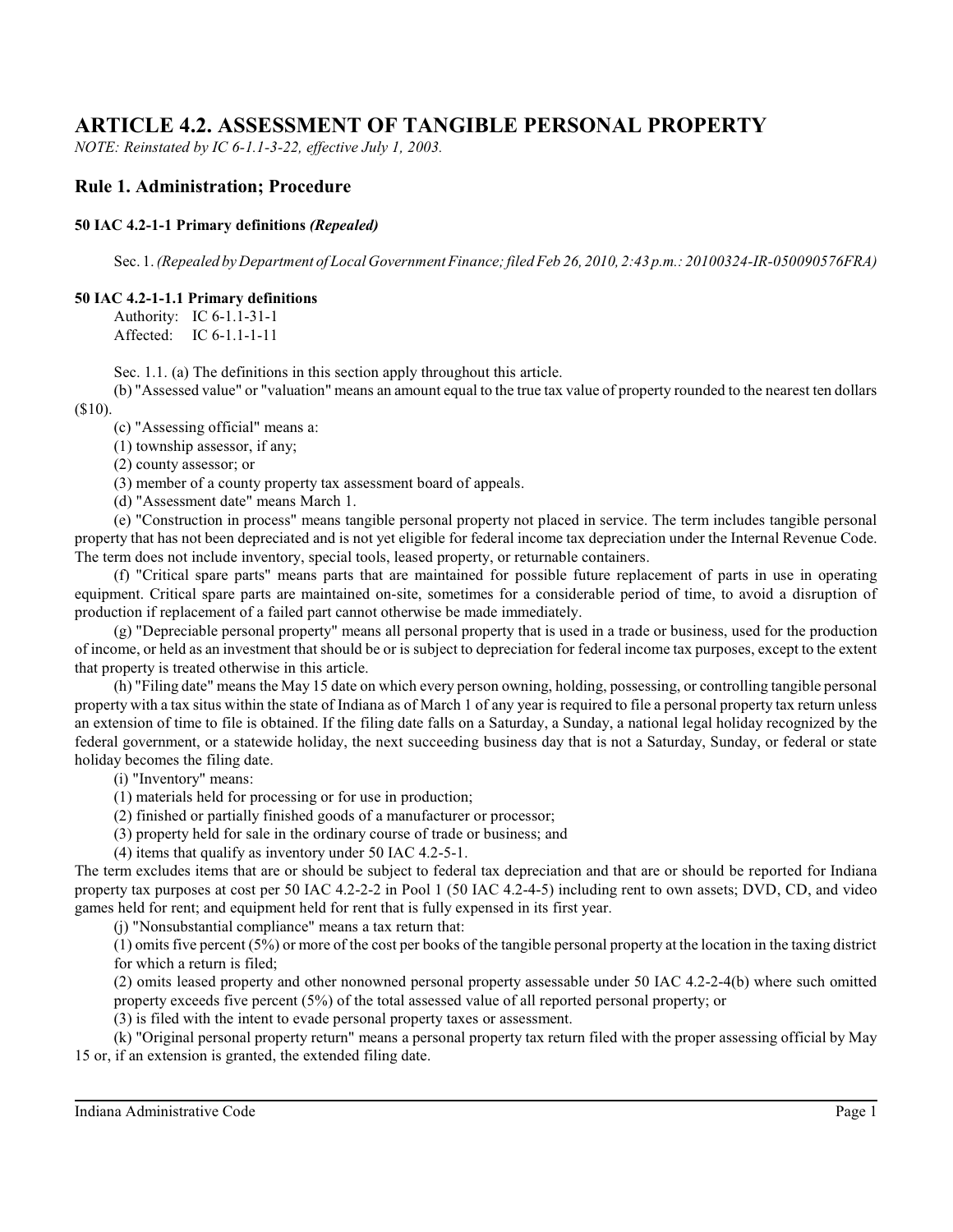# ARTICLE 4.2. ASSESSMENT OF TANGIBLE PERSONAL PROPERTY

*NOTE: Reinstated by IC 6-1.1-3-22, effective July 1, 2003.*

## Rule 1. Administration; Procedure

### 50 IAC 4.2-1-1 Primary definitions *(Repealed)*

Sec. 1. *(Repealed by Department of Local Government Finance; filed Feb 26, 2010, 2:43 p.m.: 20100324-IR-050090576FRA)*

### 50 IAC 4.2-1-1.1 Primary definitions

Authority: IC 6-1.1-31-1
Affected: IC 6-1.1-1-11

Sec. 1.1. (a) The definitions in this section apply throughout this article.

(b) "Assessed value" or "valuation" means an amount equal to the true tax value of property rounded to the nearest ten dollars ($10).

(c) "Assessing official" means a:

(1) township assessor, if any;

(2) county assessor; or

(3) member of a county property tax assessment board of appeals.

(d) "Assessment date" means March 1.

(e) "Construction in process" means tangible personal property not placed in service. The term includes tangible personal property that has not been depreciated and is not yet eligible for federal income tax depreciation under the Internal Revenue Code. The term does not include inventory, special tools, leased property, or returnable containers.

(f) "Critical spare parts" means parts that are maintained for possible future replacement of parts in use in operating equipment. Critical spare parts are maintained on-site, sometimes for a considerable period of time, to avoid a disruption of production if replacement of a failed part cannot otherwise be made immediately.

(g) "Depreciable personal property" means all personal property that is used in a trade or business, used for the production of income, or held as an investment that should be or is subject to depreciation for federal income tax purposes, except to the extent that property is treated otherwise in this article.

(h) "Filing date" means the May 15 date on which every person owning, holding, possessing, or controlling tangible personal property with a tax situs within the state of Indiana as of March 1 of any year is required to file a personal property tax return unless an extension of time to file is obtained. If the filing date falls on a Saturday, a Sunday, a national legal holiday recognized by the federal government, or a statewide holiday, the next succeeding business day that is not a Saturday, Sunday, or federal or state holiday becomes the filing date.

(i) "Inventory" means:

(1) materials held for processing or for use in production;

(2) finished or partially finished goods of a manufacturer or processor;

(3) property held for sale in the ordinary course of trade or business; and

(4) items that qualify as inventory under 50 IAC 4.2-5-1.

The term excludes items that are or should be subject to federal tax depreciation and that are or should be reported for Indiana property tax purposes at cost per 50 IAC 4.2-2-2 in Pool 1 (50 IAC 4.2-4-5) including rent to own assets; DVD, CD, and video games held for rent; and equipment held for rent that is fully expensed in its first year.

(j) "Nonsubstantial compliance" means a tax return that:

(1) omits five percent (5%) or more of the cost per books of the tangible personal property at the location in the taxing district for which a return is filed;

(2) omits leased property and other nonowned personal property assessable under 50 IAC 4.2-2-4(b) where such omitted property exceeds five percent (5%) of the total assessed value of all reported personal property; or

(3) is filed with the intent to evade personal property taxes or assessment.

(k) "Original personal property return" means a personal property tax return filed with the proper assessing official by May 15 or, if an extension is granted, the extended filing date.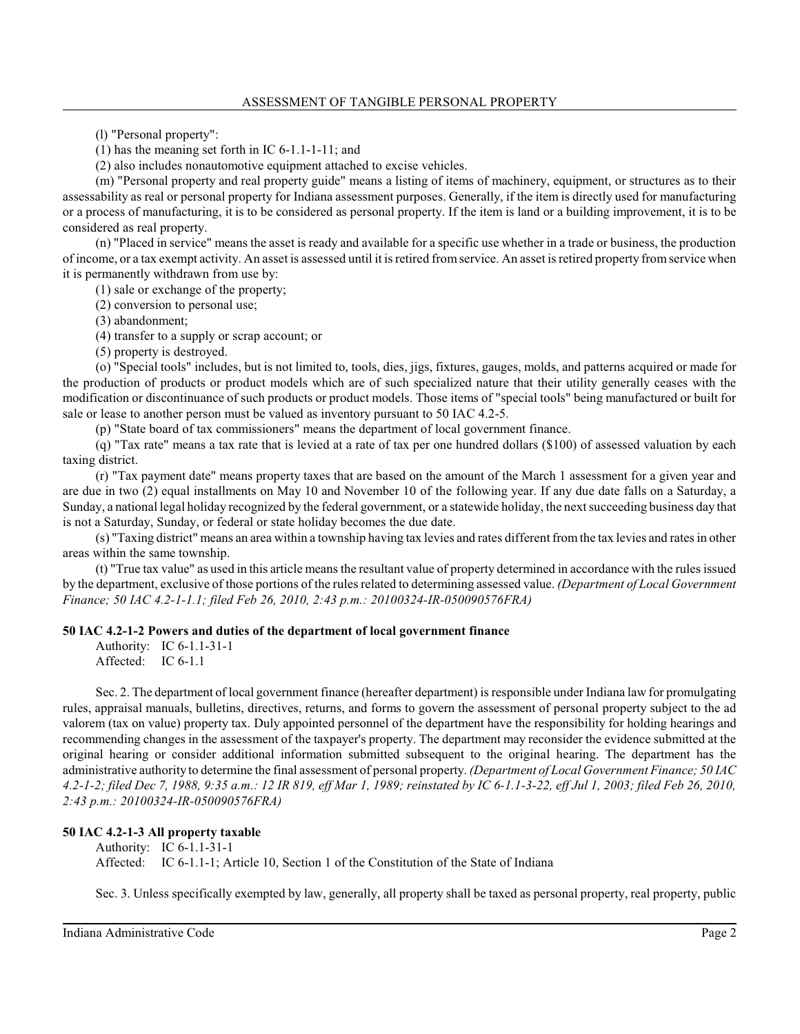(l) "Personal property":

(1) has the meaning set forth in IC 6-1.1-1-11; and

(2) also includes nonautomotive equipment attached to excise vehicles.

(m) "Personal property and real property guide" means a listing of items of machinery, equipment, or structures as to their assessability as real or personal property for Indiana assessment purposes. Generally, if the item is directly used for manufacturing or a process of manufacturing, it is to be considered as personal property. If the item is land or a building improvement, it is to be considered as real property.

(n) "Placed in service" means the asset is ready and available for a specific use whether in a trade or business, the production of income, or a tax exempt activity. An asset is assessed until it is retired from service. An asset is retired property from service when it is permanently withdrawn from use by:

(1) sale or exchange of the property;

(2) conversion to personal use;

(3) abandonment;

(4) transfer to a supply or scrap account; or

(5) property is destroyed.

(o) "Special tools" includes, but is not limited to, tools, dies, jigs, fixtures, gauges, molds, and patterns acquired or made for the production of products or product models which are of such specialized nature that their utility generally ceases with the modification or discontinuance of such products or product models. Those items of "special tools" being manufactured or built for sale or lease to another person must be valued as inventory pursuant to 50 IAC 4.2-5.

(p) "State board of tax commissioners" means the department of local government finance.

(q) "Tax rate" means a tax rate that is levied at a rate of tax per one hundred dollars ($100) of assessed valuation by each taxing district.

(r) "Tax payment date" means property taxes that are based on the amount of the March 1 assessment for a given year and are due in two (2) equal installments on May 10 and November 10 of the following year. If any due date falls on a Saturday, a Sunday, a national legal holiday recognized by the federal government, or a statewide holiday, the next succeeding business day that is not a Saturday, Sunday, or federal or state holiday becomes the due date.

(s) "Taxing district" means an area within a township having tax levies and rates different from the tax levies and rates in other areas within the same township.

(t) "True tax value" as used in this article means the resultant value of property determined in accordance with the rules issued by the department, exclusive of those portions of the rules related to determining assessed value. *(Department of Local Government Finance; 50 IAC 4.2-1-1.1; filed Feb 26, 2010, 2:43 p.m.: 20100324-IR-050090576FRA)*

**50 IAC 4.2-1-2 Powers and duties of the department of local government finance**

Authority: IC 6-1.1-31-1
Affected: IC 6-1.1

Sec. 2. The department of local government finance (hereafter department) is responsible under Indiana law for promulgating rules, appraisal manuals, bulletins, directives, returns, and forms to govern the assessment of personal property subject to the ad valorem (tax on value) property tax. Duly appointed personnel of the department have the responsibility for holding hearings and recommending changes in the assessment of the taxpayer's property. The department may reconsider the evidence submitted at the original hearing or consider additional information submitted subsequent to the original hearing. The department has the administrative authority to determine the final assessment of personal property. *(Department of Local Government Finance; 50 IAC 4.2-1-2; filed Dec 7, 1988, 9:35 a.m.: 12 IR 819, eff Mar 1, 1989; reinstated by IC 6-1.1-3-22, eff Jul 1, 2003; filed Feb 26, 2010, 2:43 p.m.: 20100324-IR-050090576FRA)*

**50 IAC 4.2-1-3 All property taxable**

Authority: IC 6-1.1-31-1
Affected: IC 6-1.1-1; Article 10, Section 1 of the Constitution of the State of Indiana

Sec. 3. Unless specifically exempted by law, generally, all property shall be taxed as personal property, real property, public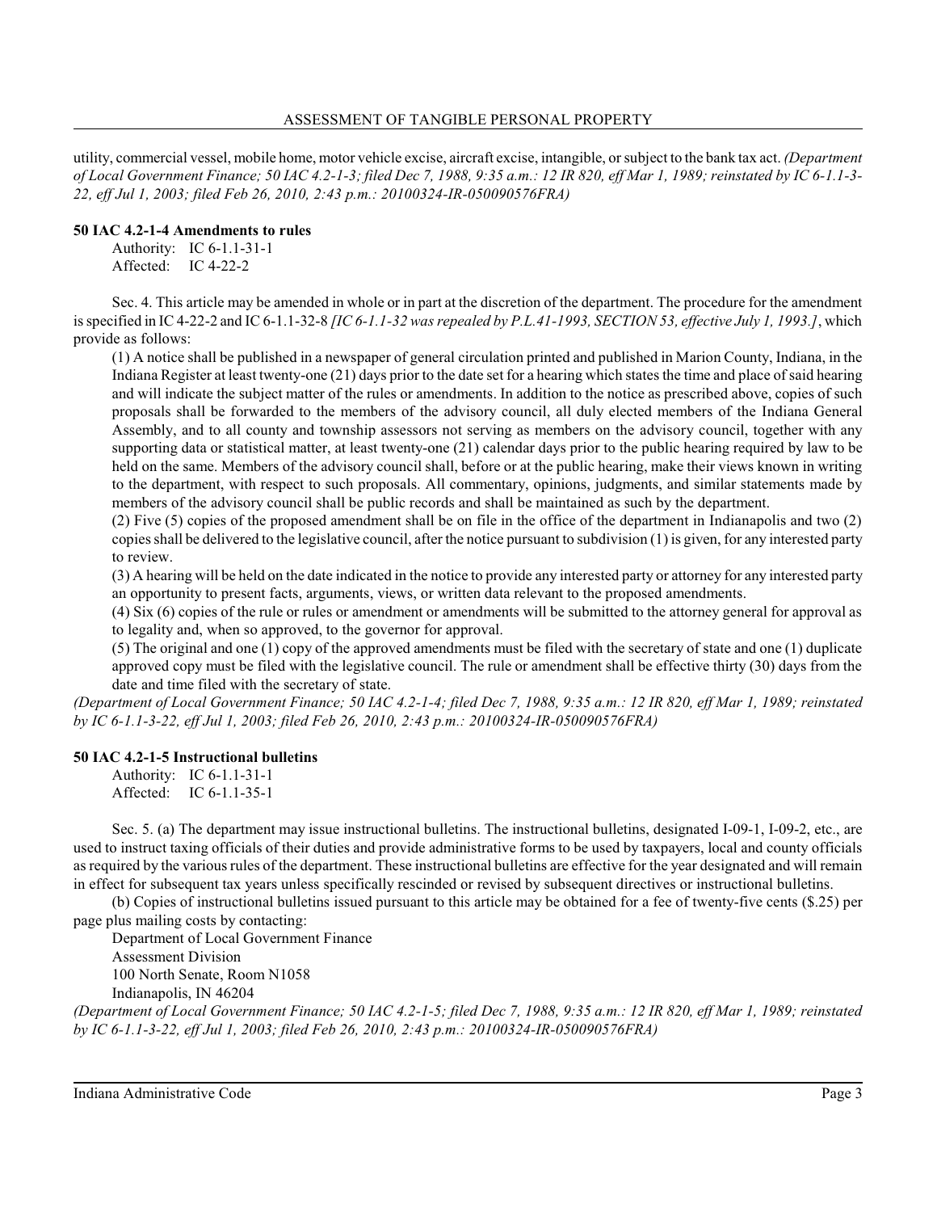utility, commercial vessel, mobile home, motor vehicle excise, aircraft excise, intangible, or subject to the bank tax act. *(Department of Local Government Finance; 50 IAC 4.2-1-3; filed Dec 7, 1988, 9:35 a.m.: 12 IR 820, eff Mar 1, 1989; reinstated by IC 6-1.1-3-22, eff Jul 1, 2003; filed Feb 26, 2010, 2:43 p.m.: 20100324-IR-050090576FRA)*

**50 IAC 4.2-1-4 Amendments to rules**

Authority: IC 6-1.1-31-1
Affected: IC 4-22-2

Sec. 4. This article may be amended in whole or in part at the discretion of the department. The procedure for the amendment is specified in IC 4-22-2 and IC 6-1.1-32-8 *[IC 6-1.1-32 was repealed by P.L.41-1993, SECTION 53, effective July 1, 1993.]*, which provide as follows:

(1) A notice shall be published in a newspaper of general circulation printed and published in Marion County, Indiana, in the Indiana Register at least twenty-one (21) days prior to the date set for a hearing which states the time and place of said hearing and will indicate the subject matter of the rules or amendments. In addition to the notice as prescribed above, copies of such proposals shall be forwarded to the members of the advisory council, all duly elected members of the Indiana General Assembly, and to all county and township assessors not serving as members on the advisory council, together with any supporting data or statistical matter, at least twenty-one (21) calendar days prior to the public hearing required by law to be held on the same. Members of the advisory council shall, before or at the public hearing, make their views known in writing to the department, with respect to such proposals. All commentary, opinions, judgments, and similar statements made by members of the advisory council shall be public records and shall be maintained as such by the department.

(2) Five (5) copies of the proposed amendment shall be on file in the office of the department in Indianapolis and two (2) copies shall be delivered to the legislative council, after the notice pursuant to subdivision (1) is given, for any interested party to review.

(3) A hearing will be held on the date indicated in the notice to provide any interested party or attorney for any interested party an opportunity to present facts, arguments, views, or written data relevant to the proposed amendments.

(4) Six (6) copies of the rule or rules or amendment or amendments will be submitted to the attorney general for approval as to legality and, when so approved, to the governor for approval.

(5) The original and one (1) copy of the approved amendments must be filed with the secretary of state and one (1) duplicate approved copy must be filed with the legislative council. The rule or amendment shall be effective thirty (30) days from the date and time filed with the secretary of state.

*(Department of Local Government Finance; 50 IAC 4.2-1-4; filed Dec 7, 1988, 9:35 a.m.: 12 IR 820, eff Mar 1, 1989; reinstated by IC 6-1.1-3-22, eff Jul 1, 2003; filed Feb 26, 2010, 2:43 p.m.: 20100324-IR-050090576FRA)*

**50 IAC 4.2-1-5 Instructional bulletins**

Authority: IC 6-1.1-31-1
Affected: IC 6-1.1-35-1

Sec. 5. (a) The department may issue instructional bulletins. The instructional bulletins, designated I-09-1, I-09-2, etc., are used to instruct taxing officials of their duties and provide administrative forms to be used by taxpayers, local and county officials as required by the various rules of the department. These instructional bulletins are effective for the year designated and will remain in effect for subsequent tax years unless specifically rescinded or revised by subsequent directives or instructional bulletins.

(b) Copies of instructional bulletins issued pursuant to this article may be obtained for a fee of twenty-five cents ($.25) per page plus mailing costs by contacting:

Department of Local Government Finance
Assessment Division
100 North Senate, Room N1058
Indianapolis, IN 46204

*(Department of Local Government Finance; 50 IAC 4.2-1-5; filed Dec 7, 1988, 9:35 a.m.: 12 IR 820, eff Mar 1, 1989; reinstated by IC 6-1.1-3-22, eff Jul 1, 2003; filed Feb 26, 2010, 2:43 p.m.: 20100324-IR-050090576FRA)*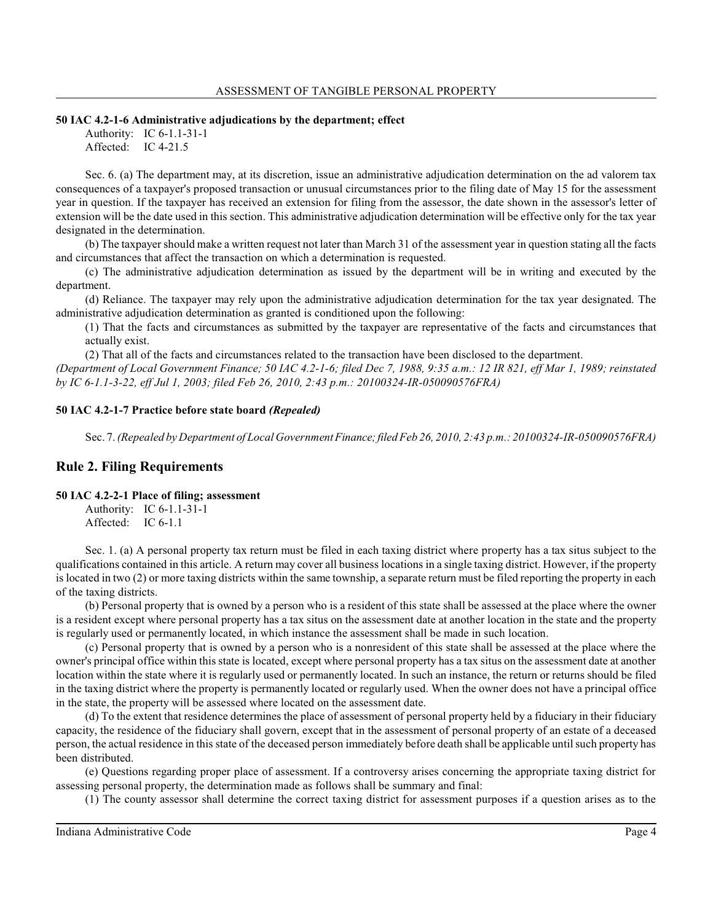**50 IAC 4.2-1-6 Administrative adjudications by the department; effect**

Authority: IC 6-1.1-31-1
Affected: IC 4-21.5

Sec. 6. (a) The department may, at its discretion, issue an administrative adjudication determination on the ad valorem tax consequences of a taxpayer's proposed transaction or unusual circumstances prior to the filing date of May 15 for the assessment year in question. If the taxpayer has received an extension for filing from the assessor, the date shown in the assessor's letter of extension will be the date used in this section. This administrative adjudication determination will be effective only for the tax year designated in the determination.

(b) The taxpayer should make a written request not later than March 31 of the assessment year in question stating all the facts and circumstances that affect the transaction on which a determination is requested.

(c) The administrative adjudication determination as issued by the department will be in writing and executed by the department.

(d) Reliance. The taxpayer may rely upon the administrative adjudication determination for the tax year designated. The administrative adjudication determination as granted is conditioned upon the following:

(1) That the facts and circumstances as submitted by the taxpayer are representative of the facts and circumstances that actually exist.

(2) That all of the facts and circumstances related to the transaction have been disclosed to the department.

*(Department of Local Government Finance; 50 IAC 4.2-1-6; filed Dec 7, 1988, 9:35 a.m.: 12 IR 821, eff Mar 1, 1989; reinstated by IC 6-1.1-3-22, eff Jul 1, 2003; filed Feb 26, 2010, 2:43 p.m.: 20100324-IR-050090576FRA)*

**50 IAC 4.2-1-7 Practice before state board *(Repealed)***

Sec. 7. *(Repealed by Department of Local Government Finance; filed Feb 26, 2010, 2:43 p.m.: 20100324-IR-050090576FRA)*

## Rule 2. Filing Requirements

**50 IAC 4.2-2-1 Place of filing; assessment**

Authority: IC 6-1.1-31-1
Affected: IC 6-1.1

Sec. 1. (a) A personal property tax return must be filed in each taxing district where property has a tax situs subject to the qualifications contained in this article. A return may cover all business locations in a single taxing district. However, if the property is located in two (2) or more taxing districts within the same township, a separate return must be filed reporting the property in each of the taxing districts.

(b) Personal property that is owned by a person who is a resident of this state shall be assessed at the place where the owner is a resident except where personal property has a tax situs on the assessment date at another location in the state and the property is regularly used or permanently located, in which instance the assessment shall be made in such location.

(c) Personal property that is owned by a person who is a nonresident of this state shall be assessed at the place where the owner's principal office within this state is located, except where personal property has a tax situs on the assessment date at another location within the state where it is regularly used or permanently located. In such an instance, the return or returns should be filed in the taxing district where the property is permanently located or regularly used. When the owner does not have a principal office in the state, the property will be assessed where located on the assessment date.

(d) To the extent that residence determines the place of assessment of personal property held by a fiduciary in their fiduciary capacity, the residence of the fiduciary shall govern, except that in the assessment of personal property of an estate of a deceased person, the actual residence in this state of the deceased person immediately before death shall be applicable until such property has been distributed.

(e) Questions regarding proper place of assessment. If a controversy arises concerning the appropriate taxing district for assessing personal property, the determination made as follows shall be summary and final:

(1) The county assessor shall determine the correct taxing district for assessment purposes if a question arises as to the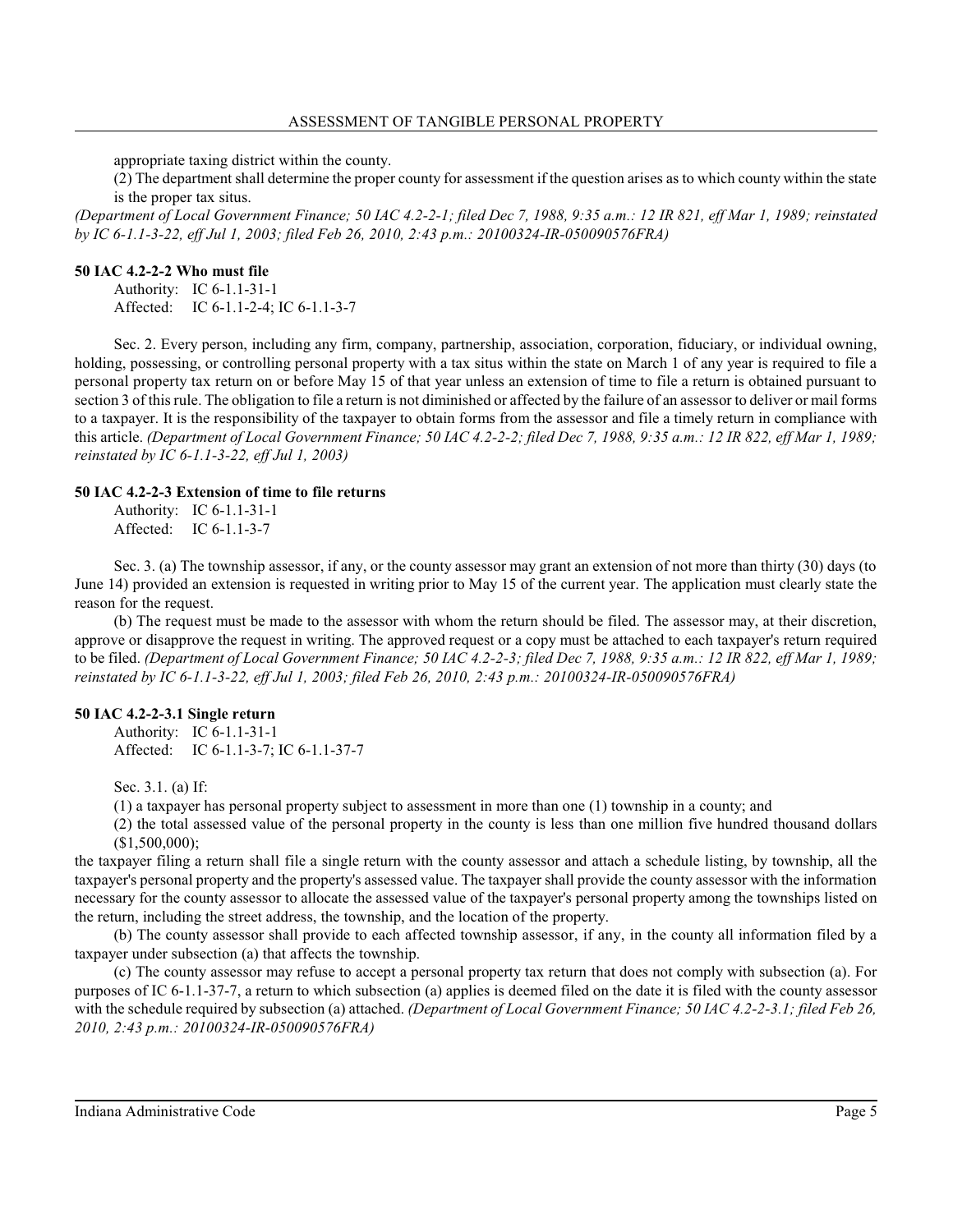appropriate taxing district within the county.

(2) The department shall determine the proper county for assessment if the question arises as to which county within the state is the proper tax situs.

*(Department of Local Government Finance; 50 IAC 4.2-2-1; filed Dec 7, 1988, 9:35 a.m.: 12 IR 821, eff Mar 1, 1989; reinstated by IC 6-1.1-3-22, eff Jul 1, 2003; filed Feb 26, 2010, 2:43 p.m.: 20100324-IR-050090576FRA)*

**50 IAC 4.2-2-2 Who must file**

Authority: IC 6-1.1-31-1
Affected: IC 6-1.1-2-4; IC 6-1.1-3-7

Sec. 2. Every person, including any firm, company, partnership, association, corporation, fiduciary, or individual owning, holding, possessing, or controlling personal property with a tax situs within the state on March 1 of any year is required to file a personal property tax return on or before May 15 of that year unless an extension of time to file a return is obtained pursuant to section 3 of this rule. The obligation to file a return is not diminished or affected by the failure of an assessor to deliver or mail forms to a taxpayer. It is the responsibility of the taxpayer to obtain forms from the assessor and file a timely return in compliance with this article. *(Department of Local Government Finance; 50 IAC 4.2-2-2; filed Dec 7, 1988, 9:35 a.m.: 12 IR 822, eff Mar 1, 1989; reinstated by IC 6-1.1-3-22, eff Jul 1, 2003)*

**50 IAC 4.2-2-3 Extension of time to file returns**

Authority: IC 6-1.1-31-1
Affected: IC 6-1.1-3-7

Sec. 3. (a) The township assessor, if any, or the county assessor may grant an extension of not more than thirty (30) days (to June 14) provided an extension is requested in writing prior to May 15 of the current year. The application must clearly state the reason for the request.

(b) The request must be made to the assessor with whom the return should be filed. The assessor may, at their discretion, approve or disapprove the request in writing. The approved request or a copy must be attached to each taxpayer's return required to be filed. *(Department of Local Government Finance; 50 IAC 4.2-2-3; filed Dec 7, 1988, 9:35 a.m.: 12 IR 822, eff Mar 1, 1989; reinstated by IC 6-1.1-3-22, eff Jul 1, 2003; filed Feb 26, 2010, 2:43 p.m.: 20100324-IR-050090576FRA)*

**50 IAC 4.2-2-3.1 Single return**

Authority: IC 6-1.1-31-1
Affected: IC 6-1.1-3-7; IC 6-1.1-37-7

Sec. 3.1. (a) If:

(1) a taxpayer has personal property subject to assessment in more than one (1) township in a county; and

(2) the total assessed value of the personal property in the county is less than one million five hundred thousand dollars ($1,500,000);

the taxpayer filing a return shall file a single return with the county assessor and attach a schedule listing, by township, all the taxpayer's personal property and the property's assessed value. The taxpayer shall provide the county assessor with the information necessary for the county assessor to allocate the assessed value of the taxpayer's personal property among the townships listed on the return, including the street address, the township, and the location of the property.

(b) The county assessor shall provide to each affected township assessor, if any, in the county all information filed by a taxpayer under subsection (a) that affects the township.

(c) The county assessor may refuse to accept a personal property tax return that does not comply with subsection (a). For purposes of IC 6-1.1-37-7, a return to which subsection (a) applies is deemed filed on the date it is filed with the county assessor with the schedule required by subsection (a) attached. *(Department of Local Government Finance; 50 IAC 4.2-2-3.1; filed Feb 26, 2010, 2:43 p.m.: 20100324-IR-050090576FRA)*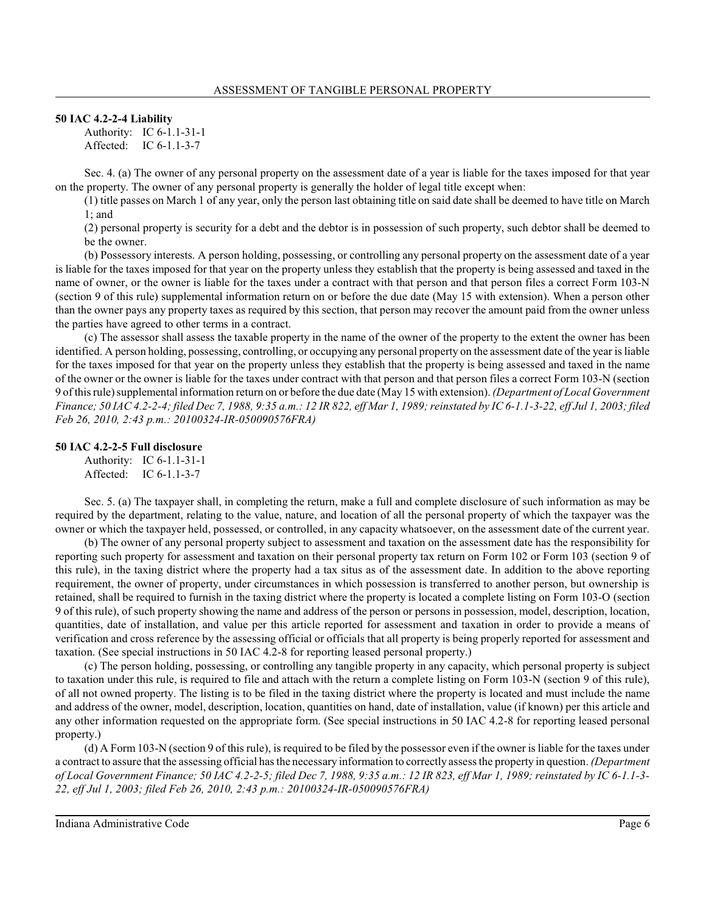**50 IAC 4.2-2-4 Liability**

Authority: IC 6-1.1-31-1
Affected: IC 6-1.1-3-7

Sec. 4. (a) The owner of any personal property on the assessment date of a year is liable for the taxes imposed for that year on the property. The owner of any personal property is generally the holder of legal title except when:

(1) title passes on March 1 of any year, only the person last obtaining title on said date shall be deemed to have title on March 1; and

(2) personal property is security for a debt and the debtor is in possession of such property, such debtor shall be deemed to be the owner.

(b) Possessory interests. A person holding, possessing, or controlling any personal property on the assessment date of a year is liable for the taxes imposed for that year on the property unless they establish that the property is being assessed and taxed in the name of owner, or the owner is liable for the taxes under a contract with that person and that person files a correct Form 103-N (section 9 of this rule) supplemental information return on or before the due date (May 15 with extension). When a person other than the owner pays any property taxes as required by this section, that person may recover the amount paid from the owner unless the parties have agreed to other terms in a contract.

(c) The assessor shall assess the taxable property in the name of the owner of the property to the extent the owner has been identified. A person holding, possessing, controlling, or occupying any personal property on the assessment date of the year is liable for the taxes imposed for that year on the property unless they establish that the property is being assessed and taxed in the name of the owner or the owner is liable for the taxes under contract with that person and that person files a correct Form 103-N (section 9 of this rule) supplemental information return on or before the due date (May 15 with extension). *(Department of Local Government Finance; 50 IAC 4.2-2-4; filed Dec 7, 1988, 9:35 a.m.: 12 IR 822, eff Mar 1, 1989; reinstated by IC 6-1.1-3-22, eff Jul 1, 2003; filed Feb 26, 2010, 2:43 p.m.: 20100324-IR-050090576FRA)*

**50 IAC 4.2-2-5 Full disclosure**

Authority: IC 6-1.1-31-1
Affected: IC 6-1.1-3-7

Sec. 5. (a) The taxpayer shall, in completing the return, make a full and complete disclosure of such information as may be required by the department, relating to the value, nature, and location of all the personal property of which the taxpayer was the owner or which the taxpayer held, possessed, or controlled, in any capacity whatsoever, on the assessment date of the current year.

(b) The owner of any personal property subject to assessment and taxation on the assessment date has the responsibility for reporting such property for assessment and taxation on their personal property tax return on Form 102 or Form 103 (section 9 of this rule), in the taxing district where the property had a tax situs as of the assessment date. In addition to the above reporting requirement, the owner of property, under circumstances in which possession is transferred to another person, but ownership is retained, shall be required to furnish in the taxing district where the property is located a complete listing on Form 103-O (section 9 of this rule), of such property showing the name and address of the person or persons in possession, model, description, location, quantities, date of installation, and value per this article reported for assessment and taxation in order to provide a means of verification and cross reference by the assessing official or officials that all property is being properly reported for assessment and taxation. (See special instructions in 50 IAC 4.2-8 for reporting leased personal property.)

(c) The person holding, possessing, or controlling any tangible property in any capacity, which personal property is subject to taxation under this rule, is required to file and attach with the return a complete listing on Form 103-N (section 9 of this rule), of all not owned property. The listing is to be filed in the taxing district where the property is located and must include the name and address of the owner, model, description, location, quantities on hand, date of installation, value (if known) per this article and any other information requested on the appropriate form. (See special instructions in 50 IAC 4.2-8 for reporting leased personal property.)

(d) A Form 103-N (section 9 of this rule), is required to be filed by the possessor even if the owner is liable for the taxes under a contract to assure that the assessing official has the necessary information to correctly assess the property in question. *(Department of Local Government Finance; 50 IAC 4.2-2-5; filed Dec 7, 1988, 9:35 a.m.: 12 IR 823, eff Mar 1, 1989; reinstated by IC 6-1.1-3-22, eff Jul 1, 2003; filed Feb 26, 2010, 2:43 p.m.: 20100324-IR-050090576FRA)*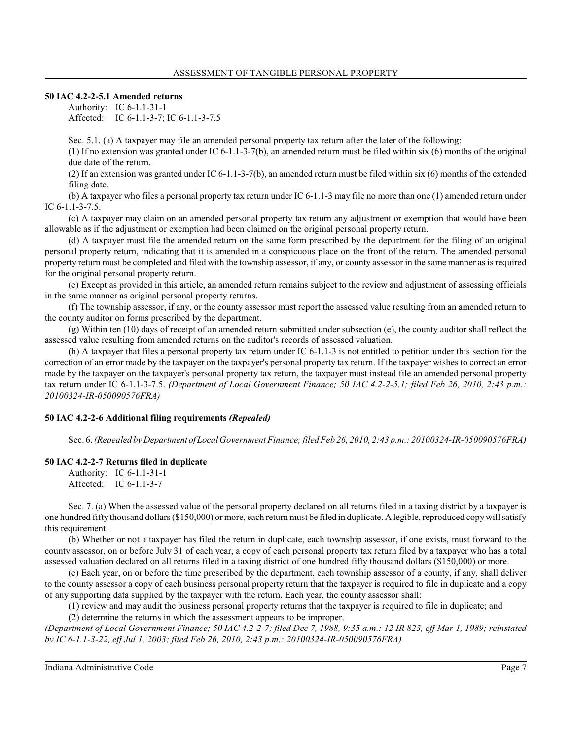### 50 IAC 4.2-2-5.1 Amended returns

Authority: IC 6-1.1-31-1
Affected: IC 6-1.1-3-7; IC 6-1.1-3-7.5

Sec. 5.1. (a) A taxpayer may file an amended personal property tax return after the later of the following:

(1) If no extension was granted under IC 6-1.1-3-7(b), an amended return must be filed within six (6) months of the original due date of the return.

(2) If an extension was granted under IC 6-1.1-3-7(b), an amended return must be filed within six (6) months of the extended filing date.

(b) A taxpayer who files a personal property tax return under IC 6-1.1-3 may file no more than one (1) amended return under IC 6-1.1-3-7.5.

(c) A taxpayer may claim on an amended personal property tax return any adjustment or exemption that would have been allowable as if the adjustment or exemption had been claimed on the original personal property return.

(d) A taxpayer must file the amended return on the same form prescribed by the department for the filing of an original personal property return, indicating that it is amended in a conspicuous place on the front of the return. The amended personal property return must be completed and filed with the township assessor, if any, or county assessor in the same manner as is required for the original personal property return.

(e) Except as provided in this article, an amended return remains subject to the review and adjustment of assessing officials in the same manner as original personal property returns.

(f) The township assessor, if any, or the county assessor must report the assessed value resulting from an amended return to the county auditor on forms prescribed by the department.

(g) Within ten (10) days of receipt of an amended return submitted under subsection (e), the county auditor shall reflect the assessed value resulting from amended returns on the auditor's records of assessed valuation.

(h) A taxpayer that files a personal property tax return under IC 6-1.1-3 is not entitled to petition under this section for the correction of an error made by the taxpayer on the taxpayer's personal property tax return. If the taxpayer wishes to correct an error made by the taxpayer on the taxpayer's personal property tax return, the taxpayer must instead file an amended personal property tax return under IC 6-1.1-3-7.5. *(Department of Local Government Finance; 50 IAC 4.2-2-5.1; filed Feb 26, 2010, 2:43 p.m.: 20100324-IR-050090576FRA)*

### 50 IAC 4.2-2-6 Additional filing requirements *(Repealed)*

Sec. 6. *(Repealed by Department of Local Government Finance; filed Feb 26, 2010, 2:43 p.m.: 20100324-IR-050090576FRA)*

### 50 IAC 4.2-2-7 Returns filed in duplicate

Authority: IC 6-1.1-31-1
Affected: IC 6-1.1-3-7

Sec. 7. (a) When the assessed value of the personal property declared on all returns filed in a taxing district by a taxpayer is one hundred fifty thousand dollars ($150,000) or more, each return must be filed in duplicate. A legible, reproduced copy will satisfy this requirement.

(b) Whether or not a taxpayer has filed the return in duplicate, each township assessor, if one exists, must forward to the county assessor, on or before July 31 of each year, a copy of each personal property tax return filed by a taxpayer who has a total assessed valuation declared on all returns filed in a taxing district of one hundred fifty thousand dollars ($150,000) or more.

(c) Each year, on or before the time prescribed by the department, each township assessor of a county, if any, shall deliver to the county assessor a copy of each business personal property return that the taxpayer is required to file in duplicate and a copy of any supporting data supplied by the taxpayer with the return. Each year, the county assessor shall:

(1) review and may audit the business personal property returns that the taxpayer is required to file in duplicate; and

(2) determine the returns in which the assessment appears to be improper.

*(Department of Local Government Finance; 50 IAC 4.2-2-7; filed Dec 7, 1988, 9:35 a.m.: 12 IR 823, eff Mar 1, 1989; reinstated by IC 6-1.1-3-22, eff Jul 1, 2003; filed Feb 26, 2010, 2:43 p.m.: 20100324-IR-050090576FRA)*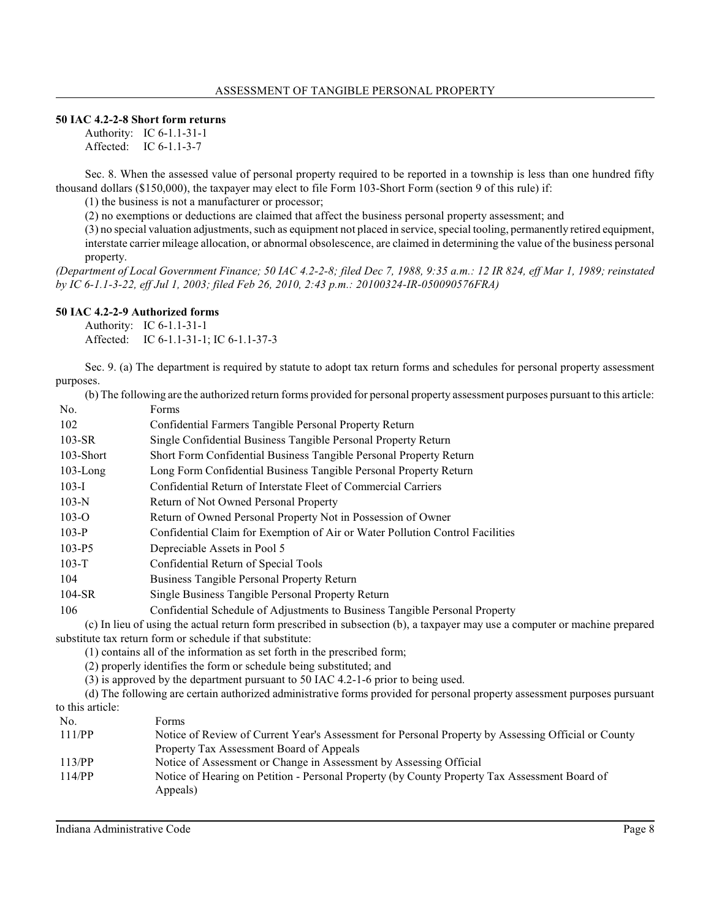### 50 IAC 4.2-2-8 Short form returns

Authority: IC 6-1.1-31-1
Affected: IC 6-1.1-3-7

Sec. 8. When the assessed value of personal property required to be reported in a township is less than one hundred fifty thousand dollars ($150,000), the taxpayer may elect to file Form 103-Short Form (section 9 of this rule) if:

(1) the business is not a manufacturer or processor;

(2) no exemptions or deductions are claimed that affect the business personal property assessment; and

(3) no special valuation adjustments, such as equipment not placed in service, special tooling, permanently retired equipment, interstate carrier mileage allocation, or abnormal obsolescence, are claimed in determining the value of the business personal property.

*(Department of Local Government Finance; 50 IAC 4.2-2-8; filed Dec 7, 1988, 9:35 a.m.: 12 IR 824, eff Mar 1, 1989; reinstated by IC 6-1.1-3-22, eff Jul 1, 2003; filed Feb 26, 2010, 2:43 p.m.: 20100324-IR-050090576FRA)*

### 50 IAC 4.2-2-9 Authorized forms

Authority: IC 6-1.1-31-1
Affected: IC 6-1.1-31-1; IC 6-1.1-37-3

Sec. 9. (a) The department is required by statute to adopt tax return forms and schedules for personal property assessment purposes.

(b) The following are the authorized return forms provided for personal property assessment purposes pursuant to this article:

| No. | Forms |
|---|---|
| 102 | Confidential Farmers Tangible Personal Property Return |
| 103-SR | Single Confidential Business Tangible Personal Property Return |
| 103-Short | Short Form Confidential Business Tangible Personal Property Return |
| 103-Long | Long Form Confidential Business Tangible Personal Property Return |
| 103-I | Confidential Return of Interstate Fleet of Commercial Carriers |
| 103-N | Return of Not Owned Personal Property |
| 103-O | Return of Owned Personal Property Not in Possession of Owner |
| 103-P | Confidential Claim for Exemption of Air or Water Pollution Control Facilities |
| 103-P5 | Depreciable Assets in Pool 5 |
| 103-T | Confidential Return of Special Tools |
| 104 | Business Tangible Personal Property Return |
| 104-SR | Single Business Tangible Personal Property Return |
| 106 | Confidential Schedule of Adjustments to Business Tangible Personal Property |

(c) In lieu of using the actual return form prescribed in subsection (b), a taxpayer may use a computer or machine prepared substitute tax return form or schedule if that substitute:

(1) contains all of the information as set forth in the prescribed form;

(2) properly identifies the form or schedule being substituted; and

(3) is approved by the department pursuant to 50 IAC 4.2-1-6 prior to being used.

(d) The following are certain authorized administrative forms provided for personal property assessment purposes pursuant to this article:

| No. | Forms |
|---|---|
| 111/PP | Notice of Review of Current Year's Assessment for Personal Property by Assessing Official or County Property Tax Assessment Board of Appeals |
| 113/PP | Notice of Assessment or Change in Assessment by Assessing Official |
| 114/PP | Notice of Hearing on Petition - Personal Property (by County Property Tax Assessment Board of Appeals) |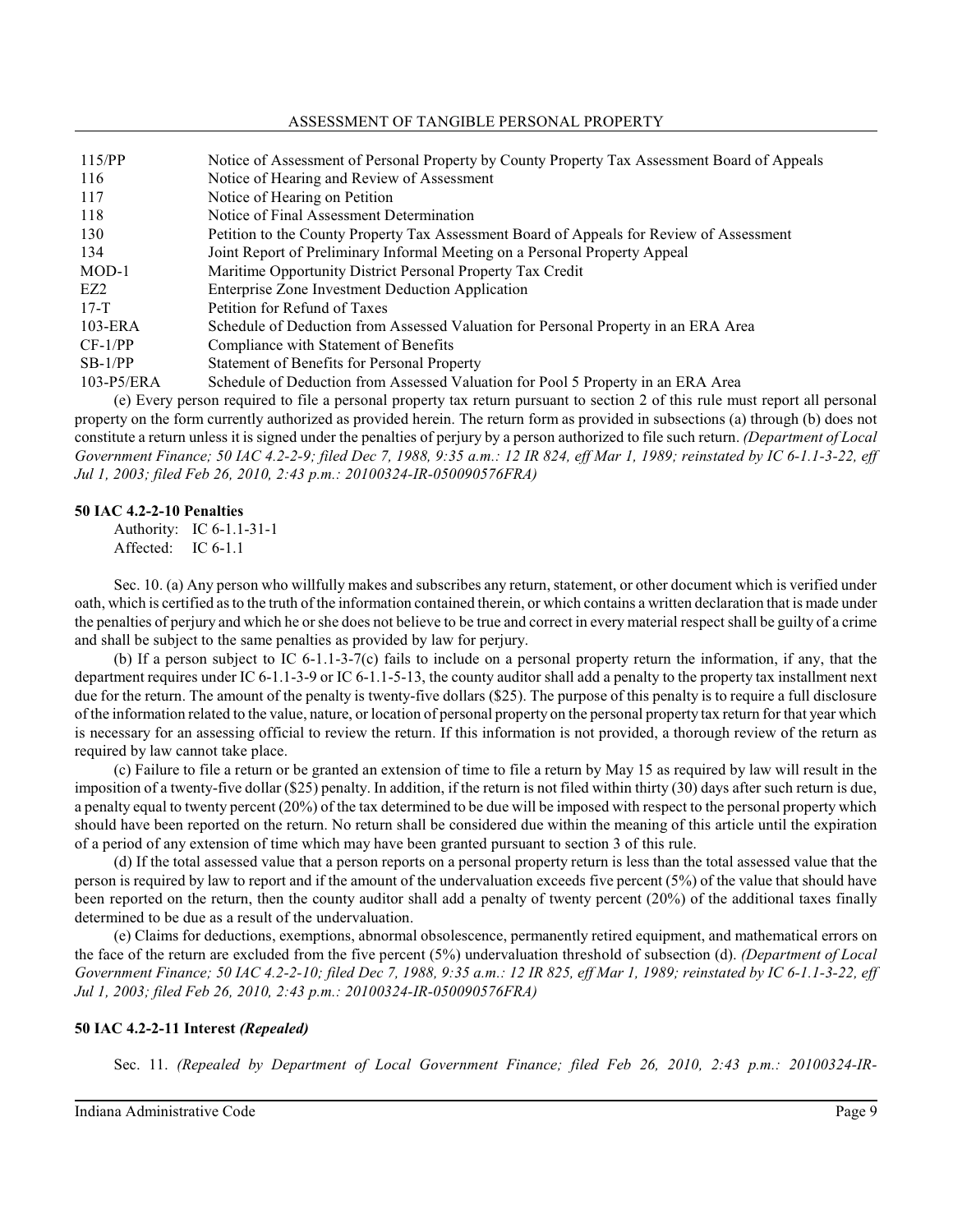| | |
|---|---|
| 115/PP | Notice of Assessment of Personal Property by County Property Tax Assessment Board of Appeals |
| 116 | Notice of Hearing and Review of Assessment |
| 117 | Notice of Hearing on Petition |
| 118 | Notice of Final Assessment Determination |
| 130 | Petition to the County Property Tax Assessment Board of Appeals for Review of Assessment |
| 134 | Joint Report of Preliminary Informal Meeting on a Personal Property Appeal |
| MOD-1 | Maritime Opportunity District Personal Property Tax Credit |
| EZ2 | Enterprise Zone Investment Deduction Application |
| 17-T | Petition for Refund of Taxes |
| 103-ERA | Schedule of Deduction from Assessed Valuation for Personal Property in an ERA Area |
| CF-1/PP | Compliance with Statement of Benefits |
| SB-1/PP | Statement of Benefits for Personal Property |
| 103-P5/ERA | Schedule of Deduction from Assessed Valuation for Pool 5 Property in an ERA Area |

(e) Every person required to file a personal property tax return pursuant to section 2 of this rule must report all personal property on the form currently authorized as provided herein. The return form as provided in subsections (a) through (b) does not constitute a return unless it is signed under the penalties of perjury by a person authorized to file such return. *(Department of Local Government Finance; 50 IAC 4.2-2-9; filed Dec 7, 1988, 9:35 a.m.: 12 IR 824, eff Mar 1, 1989; reinstated by IC 6-1.1-3-22, eff Jul 1, 2003; filed Feb 26, 2010, 2:43 p.m.: 20100324-IR-050090576FRA)*

**50 IAC 4.2-2-10 Penalties**

Authority: IC 6-1.1-31-1
Affected: IC 6-1.1

Sec. 10. (a) Any person who willfully makes and subscribes any return, statement, or other document which is verified under oath, which is certified as to the truth of the information contained therein, or which contains a written declaration that is made under the penalties of perjury and which he or she does not believe to be true and correct in every material respect shall be guilty of a crime and shall be subject to the same penalties as provided by law for perjury.

(b) If a person subject to IC 6-1.1-3-7(c) fails to include on a personal property return the information, if any, that the department requires under IC 6-1.1-3-9 or IC 6-1.1-5-13, the county auditor shall add a penalty to the property tax installment next due for the return. The amount of the penalty is twenty-five dollars ($25). The purpose of this penalty is to require a full disclosure of the information related to the value, nature, or location of personal property on the personal property tax return for that year which is necessary for an assessing official to review the return. If this information is not provided, a thorough review of the return as required by law cannot take place.

(c) Failure to file a return or be granted an extension of time to file a return by May 15 as required by law will result in the imposition of a twenty-five dollar ($25) penalty. In addition, if the return is not filed within thirty (30) days after such return is due, a penalty equal to twenty percent (20%) of the tax determined to be due will be imposed with respect to the personal property which should have been reported on the return. No return shall be considered due within the meaning of this article until the expiration of a period of any extension of time which may have been granted pursuant to section 3 of this rule.

(d) If the total assessed value that a person reports on a personal property return is less than the total assessed value that the person is required by law to report and if the amount of the undervaluation exceeds five percent (5%) of the value that should have been reported on the return, then the county auditor shall add a penalty of twenty percent (20%) of the additional taxes finally determined to be due as a result of the undervaluation.

(e) Claims for deductions, exemptions, abnormal obsolescence, permanently retired equipment, and mathematical errors on the face of the return are excluded from the five percent (5%) undervaluation threshold of subsection (d). *(Department of Local Government Finance; 50 IAC 4.2-2-10; filed Dec 7, 1988, 9:35 a.m.: 12 IR 825, eff Mar 1, 1989; reinstated by IC 6-1.1-3-22, eff Jul 1, 2003; filed Feb 26, 2010, 2:43 p.m.: 20100324-IR-050090576FRA)*

**50 IAC 4.2-2-11 Interest *(Repealed)***

Sec. 11. *(Repealed by Department of Local Government Finance; filed Feb 26, 2010, 2:43 p.m.: 20100324-IR-*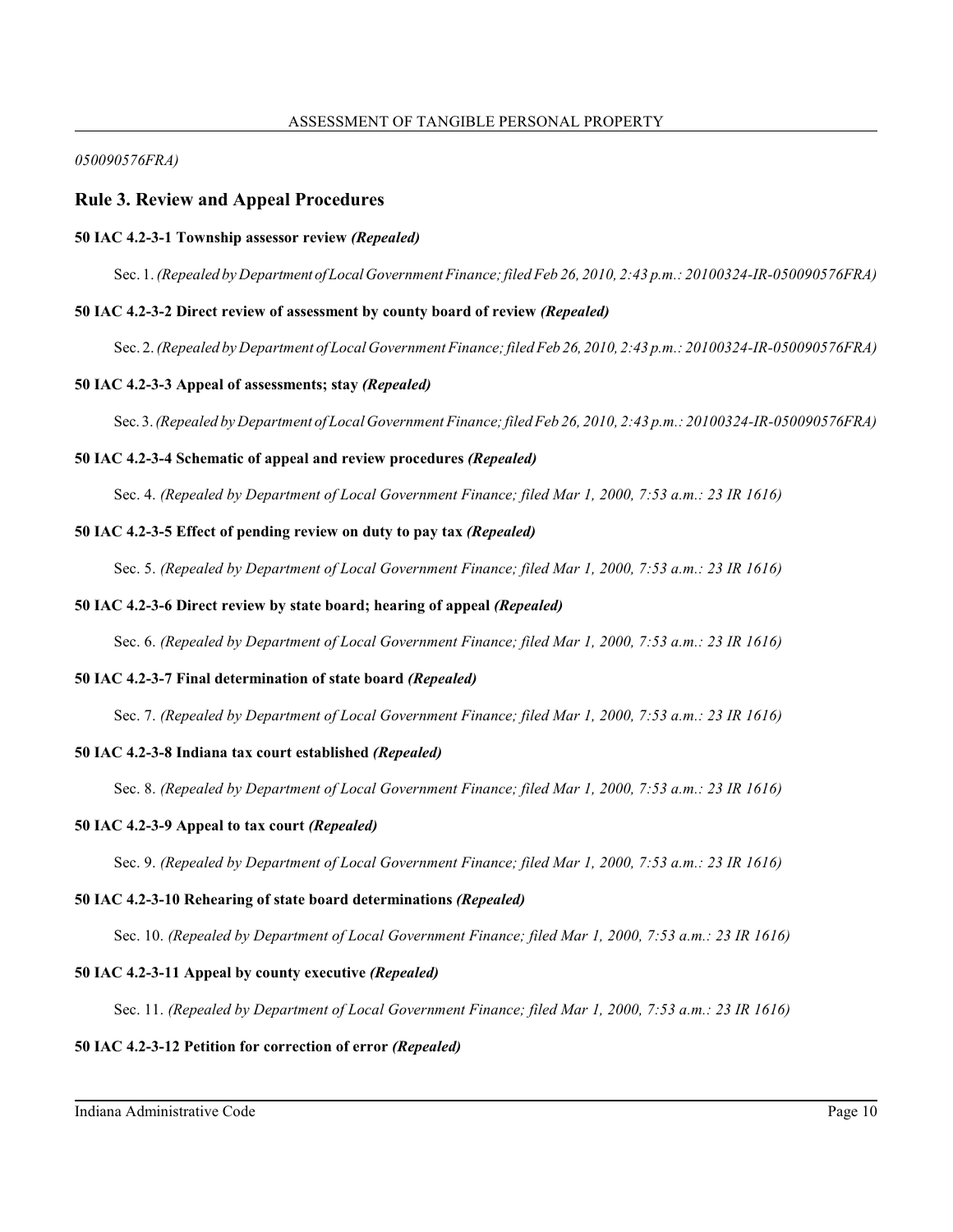*050090576FRA)*

## Rule 3. Review and Appeal Procedures

**50 IAC 4.2-3-1 Township assessor review *(Repealed)***

Sec. 1. *(Repealed by Department of Local Government Finance; filed Feb 26, 2010, 2:43 p.m.: 20100324-IR-050090576FRA)*

**50 IAC 4.2-3-2 Direct review of assessment by county board of review *(Repealed)***

Sec. 2. *(Repealed by Department of Local Government Finance; filed Feb 26, 2010, 2:43 p.m.: 20100324-IR-050090576FRA)*

**50 IAC 4.2-3-3 Appeal of assessments; stay *(Repealed)***

Sec. 3. *(Repealed by Department of Local Government Finance; filed Feb 26, 2010, 2:43 p.m.: 20100324-IR-050090576FRA)*

**50 IAC 4.2-3-4 Schematic of appeal and review procedures *(Repealed)***

Sec. 4. *(Repealed by Department of Local Government Finance; filed Mar 1, 2000, 7:53 a.m.: 23 IR 1616)*

**50 IAC 4.2-3-5 Effect of pending review on duty to pay tax *(Repealed)***

Sec. 5. *(Repealed by Department of Local Government Finance; filed Mar 1, 2000, 7:53 a.m.: 23 IR 1616)*

**50 IAC 4.2-3-6 Direct review by state board; hearing of appeal *(Repealed)***

Sec. 6. *(Repealed by Department of Local Government Finance; filed Mar 1, 2000, 7:53 a.m.: 23 IR 1616)*

**50 IAC 4.2-3-7 Final determination of state board *(Repealed)***

Sec. 7. *(Repealed by Department of Local Government Finance; filed Mar 1, 2000, 7:53 a.m.: 23 IR 1616)*

**50 IAC 4.2-3-8 Indiana tax court established *(Repealed)***

Sec. 8. *(Repealed by Department of Local Government Finance; filed Mar 1, 2000, 7:53 a.m.: 23 IR 1616)*

**50 IAC 4.2-3-9 Appeal to tax court *(Repealed)***

Sec. 9. *(Repealed by Department of Local Government Finance; filed Mar 1, 2000, 7:53 a.m.: 23 IR 1616)*

**50 IAC 4.2-3-10 Rehearing of state board determinations *(Repealed)***

Sec. 10. *(Repealed by Department of Local Government Finance; filed Mar 1, 2000, 7:53 a.m.: 23 IR 1616)*

**50 IAC 4.2-3-11 Appeal by county executive *(Repealed)***

Sec. 11. *(Repealed by Department of Local Government Finance; filed Mar 1, 2000, 7:53 a.m.: 23 IR 1616)*

**50 IAC 4.2-3-12 Petition for correction of error *(Repealed)***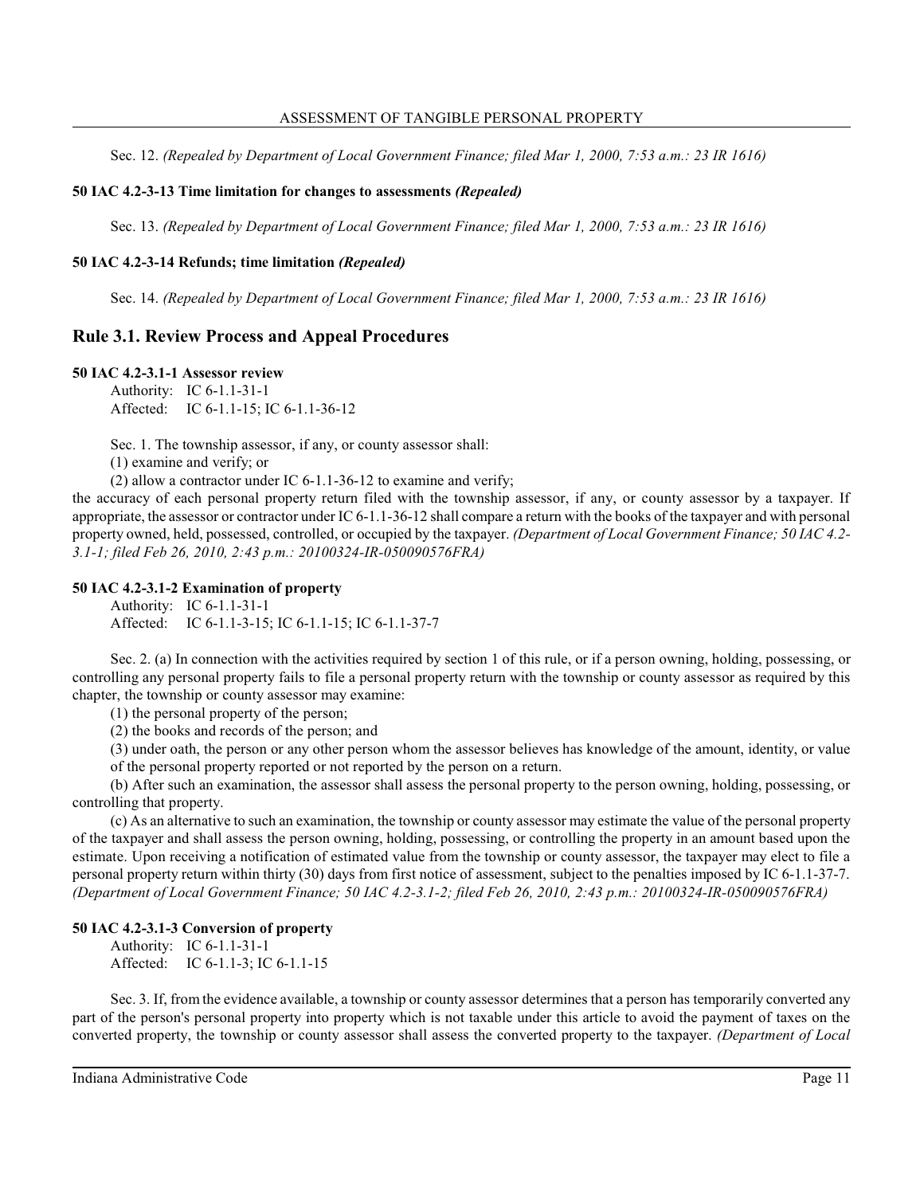Sec. 12. *(Repealed by Department of Local Government Finance; filed Mar 1, 2000, 7:53 a.m.: 23 IR 1616)*

**50 IAC 4.2-3-13 Time limitation for changes to assessments *(Repealed)***

Sec. 13. *(Repealed by Department of Local Government Finance; filed Mar 1, 2000, 7:53 a.m.: 23 IR 1616)*

**50 IAC 4.2-3-14 Refunds; time limitation *(Repealed)***

Sec. 14. *(Repealed by Department of Local Government Finance; filed Mar 1, 2000, 7:53 a.m.: 23 IR 1616)*

## Rule 3.1. Review Process and Appeal Procedures

**50 IAC 4.2-3.1-1 Assessor review**

Authority: IC 6-1.1-31-1
Affected: IC 6-1.1-15; IC 6-1.1-36-12

Sec. 1. The township assessor, if any, or county assessor shall:

(1) examine and verify; or

(2) allow a contractor under IC 6-1.1-36-12 to examine and verify;

the accuracy of each personal property return filed with the township assessor, if any, or county assessor by a taxpayer. If appropriate, the assessor or contractor under IC 6-1.1-36-12 shall compare a return with the books of the taxpayer and with personal property owned, held, possessed, controlled, or occupied by the taxpayer. *(Department of Local Government Finance; 50 IAC 4.2-3.1-1; filed Feb 26, 2010, 2:43 p.m.: 20100324-IR-050090576FRA)*

**50 IAC 4.2-3.1-2 Examination of property**

Authority: IC 6-1.1-31-1
Affected: IC 6-1.1-3-15; IC 6-1.1-15; IC 6-1.1-37-7

Sec. 2. (a) In connection with the activities required by section 1 of this rule, or if a person owning, holding, possessing, or controlling any personal property fails to file a personal property return with the township or county assessor as required by this chapter, the township or county assessor may examine:

(1) the personal property of the person;

(2) the books and records of the person; and

(3) under oath, the person or any other person whom the assessor believes has knowledge of the amount, identity, or value of the personal property reported or not reported by the person on a return.

(b) After such an examination, the assessor shall assess the personal property to the person owning, holding, possessing, or controlling that property.

(c) As an alternative to such an examination, the township or county assessor may estimate the value of the personal property of the taxpayer and shall assess the person owning, holding, possessing, or controlling the property in an amount based upon the estimate. Upon receiving a notification of estimated value from the township or county assessor, the taxpayer may elect to file a personal property return within thirty (30) days from first notice of assessment, subject to the penalties imposed by IC 6-1.1-37-7. *(Department of Local Government Finance; 50 IAC 4.2-3.1-2; filed Feb 26, 2010, 2:43 p.m.: 20100324-IR-050090576FRA)*

**50 IAC 4.2-3.1-3 Conversion of property**

Authority: IC 6-1.1-31-1
Affected: IC 6-1.1-3; IC 6-1.1-15

Sec. 3. If, from the evidence available, a township or county assessor determines that a person has temporarily converted any part of the person's personal property into property which is not taxable under this article to avoid the payment of taxes on the converted property, the township or county assessor shall assess the converted property to the taxpayer. *(Department of Local*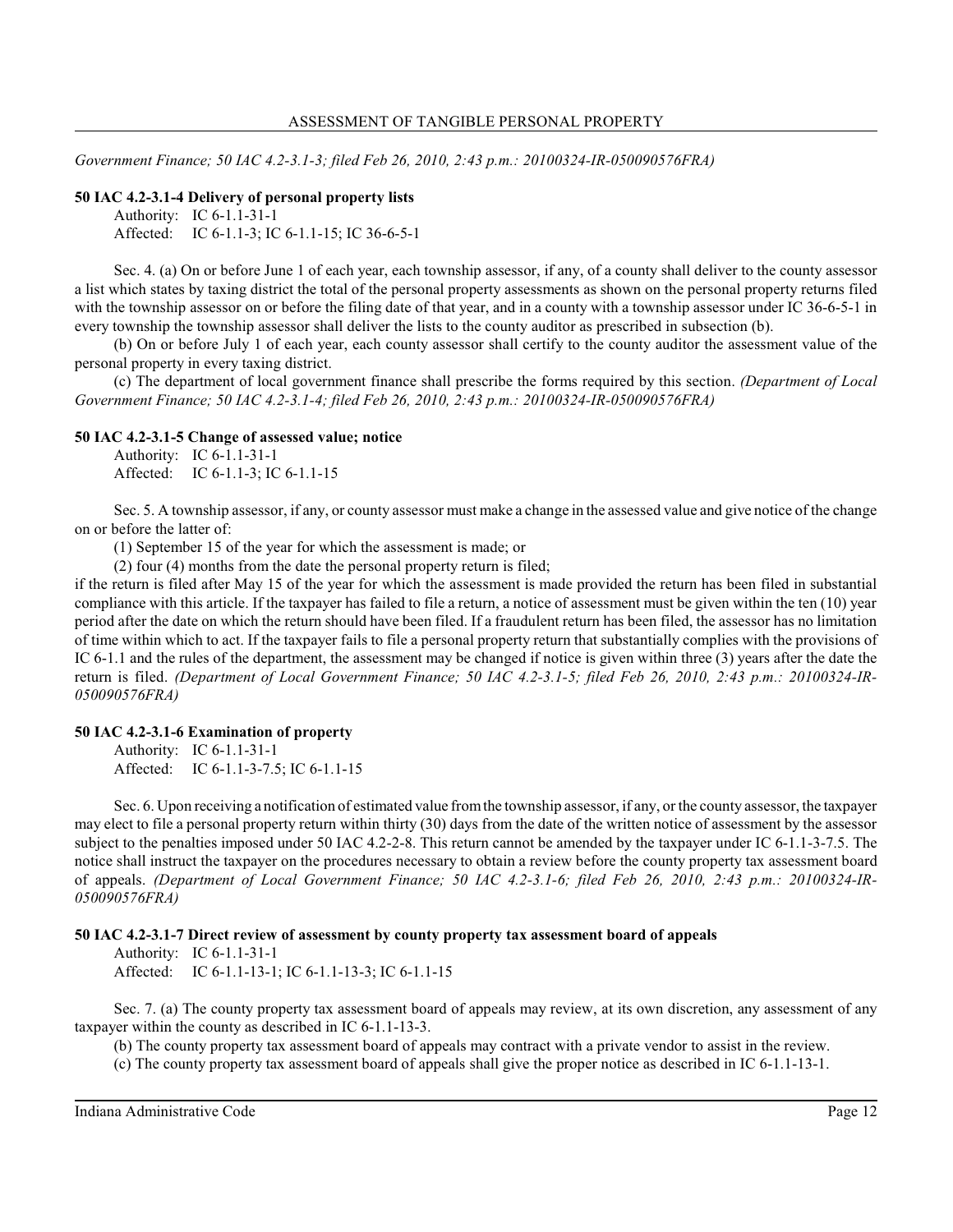*Government Finance; 50 IAC 4.2-3.1-3; filed Feb 26, 2010, 2:43 p.m.: 20100324-IR-050090576FRA)*

**50 IAC 4.2-3.1-4 Delivery of personal property lists**

Authority: IC 6-1.1-31-1
Affected: IC 6-1.1-3; IC 6-1.1-15; IC 36-6-5-1

Sec. 4. (a) On or before June 1 of each year, each township assessor, if any, of a county shall deliver to the county assessor a list which states by taxing district the total of the personal property assessments as shown on the personal property returns filed with the township assessor on or before the filing date of that year, and in a county with a township assessor under IC 36-6-5-1 in every township the township assessor shall deliver the lists to the county auditor as prescribed in subsection (b).

(b) On or before July 1 of each year, each county assessor shall certify to the county auditor the assessment value of the personal property in every taxing district.

(c) The department of local government finance shall prescribe the forms required by this section. *(Department of Local Government Finance; 50 IAC 4.2-3.1-4; filed Feb 26, 2010, 2:43 p.m.: 20100324-IR-050090576FRA)*

**50 IAC 4.2-3.1-5 Change of assessed value; notice**

Authority: IC 6-1.1-31-1
Affected: IC 6-1.1-3; IC 6-1.1-15

Sec. 5. A township assessor, if any, or county assessor must make a change in the assessed value and give notice of the change on or before the latter of:

(1) September 15 of the year for which the assessment is made; or

(2) four (4) months from the date the personal property return is filed;

if the return is filed after May 15 of the year for which the assessment is made provided the return has been filed in substantial compliance with this article. If the taxpayer has failed to file a return, a notice of assessment must be given within the ten (10) year period after the date on which the return should have been filed. If a fraudulent return has been filed, the assessor has no limitation of time within which to act. If the taxpayer fails to file a personal property return that substantially complies with the provisions of IC 6-1.1 and the rules of the department, the assessment may be changed if notice is given within three (3) years after the date the return is filed. *(Department of Local Government Finance; 50 IAC 4.2-3.1-5; filed Feb 26, 2010, 2:43 p.m.: 20100324-IR-050090576FRA)*

**50 IAC 4.2-3.1-6 Examination of property**

Authority: IC 6-1.1-31-1
Affected: IC 6-1.1-3-7.5; IC 6-1.1-15

Sec. 6. Upon receiving a notification of estimated value from the township assessor, if any, or the county assessor, the taxpayer may elect to file a personal property return within thirty (30) days from the date of the written notice of assessment by the assessor subject to the penalties imposed under 50 IAC 4.2-2-8. This return cannot be amended by the taxpayer under IC 6-1.1-3-7.5. The notice shall instruct the taxpayer on the procedures necessary to obtain a review before the county property tax assessment board of appeals. *(Department of Local Government Finance; 50 IAC 4.2-3.1-6; filed Feb 26, 2010, 2:43 p.m.: 20100324-IR-050090576FRA)*

**50 IAC 4.2-3.1-7 Direct review of assessment by county property tax assessment board of appeals**

Authority: IC 6-1.1-31-1
Affected: IC 6-1.1-13-1; IC 6-1.1-13-3; IC 6-1.1-15

Sec. 7. (a) The county property tax assessment board of appeals may review, at its own discretion, any assessment of any taxpayer within the county as described in IC 6-1.1-13-3.

(b) The county property tax assessment board of appeals may contract with a private vendor to assist in the review.

(c) The county property tax assessment board of appeals shall give the proper notice as described in IC 6-1.1-13-1.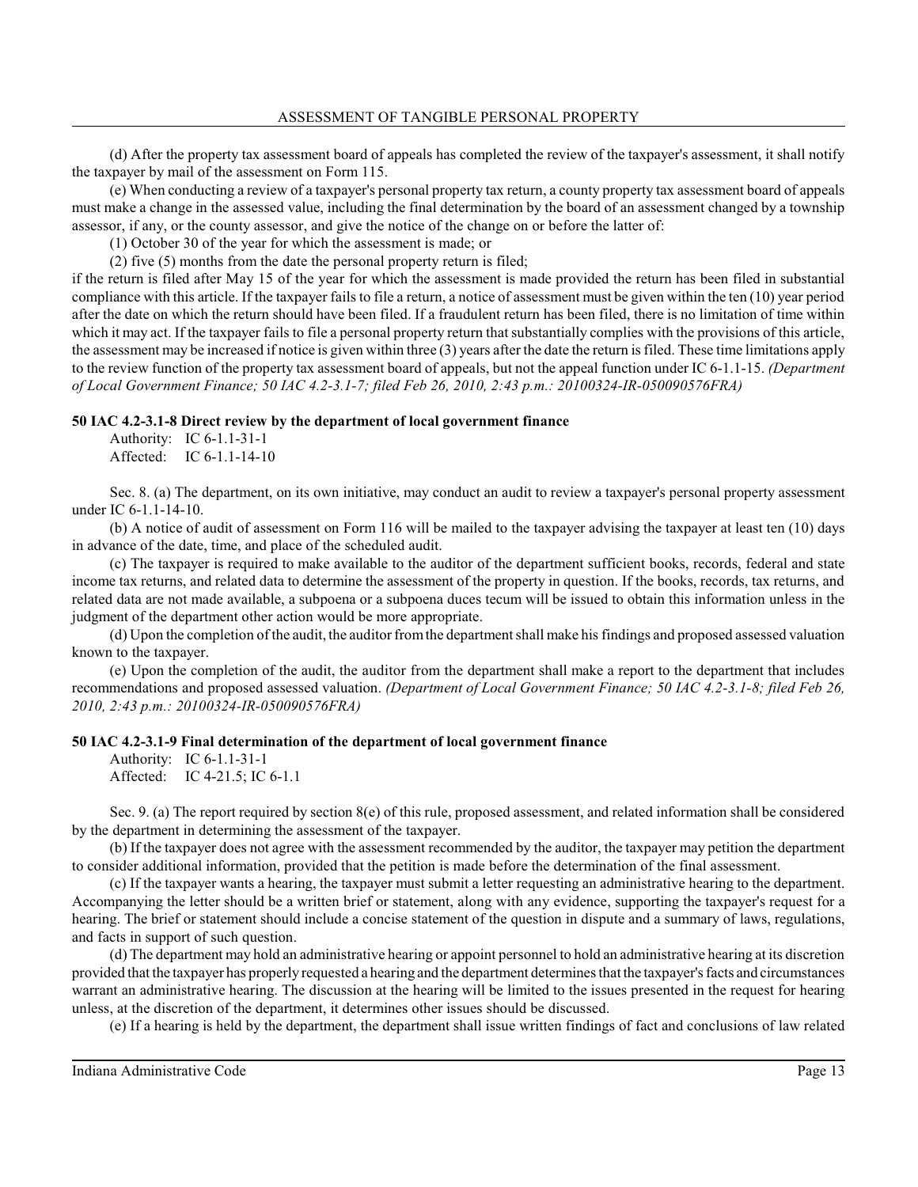(d) After the property tax assessment board of appeals has completed the review of the taxpayer's assessment, it shall notify the taxpayer by mail of the assessment on Form 115.

(e) When conducting a review of a taxpayer's personal property tax return, a county property tax assessment board of appeals must make a change in the assessed value, including the final determination by the board of an assessment changed by a township assessor, if any, or the county assessor, and give the notice of the change on or before the latter of:

(1) October 30 of the year for which the assessment is made; or

(2) five (5) months from the date the personal property return is filed;

if the return is filed after May 15 of the year for which the assessment is made provided the return has been filed in substantial compliance with this article. If the taxpayer fails to file a return, a notice of assessment must be given within the ten (10) year period after the date on which the return should have been filed. If a fraudulent return has been filed, there is no limitation of time within which it may act. If the taxpayer fails to file a personal property return that substantially complies with the provisions of this article, the assessment may be increased if notice is given within three (3) years after the date the return is filed. These time limitations apply to the review function of the property tax assessment board of appeals, but not the appeal function under IC 6-1.1-15. *(Department of Local Government Finance; 50 IAC 4.2-3.1-7; filed Feb 26, 2010, 2:43 p.m.: 20100324-IR-050090576FRA)*

### 50 IAC 4.2-3.1-8 Direct review by the department of local government finance

Authority: IC 6-1.1-31-1
Affected: IC 6-1.1-14-10

Sec. 8. (a) The department, on its own initiative, may conduct an audit to review a taxpayer's personal property assessment under IC 6-1.1-14-10.

(b) A notice of audit of assessment on Form 116 will be mailed to the taxpayer advising the taxpayer at least ten (10) days in advance of the date, time, and place of the scheduled audit.

(c) The taxpayer is required to make available to the auditor of the department sufficient books, records, federal and state income tax returns, and related data to determine the assessment of the property in question. If the books, records, tax returns, and related data are not made available, a subpoena or a subpoena duces tecum will be issued to obtain this information unless in the judgment of the department other action would be more appropriate.

(d) Upon the completion of the audit, the auditor from the department shall make his findings and proposed assessed valuation known to the taxpayer.

(e) Upon the completion of the audit, the auditor from the department shall make a report to the department that includes recommendations and proposed assessed valuation. *(Department of Local Government Finance; 50 IAC 4.2-3.1-8; filed Feb 26, 2010, 2:43 p.m.: 20100324-IR-050090576FRA)*

### 50 IAC 4.2-3.1-9 Final determination of the department of local government finance

Authority: IC 6-1.1-31-1
Affected: IC 4-21.5; IC 6-1.1

Sec. 9. (a) The report required by section 8(e) of this rule, proposed assessment, and related information shall be considered by the department in determining the assessment of the taxpayer.

(b) If the taxpayer does not agree with the assessment recommended by the auditor, the taxpayer may petition the department to consider additional information, provided that the petition is made before the determination of the final assessment.

(c) If the taxpayer wants a hearing, the taxpayer must submit a letter requesting an administrative hearing to the department. Accompanying the letter should be a written brief or statement, along with any evidence, supporting the taxpayer's request for a hearing. The brief or statement should include a concise statement of the question in dispute and a summary of laws, regulations, and facts in support of such question.

(d) The department may hold an administrative hearing or appoint personnel to hold an administrative hearing at its discretion provided that the taxpayer has properly requested a hearing and the department determines that the taxpayer's facts and circumstances warrant an administrative hearing. The discussion at the hearing will be limited to the issues presented in the request for hearing unless, at the discretion of the department, it determines other issues should be discussed.

(e) If a hearing is held by the department, the department shall issue written findings of fact and conclusions of law related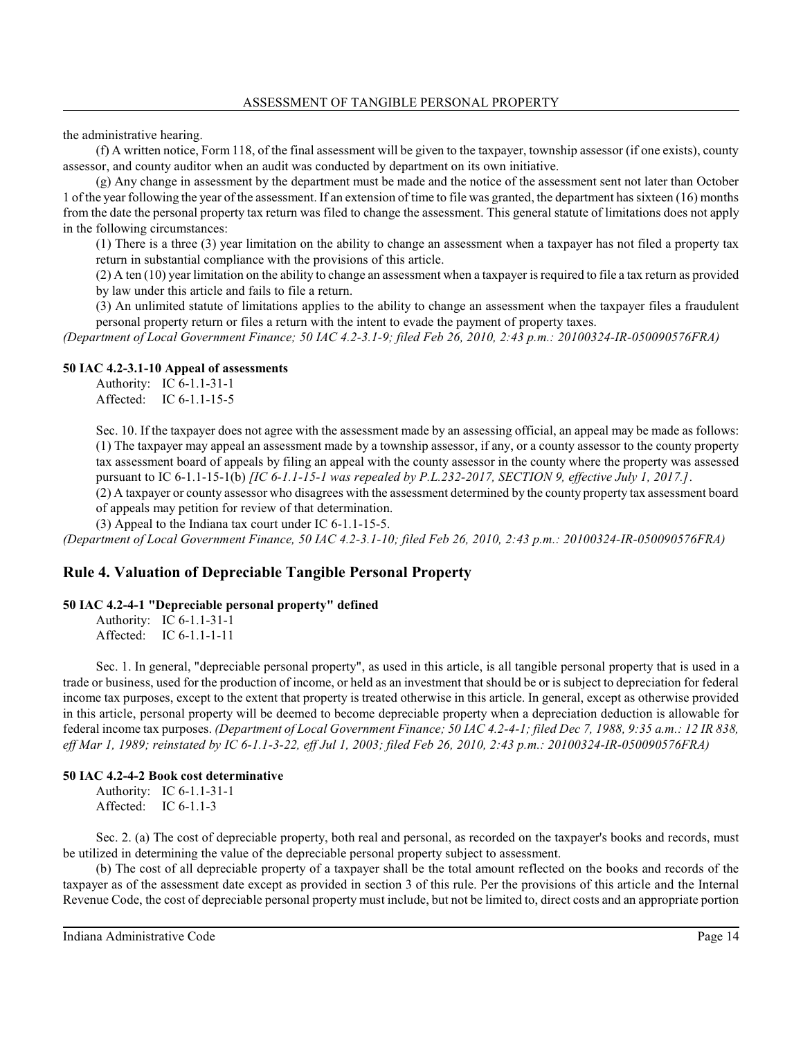the administrative hearing.

(f) A written notice, Form 118, of the final assessment will be given to the taxpayer, township assessor (if one exists), county assessor, and county auditor when an audit was conducted by department on its own initiative.

(g) Any change in assessment by the department must be made and the notice of the assessment sent not later than October 1 of the year following the year of the assessment. If an extension of time to file was granted, the department has sixteen (16) months from the date the personal property tax return was filed to change the assessment. This general statute of limitations does not apply in the following circumstances:

(1) There is a three (3) year limitation on the ability to change an assessment when a taxpayer has not filed a property tax return in substantial compliance with the provisions of this article.

(2) A ten (10) year limitation on the ability to change an assessment when a taxpayer is required to file a tax return as provided by law under this article and fails to file a return.

(3) An unlimited statute of limitations applies to the ability to change an assessment when the taxpayer files a fraudulent personal property return or files a return with the intent to evade the payment of property taxes.

*(Department of Local Government Finance; 50 IAC 4.2-3.1-9; filed Feb 26, 2010, 2:43 p.m.: 20100324-IR-050090576FRA)*

#### 50 IAC 4.2-3.1-10 Appeal of assessments

Authority: IC 6-1.1-31-1
Affected: IC 6-1.1-15-5

Sec. 10. If the taxpayer does not agree with the assessment made by an assessing official, an appeal may be made as follows:

(1) The taxpayer may appeal an assessment made by a township assessor, if any, or a county assessor to the county property tax assessment board of appeals by filing an appeal with the county assessor in the county where the property was assessed pursuant to IC 6-1.1-15-1(b) *[IC 6-1.1-15-1 was repealed by P.L.232-2017, SECTION 9, effective July 1, 2017.]*.

(2) A taxpayer or county assessor who disagrees with the assessment determined by the county property tax assessment board of appeals may petition for review of that determination.

(3) Appeal to the Indiana tax court under IC 6-1.1-15-5.

*(Department of Local Government Finance, 50 IAC 4.2-3.1-10; filed Feb 26, 2010, 2:43 p.m.: 20100324-IR-050090576FRA)*

## Rule 4. Valuation of Depreciable Tangible Personal Property

#### 50 IAC 4.2-4-1 "Depreciable personal property" defined

Authority: IC 6-1.1-31-1
Affected: IC 6-1.1-1-11

Sec. 1. In general, "depreciable personal property", as used in this article, is all tangible personal property that is used in a trade or business, used for the production of income, or held as an investment that should be or is subject to depreciation for federal income tax purposes, except to the extent that property is treated otherwise in this article. In general, except as otherwise provided in this article, personal property will be deemed to become depreciable property when a depreciation deduction is allowable for federal income tax purposes. *(Department of Local Government Finance; 50 IAC 4.2-4-1; filed Dec 7, 1988, 9:35 a.m.: 12 IR 838, eff Mar 1, 1989; reinstated by IC 6-1.1-3-22, eff Jul 1, 2003; filed Feb 26, 2010, 2:43 p.m.: 20100324-IR-050090576FRA)*

#### 50 IAC 4.2-4-2 Book cost determinative

Authority: IC 6-1.1-31-1
Affected: IC 6-1.1-3

Sec. 2. (a) The cost of depreciable property, both real and personal, as recorded on the taxpayer's books and records, must be utilized in determining the value of the depreciable personal property subject to assessment.

(b) The cost of all depreciable property of a taxpayer shall be the total amount reflected on the books and records of the taxpayer as of the assessment date except as provided in section 3 of this rule. Per the provisions of this article and the Internal Revenue Code, the cost of depreciable personal property must include, but not be limited to, direct costs and an appropriate portion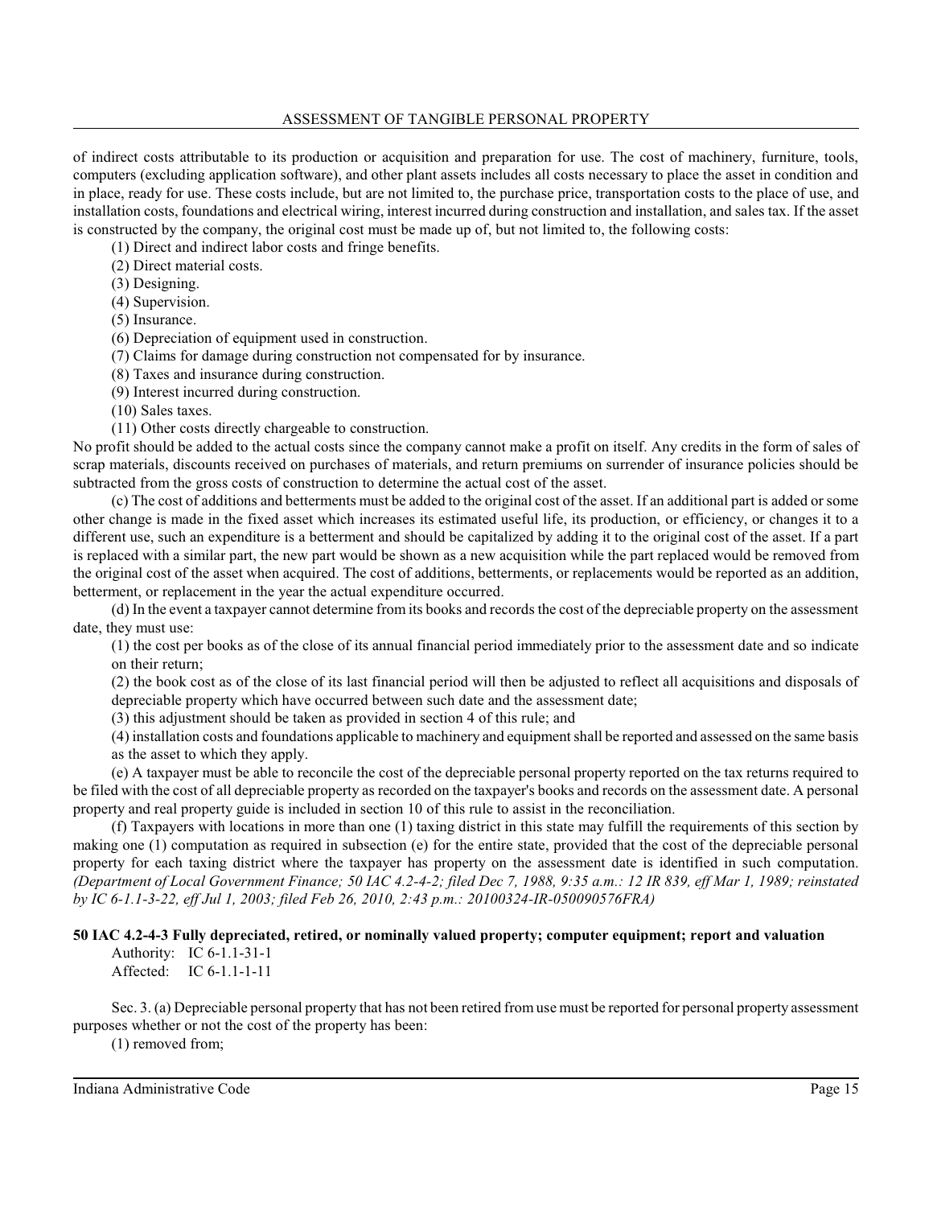of indirect costs attributable to its production or acquisition and preparation for use. The cost of machinery, furniture, tools, computers (excluding application software), and other plant assets includes all costs necessary to place the asset in condition and in place, ready for use. These costs include, but are not limited to, the purchase price, transportation costs to the place of use, and installation costs, foundations and electrical wiring, interest incurred during construction and installation, and sales tax. If the asset is constructed by the company, the original cost must be made up of, but not limited to, the following costs:

(1) Direct and indirect labor costs and fringe benefits.
(2) Direct material costs.
(3) Designing.
(4) Supervision.
(5) Insurance.
(6) Depreciation of equipment used in construction.
(7) Claims for damage during construction not compensated for by insurance.
(8) Taxes and insurance during construction.
(9) Interest incurred during construction.
(10) Sales taxes.
(11) Other costs directly chargeable to construction.

No profit should be added to the actual costs since the company cannot make a profit on itself. Any credits in the form of sales of scrap materials, discounts received on purchases of materials, and return premiums on surrender of insurance policies should be subtracted from the gross costs of construction to determine the actual cost of the asset.

(c) The cost of additions and betterments must be added to the original cost of the asset. If an additional part is added or some other change is made in the fixed asset which increases its estimated useful life, its production, or efficiency, or changes it to a different use, such an expenditure is a betterment and should be capitalized by adding it to the original cost of the asset. If a part is replaced with a similar part, the new part would be shown as a new acquisition while the part replaced would be removed from the original cost of the asset when acquired. The cost of additions, betterments, or replacements would be reported as an addition, betterment, or replacement in the year the actual expenditure occurred.

(d) In the event a taxpayer cannot determine from its books and records the cost of the depreciable property on the assessment date, they must use:

(1) the cost per books as of the close of its annual financial period immediately prior to the assessment date and so indicate on their return;
(2) the book cost as of the close of its last financial period will then be adjusted to reflect all acquisitions and disposals of depreciable property which have occurred between such date and the assessment date;
(3) this adjustment should be taken as provided in section 4 of this rule; and
(4) installation costs and foundations applicable to machinery and equipment shall be reported and assessed on the same basis as the asset to which they apply.

(e) A taxpayer must be able to reconcile the cost of the depreciable personal property reported on the tax returns required to be filed with the cost of all depreciable property as recorded on the taxpayer's books and records on the assessment date. A personal property and real property guide is included in section 10 of this rule to assist in the reconciliation.

(f) Taxpayers with locations in more than one (1) taxing district in this state may fulfill the requirements of this section by making one (1) computation as required in subsection (e) for the entire state, provided that the cost of the depreciable personal property for each taxing district where the taxpayer has property on the assessment date is identified in such computation. *(Department of Local Government Finance; 50 IAC 4.2-4-2; filed Dec 7, 1988, 9:35 a.m.: 12 IR 839, eff Mar 1, 1989; reinstated by IC 6-1.1-3-22, eff Jul 1, 2003; filed Feb 26, 2010, 2:43 p.m.: 20100324-IR-050090576FRA)*

**50 IAC 4.2-4-3 Fully depreciated, retired, or nominally valued property; computer equipment; report and valuation**

Authority: IC 6-1.1-31-1
Affected: IC 6-1.1-1-11

Sec. 3. (a) Depreciable personal property that has not been retired from use must be reported for personal property assessment purposes whether or not the cost of the property has been:

(1) removed from;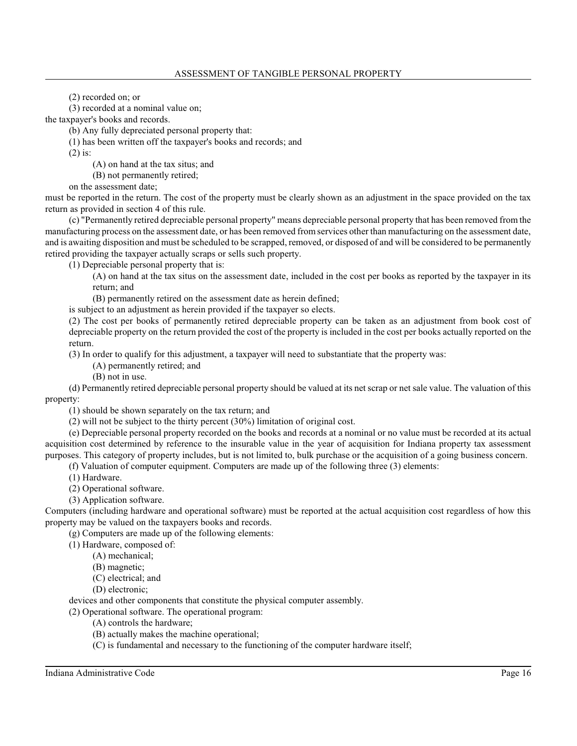(2) recorded on; or

(3) recorded at a nominal value on;

the taxpayer's books and records.

(b) Any fully depreciated personal property that:

(1) has been written off the taxpayer's books and records; and

(2) is:

(A) on hand at the tax situs; and

(B) not permanently retired;

on the assessment date;

must be reported in the return. The cost of the property must be clearly shown as an adjustment in the space provided on the tax return as provided in section 4 of this rule.

(c) "Permanently retired depreciable personal property" means depreciable personal property that has been removed from the manufacturing process on the assessment date, or has been removed from services other than manufacturing on the assessment date, and is awaiting disposition and must be scheduled to be scrapped, removed, or disposed of and will be considered to be permanently retired providing the taxpayer actually scraps or sells such property.

(1) Depreciable personal property that is:

(A) on hand at the tax situs on the assessment date, included in the cost per books as reported by the taxpayer in its return; and

(B) permanently retired on the assessment date as herein defined;

is subject to an adjustment as herein provided if the taxpayer so elects.

(2) The cost per books of permanently retired depreciable property can be taken as an adjustment from book cost of depreciable property on the return provided the cost of the property is included in the cost per books actually reported on the return.

(3) In order to qualify for this adjustment, a taxpayer will need to substantiate that the property was:

(A) permanently retired; and

(B) not in use.

(d) Permanently retired depreciable personal property should be valued at its net scrap or net sale value. The valuation of this property:

(1) should be shown separately on the tax return; and

(2) will not be subject to the thirty percent (30%) limitation of original cost.

(e) Depreciable personal property recorded on the books and records at a nominal or no value must be recorded at its actual acquisition cost determined by reference to the insurable value in the year of acquisition for Indiana property tax assessment purposes. This category of property includes, but is not limited to, bulk purchase or the acquisition of a going business concern.

(f) Valuation of computer equipment. Computers are made up of the following three (3) elements:

(1) Hardware.

(2) Operational software.

(3) Application software.

Computers (including hardware and operational software) must be reported at the actual acquisition cost regardless of how this property may be valued on the taxpayers books and records.

(g) Computers are made up of the following elements:

(1) Hardware, composed of:

(A) mechanical;

(B) magnetic;

(C) electrical; and

(D) electronic;

devices and other components that constitute the physical computer assembly.

(2) Operational software. The operational program:

(A) controls the hardware;

(B) actually makes the machine operational;

(C) is fundamental and necessary to the functioning of the computer hardware itself;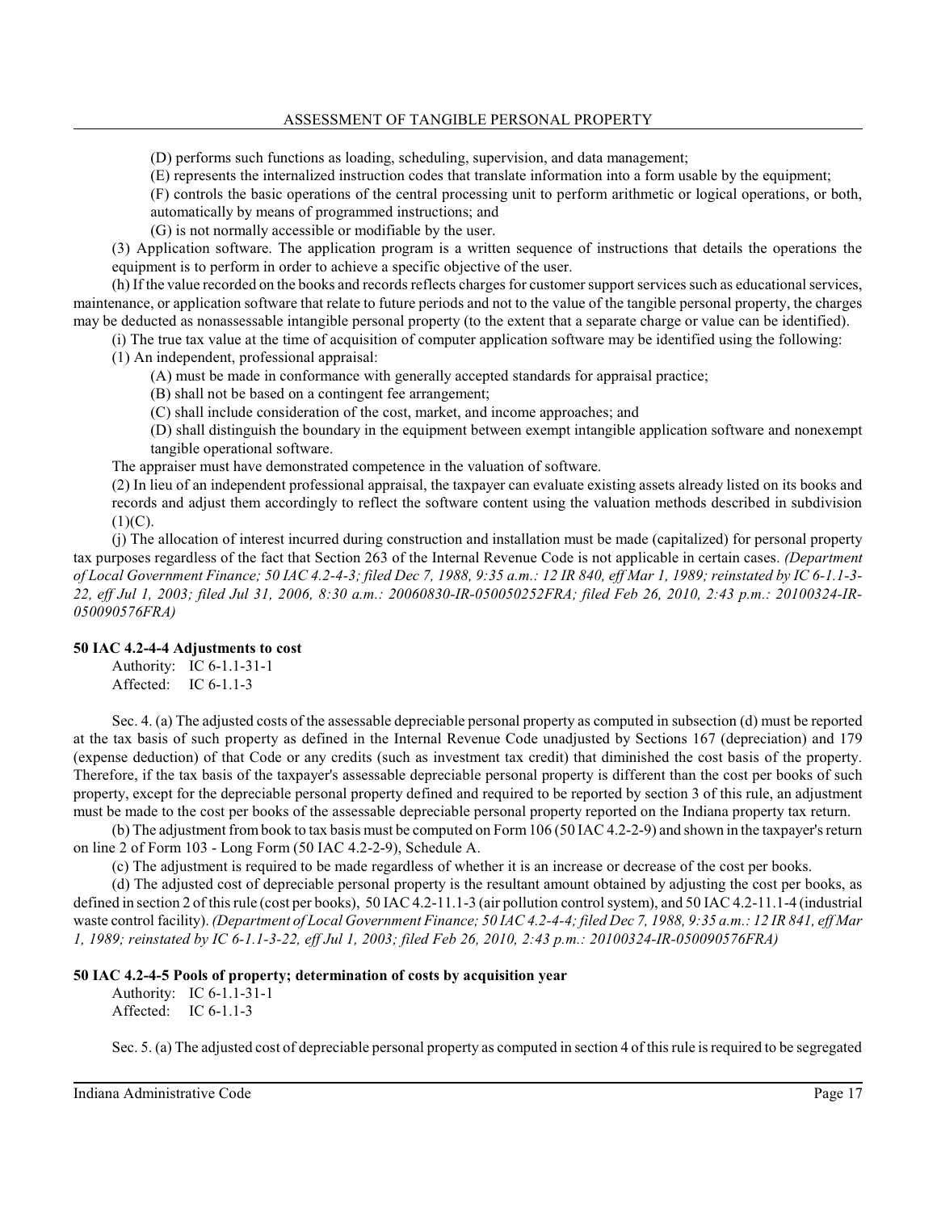(D) performs such functions as loading, scheduling, supervision, and data management;

(E) represents the internalized instruction codes that translate information into a form usable by the equipment;

(F) controls the basic operations of the central processing unit to perform arithmetic or logical operations, or both, automatically by means of programmed instructions; and

(G) is not normally accessible or modifiable by the user.

(3) Application software. The application program is a written sequence of instructions that details the operations the equipment is to perform in order to achieve a specific objective of the user.

(h) If the value recorded on the books and records reflects charges for customer support services such as educational services, maintenance, or application software that relate to future periods and not to the value of the tangible personal property, the charges may be deducted as nonassessable intangible personal property (to the extent that a separate charge or value can be identified).

(i) The true tax value at the time of acquisition of computer application software may be identified using the following:

(1) An independent, professional appraisal:

(A) must be made in conformance with generally accepted standards for appraisal practice;

(B) shall not be based on a contingent fee arrangement;

(C) shall include consideration of the cost, market, and income approaches; and

(D) shall distinguish the boundary in the equipment between exempt intangible application software and nonexempt tangible operational software.

The appraiser must have demonstrated competence in the valuation of software.

(2) In lieu of an independent professional appraisal, the taxpayer can evaluate existing assets already listed on its books and records and adjust them accordingly to reflect the software content using the valuation methods described in subdivision (1)(C).

(j) The allocation of interest incurred during construction and installation must be made (capitalized) for personal property tax purposes regardless of the fact that Section 263 of the Internal Revenue Code is not applicable in certain cases. *(Department of Local Government Finance; 50 IAC 4.2-4-3; filed Dec 7, 1988, 9:35 a.m.: 12 IR 840, eff Mar 1, 1989; reinstated by IC 6-1.1-3-22, eff Jul 1, 2003; filed Jul 31, 2006, 8:30 a.m.: 20060830-IR-050050252FRA; filed Feb 26, 2010, 2:43 p.m.: 20100324-IR-050090576FRA)*

**50 IAC 4.2-4-4 Adjustments to cost**

Authority: IC 6-1.1-31-1
Affected: IC 6-1.1-3

Sec. 4. (a) The adjusted costs of the assessable depreciable personal property as computed in subsection (d) must be reported at the tax basis of such property as defined in the Internal Revenue Code unadjusted by Sections 167 (depreciation) and 179 (expense deduction) of that Code or any credits (such as investment tax credit) that diminished the cost basis of the property. Therefore, if the tax basis of the taxpayer's assessable depreciable personal property is different than the cost per books of such property, except for the depreciable personal property defined and required to be reported by section 3 of this rule, an adjustment must be made to the cost per books of the assessable depreciable personal property reported on the Indiana property tax return.

(b) The adjustment from book to tax basis must be computed on Form 106 (50 IAC 4.2-2-9) and shown in the taxpayer's return on line 2 of Form 103 - Long Form (50 IAC 4.2-2-9), Schedule A.

(c) The adjustment is required to be made regardless of whether it is an increase or decrease of the cost per books.

(d) The adjusted cost of depreciable personal property is the resultant amount obtained by adjusting the cost per books, as defined in section 2 of this rule (cost per books), 50 IAC 4.2-11.1-3 (air pollution control system), and 50 IAC 4.2-11.1-4 (industrial waste control facility). *(Department of Local Government Finance; 50 IAC 4.2-4-4; filed Dec 7, 1988, 9:35 a.m.: 12 IR 841, eff Mar 1, 1989; reinstated by IC 6-1.1-3-22, eff Jul 1, 2003; filed Feb 26, 2010, 2:43 p.m.: 20100324-IR-050090576FRA)*

**50 IAC 4.2-4-5 Pools of property; determination of costs by acquisition year**

Authority: IC 6-1.1-31-1
Affected: IC 6-1.1-3

Sec. 5. (a) The adjusted cost of depreciable personal property as computed in section 4 of this rule is required to be segregated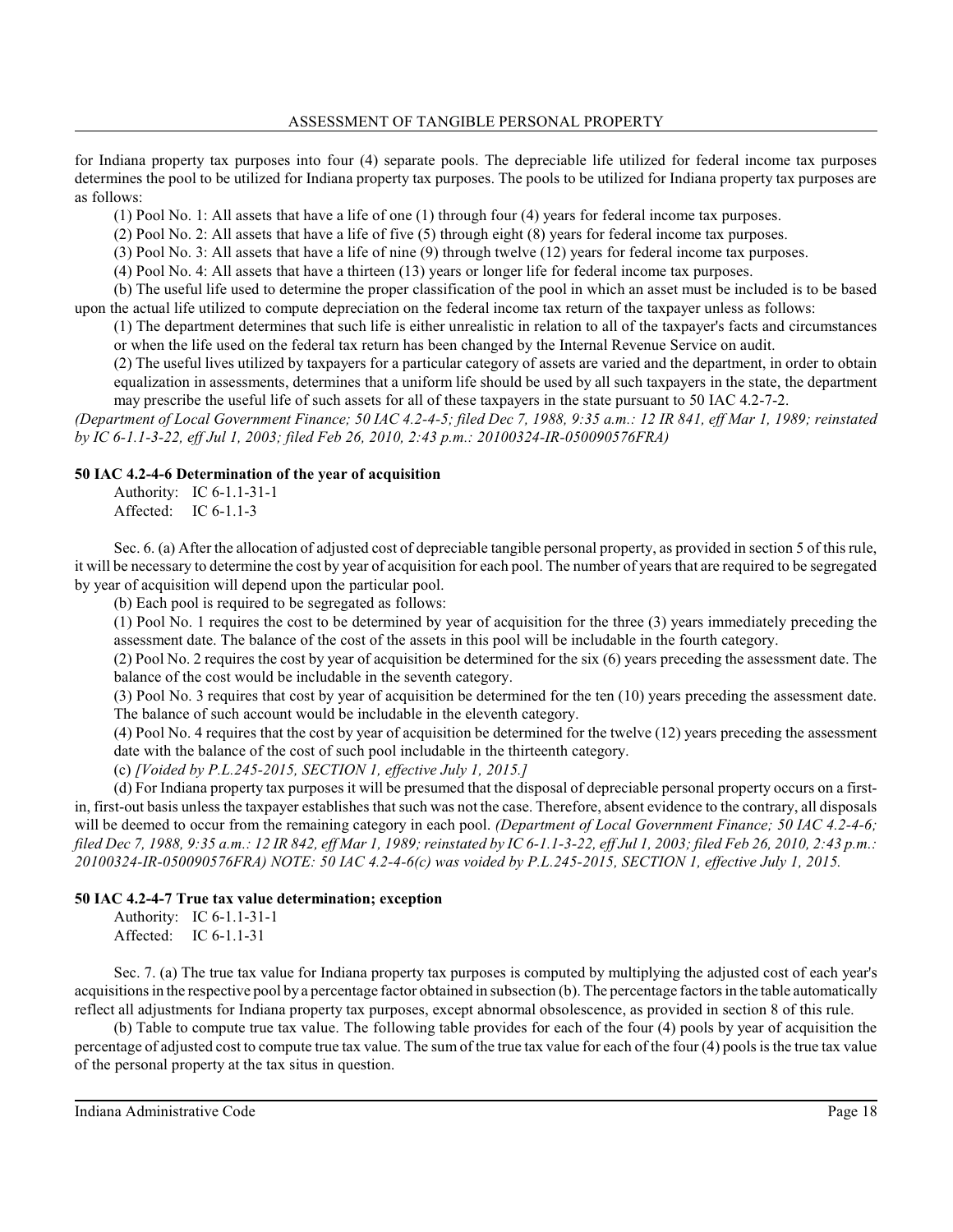for Indiana property tax purposes into four (4) separate pools. The depreciable life utilized for federal income tax purposes determines the pool to be utilized for Indiana property tax purposes. The pools to be utilized for Indiana property tax purposes are as follows:

(1) Pool No. 1: All assets that have a life of one (1) through four (4) years for federal income tax purposes.

(2) Pool No. 2: All assets that have a life of five (5) through eight (8) years for federal income tax purposes.

(3) Pool No. 3: All assets that have a life of nine (9) through twelve (12) years for federal income tax purposes.

(4) Pool No. 4: All assets that have a thirteen (13) years or longer life for federal income tax purposes.

(b) The useful life used to determine the proper classification of the pool in which an asset must be included is to be based upon the actual life utilized to compute depreciation on the federal income tax return of the taxpayer unless as follows:

(1) The department determines that such life is either unrealistic in relation to all of the taxpayer's facts and circumstances or when the life used on the federal tax return has been changed by the Internal Revenue Service on audit.

(2) The useful lives utilized by taxpayers for a particular category of assets are varied and the department, in order to obtain equalization in assessments, determines that a uniform life should be used by all such taxpayers in the state, the department may prescribe the useful life of such assets for all of these taxpayers in the state pursuant to 50 IAC 4.2-7-2.

*(Department of Local Government Finance; 50 IAC 4.2-4-5; filed Dec 7, 1988, 9:35 a.m.: 12 IR 841, eff Mar 1, 1989; reinstated by IC 6-1.1-3-22, eff Jul 1, 2003; filed Feb 26, 2010, 2:43 p.m.: 20100324-IR-050090576FRA)*

### 50 IAC 4.2-4-6 Determination of the year of acquisition

Authority: IC 6-1.1-31-1
Affected: IC 6-1.1-3

Sec. 6. (a) After the allocation of adjusted cost of depreciable tangible personal property, as provided in section 5 of this rule, it will be necessary to determine the cost by year of acquisition for each pool. The number of years that are required to be segregated by year of acquisition will depend upon the particular pool.

(b) Each pool is required to be segregated as follows:

(1) Pool No. 1 requires the cost to be determined by year of acquisition for the three (3) years immediately preceding the assessment date. The balance of the cost of the assets in this pool will be includable in the fourth category.

(2) Pool No. 2 requires the cost by year of acquisition be determined for the six (6) years preceding the assessment date. The balance of the cost would be includable in the seventh category.

(3) Pool No. 3 requires that cost by year of acquisition be determined for the ten (10) years preceding the assessment date. The balance of such account would be includable in the eleventh category.

(4) Pool No. 4 requires that the cost by year of acquisition be determined for the twelve (12) years preceding the assessment date with the balance of the cost of such pool includable in the thirteenth category.

(c) *[Voided by P.L.245-2015, SECTION 1, effective July 1, 2015.]*

(d) For Indiana property tax purposes it will be presumed that the disposal of depreciable personal property occurs on a first-in, first-out basis unless the taxpayer establishes that such was not the case. Therefore, absent evidence to the contrary, all disposals will be deemed to occur from the remaining category in each pool. *(Department of Local Government Finance; 50 IAC 4.2-4-6; filed Dec 7, 1988, 9:35 a.m.: 12 IR 842, eff Mar 1, 1989; reinstated by IC 6-1.1-3-22, eff Jul 1, 2003; filed Feb 26, 2010, 2:43 p.m.: 20100324-IR-050090576FRA) NOTE: 50 IAC 4.2-4-6(c) was voided by P.L.245-2015, SECTION 1, effective July 1, 2015.*

### 50 IAC 4.2-4-7 True tax value determination; exception

Authority: IC 6-1.1-31-1
Affected: IC 6-1.1-31

Sec. 7. (a) The true tax value for Indiana property tax purposes is computed by multiplying the adjusted cost of each year's acquisitions in the respective pool by a percentage factor obtained in subsection (b). The percentage factors in the table automatically reflect all adjustments for Indiana property tax purposes, except abnormal obsolescence, as provided in section 8 of this rule.

(b) Table to compute true tax value. The following table provides for each of the four (4) pools by year of acquisition the percentage of adjusted cost to compute true tax value. The sum of the true tax value for each of the four (4) pools is the true tax value of the personal property at the tax situs in question.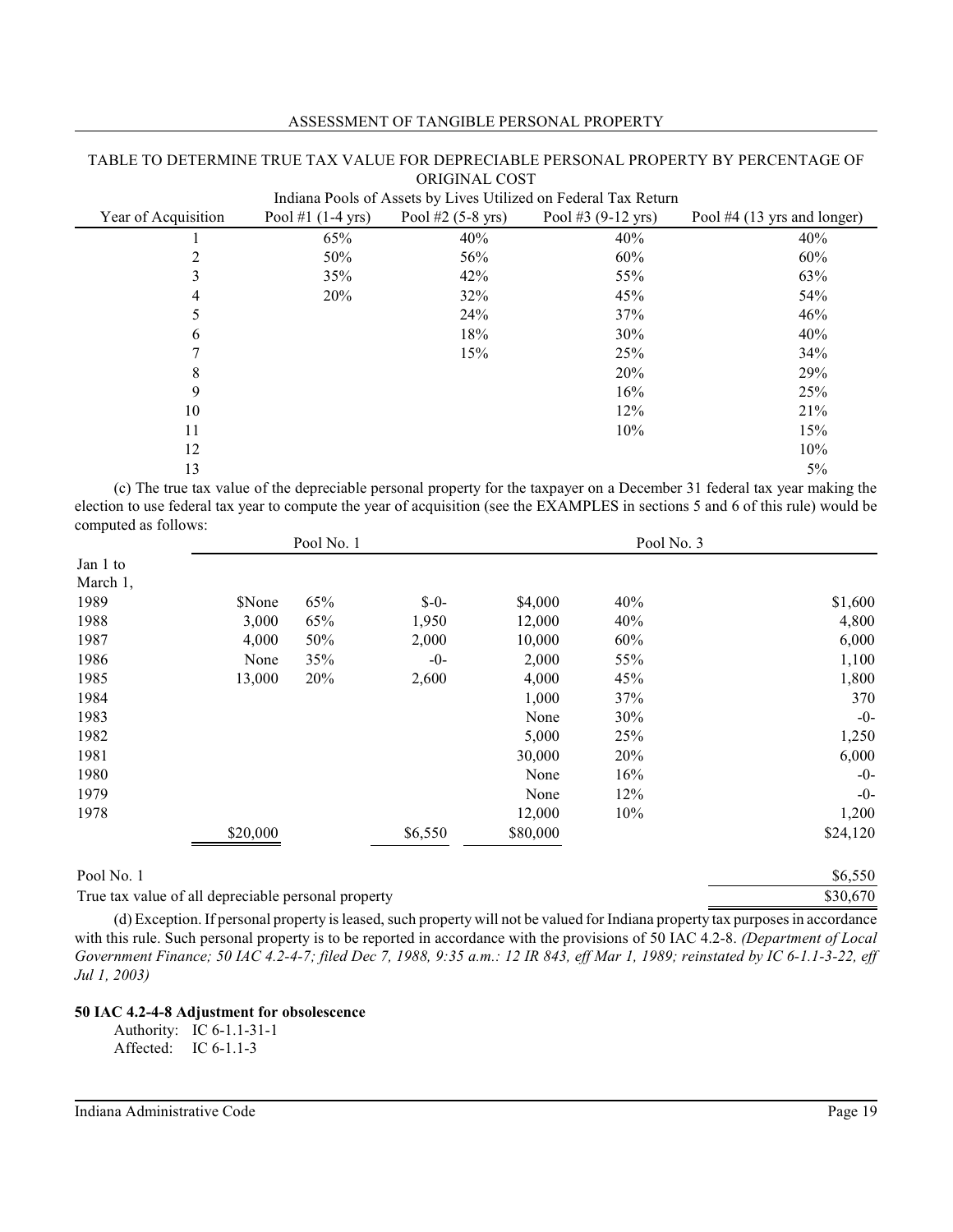TABLE TO DETERMINE TRUE TAX VALUE FOR DEPRECIABLE PERSONAL PROPERTY BY PERCENTAGE OF ORIGINAL COST

| | Indiana Pools of Assets by Lives Utilized on Federal Tax Return | | | |
|---|---|---|---|---|
| Year of Acquisition | Pool #1 (1-4 yrs) | Pool #2 (5-8 yrs) | Pool #3 (9-12 yrs) | Pool #4 (13 yrs and longer) |
| 1 | 65% | 40% | 40% | 40% |
| 2 | 50% | 56% | 60% | 60% |
| 3 | 35% | 42% | 55% | 63% |
| 4 | 20% | 32% | 45% | 54% |
| 5 | | 24% | 37% | 46% |
| 6 | | 18% | 30% | 40% |
| 7 | | 15% | 25% | 34% |
| 8 | | | 20% | 29% |
| 9 | | | 16% | 25% |
| 10 | | | 12% | 21% |
| 11 | | | 10% | 15% |
| 12 | | | | 10% |
| 13 | | | | 5% |

(c) The true tax value of the depreciable personal property for the taxpayer on a December 31 federal tax year making the election to use federal tax year to compute the year of acquisition (see the EXAMPLES in sections 5 and 6 of this rule) would be computed as follows:

| | Pool No. 1 | | | Pool No. 3 | | |
|---|---|---|---|---|---|---|
| Jan 1 to March 1, 1989 | $None | 65% | $-0- | $4,000 | 40% | $1,600 |
| 1988 | 3,000 | 65% | 1,950 | 12,000 | 40% | 4,800 |
| 1987 | 4,000 | 50% | 2,000 | 10,000 | 60% | 6,000 |
| 1986 | None | 35% | -0- | 2,000 | 55% | 1,100 |
| 1985 | 13,000 | 20% | 2,600 | 4,000 | 45% | 1,800 |
| 1984 | | | | 1,000 | 37% | 370 |
| 1983 | | | | None | 30% | -0- |
| 1982 | | | | 5,000 | 25% | 1,250 |
| 1981 | | | | 30,000 | 20% | 6,000 |
| 1980 | | | | None | 16% | -0- |
| 1979 | | | | None | 12% | -0- |
| 1978 | | | | 12,000 | 10% | 1,200 |
| | $20,000 | | $6,550 | $80,000 | | $24,120 |

| | |
|---|---|
| Pool No. 1 | $6,550 |
| True tax value of all depreciable personal property | $30,670 |

(d) Exception. If personal property is leased, such property will not be valued for Indiana property tax purposes in accordance with this rule. Such personal property is to be reported in accordance with the provisions of 50 IAC 4.2-8. *(Department of Local Government Finance; 50 IAC 4.2-4-7; filed Dec 7, 1988, 9:35 a.m.: 12 IR 843, eff Mar 1, 1989; reinstated by IC 6-1.1-3-22, eff Jul 1, 2003)*

**50 IAC 4.2-4-8 Adjustment for obsolescence**

Authority: IC 6-1.1-31-1
Affected: IC 6-1.1-3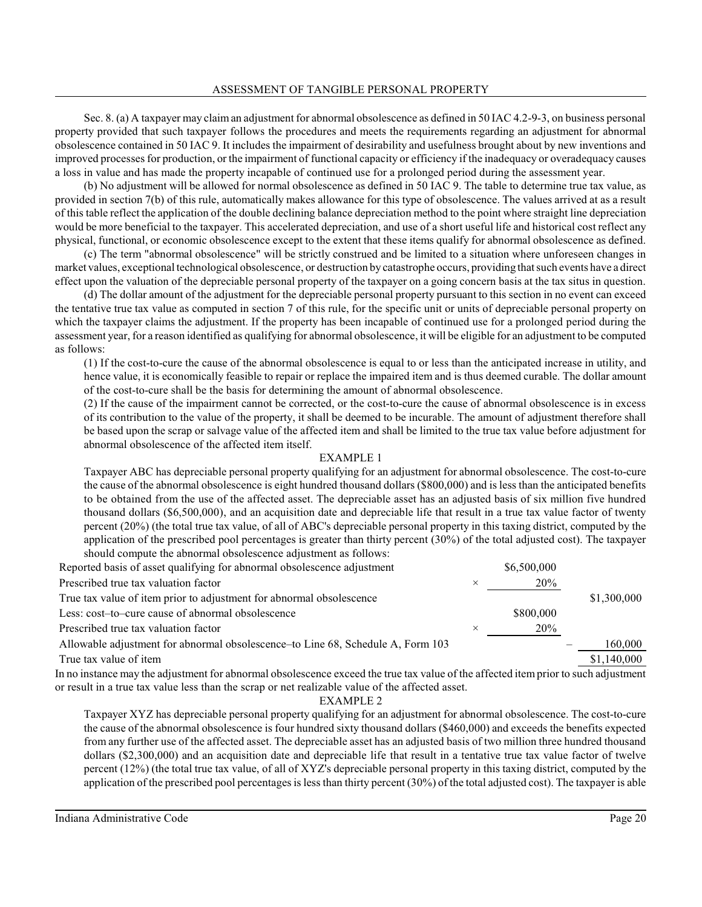Sec. 8. (a) A taxpayer may claim an adjustment for abnormal obsolescence as defined in 50 IAC 4.2-9-3, on business personal property provided that such taxpayer follows the procedures and meets the requirements regarding an adjustment for abnormal obsolescence contained in 50 IAC 9. It includes the impairment of desirability and usefulness brought about by new inventions and improved processes for production, or the impairment of functional capacity or efficiency if the inadequacy or overadequacy causes a loss in value and has made the property incapable of continued use for a prolonged period during the assessment year.

(b) No adjustment will be allowed for normal obsolescence as defined in 50 IAC 9. The table to determine true tax value, as provided in section 7(b) of this rule, automatically makes allowance for this type of obsolescence. The values arrived at as a result of this table reflect the application of the double declining balance depreciation method to the point where straight line depreciation would be more beneficial to the taxpayer. This accelerated depreciation, and use of a short useful life and historical cost reflect any physical, functional, or economic obsolescence except to the extent that these items qualify for abnormal obsolescence as defined.

(c) The term "abnormal obsolescence" will be strictly construed and be limited to a situation where unforeseen changes in market values, exceptional technological obsolescence, or destruction by catastrophe occurs, providing that such events have a direct effect upon the valuation of the depreciable personal property of the taxpayer on a going concern basis at the tax situs in question.

(d) The dollar amount of the adjustment for the depreciable personal property pursuant to this section in no event can exceed the tentative true tax value as computed in section 7 of this rule, for the specific unit or units of depreciable personal property on which the taxpayer claims the adjustment. If the property has been incapable of continued use for a prolonged period during the assessment year, for a reason identified as qualifying for abnormal obsolescence, it will be eligible for an adjustment to be computed as follows:

(1) If the cost-to-cure the cause of the abnormal obsolescence is equal to or less than the anticipated increase in utility, and hence value, it is economically feasible to repair or replace the impaired item and is thus deemed curable. The dollar amount of the cost-to-cure shall be the basis for determining the amount of abnormal obsolescence.

(2) If the cause of the impairment cannot be corrected, or the cost-to-cure the cause of abnormal obsolescence is in excess of its contribution to the value of the property, it shall be deemed to be incurable. The amount of adjustment therefore shall be based upon the scrap or salvage value of the affected item and shall be limited to the true tax value before adjustment for abnormal obsolescence of the affected item itself.

EXAMPLE 1

Taxpayer ABC has depreciable personal property qualifying for an adjustment for abnormal obsolescence. The cost-to-cure the cause of the abnormal obsolescence is eight hundred thousand dollars ($800,000) and is less than the anticipated benefits to be obtained from the use of the affected asset. The depreciable asset has an adjusted basis of six million five hundred thousand dollars ($6,500,000), and an acquisition date and depreciable life that result in a true tax value factor of twenty percent (20%) (the total true tax value, of all of ABC's depreciable personal property in this taxing district, computed by the application of the prescribed pool percentages is greater than thirty percent (30%) of the total adjusted cost). The taxpayer should compute the abnormal obsolescence adjustment as follows:

| | | | | |
|---|---|---|---|---|
| Reported basis of asset qualifying for abnormal obsolescence adjustment | | $6,500,000 | | |
| Prescribed true tax valuation factor | × | 20% | | |
| True tax value of item prior to adjustment for abnormal obsolescence | | | | $1,300,000 |
| Less: cost–to–cure cause of abnormal obsolescence | | $800,000 | | |
| Prescribed true tax valuation factor | × | 20% | | |
| Allowable adjustment for abnormal obsolescence–to Line 68, Schedule A, Form 103 | | | – | 160,000 |
| True tax value of item | | | | $1,140,000 |

In no instance may the adjustment for abnormal obsolescence exceed the true tax value of the affected item prior to such adjustment or result in a true tax value less than the scrap or net realizable value of the affected asset.

EXAMPLE 2

Taxpayer XYZ has depreciable personal property qualifying for an adjustment for abnormal obsolescence. The cost-to-cure the cause of the abnormal obsolescence is four hundred sixty thousand dollars ($460,000) and exceeds the benefits expected from any further use of the affected asset. The depreciable asset has an adjusted basis of two million three hundred thousand dollars ($2,300,000) and an acquisition date and depreciable life that result in a tentative true tax value factor of twelve percent (12%) (the total true tax value, of all of XYZ's depreciable personal property in this taxing district, computed by the application of the prescribed pool percentages is less than thirty percent (30%) of the total adjusted cost). The taxpayer is able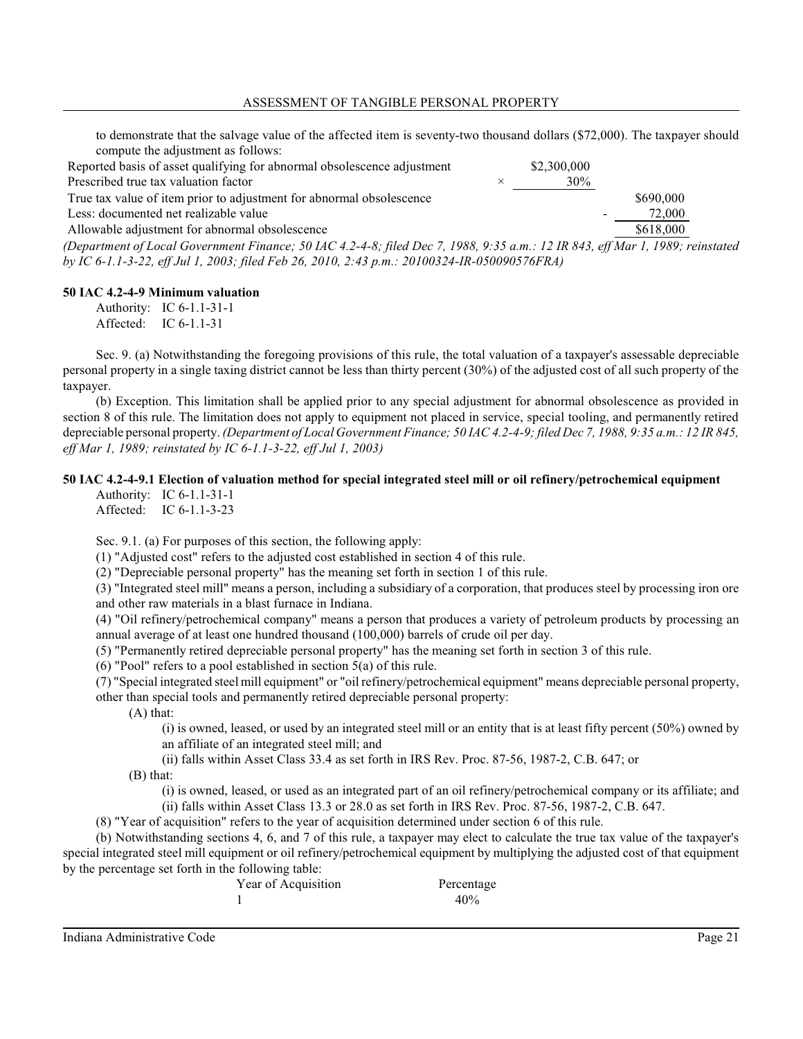to demonstrate that the salvage value of the affected item is seventy-two thousand dollars ($72,000). The taxpayer should compute the adjustment as follows:

| | | | |
|---|---|---|---|
| Reported basis of asset qualifying for abnormal obsolescence adjustment | | $2,300,000 | |
| Prescribed true tax valuation factor | × | 30% | |
| True tax value of item prior to adjustment for abnormal obsolescence | | | $690,000 |
| Less: documented net realizable value | | - | 72,000 |
| Allowable adjustment for abnormal obsolescence | | | $618,000 |

*(Department of Local Government Finance; 50 IAC 4.2-4-8; filed Dec 7, 1988, 9:35 a.m.: 12 IR 843, eff Mar 1, 1989; reinstated by IC 6-1.1-3-22, eff Jul 1, 2003; filed Feb 26, 2010, 2:43 p.m.: 20100324-IR-050090576FRA)*

**50 IAC 4.2-4-9 Minimum valuation**

Authority: IC 6-1.1-31-1
Affected: IC 6-1.1-31

Sec. 9. (a) Notwithstanding the foregoing provisions of this rule, the total valuation of a taxpayer's assessable depreciable personal property in a single taxing district cannot be less than thirty percent (30%) of the adjusted cost of all such property of the taxpayer.

(b) Exception. This limitation shall be applied prior to any special adjustment for abnormal obsolescence as provided in section 8 of this rule. The limitation does not apply to equipment not placed in service, special tooling, and permanently retired depreciable personal property. *(Department of Local Government Finance; 50 IAC 4.2-4-9; filed Dec 7, 1988, 9:35 a.m.: 12 IR 845, eff Mar 1, 1989; reinstated by IC 6-1.1-3-22, eff Jul 1, 2003)*

**50 IAC 4.2-4-9.1 Election of valuation method for special integrated steel mill or oil refinery/petrochemical equipment**

Authority: IC 6-1.1-31-1
Affected: IC 6-1.1-3-23

Sec. 9.1. (a) For purposes of this section, the following apply:

(1) "Adjusted cost" refers to the adjusted cost established in section 4 of this rule.

(2) "Depreciable personal property" has the meaning set forth in section 1 of this rule.

(3) "Integrated steel mill" means a person, including a subsidiary of a corporation, that produces steel by processing iron ore and other raw materials in a blast furnace in Indiana.

(4) "Oil refinery/petrochemical company" means a person that produces a variety of petroleum products by processing an annual average of at least one hundred thousand (100,000) barrels of crude oil per day.

(5) "Permanently retired depreciable personal property" has the meaning set forth in section 3 of this rule.

(6) "Pool" refers to a pool established in section 5(a) of this rule.

(7) "Special integrated steel mill equipment" or "oil refinery/petrochemical equipment" means depreciable personal property, other than special tools and permanently retired depreciable personal property:

(A) that:

(i) is owned, leased, or used by an integrated steel mill or an entity that is at least fifty percent (50%) owned by an affiliate of an integrated steel mill; and

(ii) falls within Asset Class 33.4 as set forth in IRS Rev. Proc. 87-56, 1987-2, C.B. 647; or

(B) that:

(i) is owned, leased, or used as an integrated part of an oil refinery/petrochemical company or its affiliate; and

(ii) falls within Asset Class 13.3 or 28.0 as set forth in IRS Rev. Proc. 87-56, 1987-2, C.B. 647.

(8) "Year of acquisition" refers to the year of acquisition determined under section 6 of this rule.

(b) Notwithstanding sections 4, 6, and 7 of this rule, a taxpayer may elect to calculate the true tax value of the taxpayer's special integrated steel mill equipment or oil refinery/petrochemical equipment by multiplying the adjusted cost of that equipment by the percentage set forth in the following table:

| Year of Acquisition | Percentage |
|---|---|
| 1 | 40% |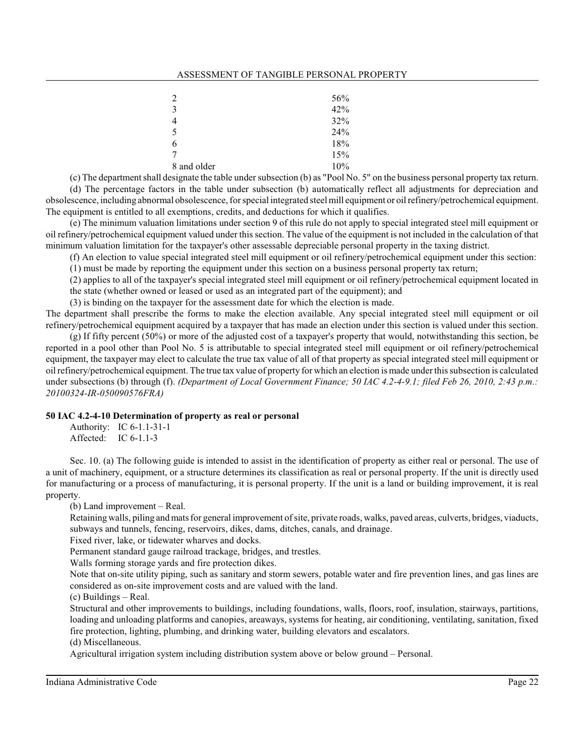| | |
|---|---|
| 2 | 56% |
| 3 | 42% |
| 4 | 32% |
| 5 | 24% |
| 6 | 18% |
| 7 | 15% |
| 8 and older | 10% |

(c) The department shall designate the table under subsection (b) as "Pool No. 5" on the business personal property tax return.

(d) The percentage factors in the table under subsection (b) automatically reflect all adjustments for depreciation and obsolescence, including abnormal obsolescence, for special integrated steel mill equipment or oil refinery/petrochemical equipment. The equipment is entitled to all exemptions, credits, and deductions for which it qualifies.

(e) The minimum valuation limitations under section 9 of this rule do not apply to special integrated steel mill equipment or oil refinery/petrochemical equipment valued under this section. The value of the equipment is not included in the calculation of that minimum valuation limitation for the taxpayer's other assessable depreciable personal property in the taxing district.

(f) An election to value special integrated steel mill equipment or oil refinery/petrochemical equipment under this section:

(1) must be made by reporting the equipment under this section on a business personal property tax return;

(2) applies to all of the taxpayer's special integrated steel mill equipment or oil refinery/petrochemical equipment located in the state (whether owned or leased or used as an integrated part of the equipment); and

(3) is binding on the taxpayer for the assessment date for which the election is made.

The department shall prescribe the forms to make the election available. Any special integrated steel mill equipment or oil refinery/petrochemical equipment acquired by a taxpayer that has made an election under this section is valued under this section.

(g) If fifty percent (50%) or more of the adjusted cost of a taxpayer's property that would, notwithstanding this section, be reported in a pool other than Pool No. 5 is attributable to special integrated steel mill equipment or oil refinery/petrochemical equipment, the taxpayer may elect to calculate the true tax value of all of that property as special integrated steel mill equipment or oil refinery/petrochemical equipment. The true tax value of property for which an election is made under this subsection is calculated under subsections (b) through (f). *(Department of Local Government Finance; 50 IAC 4.2-4-9.1; filed Feb 26, 2010, 2:43 p.m.: 20100324-IR-050090576FRA)*

**50 IAC 4.2-4-10 Determination of property as real or personal**

Authority: IC 6-1.1-31-1
Affected: IC 6-1.1-3

Sec. 10. (a) The following guide is intended to assist in the identification of property as either real or personal. The use of a unit of machinery, equipment, or a structure determines its classification as real or personal property. If the unit is directly used for manufacturing or a process of manufacturing, it is personal property. If the unit is a land or building improvement, it is real property.

(b) Land improvement – Real.

Retaining walls, piling and mats for general improvement of site, private roads, walks, paved areas, culverts, bridges, viaducts, subways and tunnels, fencing, reservoirs, dikes, dams, ditches, canals, and drainage.

Fixed river, lake, or tidewater wharves and docks.

Permanent standard gauge railroad trackage, bridges, and trestles.

Walls forming storage yards and fire protection dikes.

Note that on-site utility piping, such as sanitary and storm sewers, potable water and fire prevention lines, and gas lines are considered as on-site improvement costs and are valued with the land.

(c) Buildings – Real.

Structural and other improvements to buildings, including foundations, walls, floors, roof, insulation, stairways, partitions, loading and unloading platforms and canopies, areaways, systems for heating, air conditioning, ventilating, sanitation, fixed fire protection, lighting, plumbing, and drinking water, building elevators and escalators.

(d) Miscellaneous.

Agricultural irrigation system including distribution system above or below ground – Personal.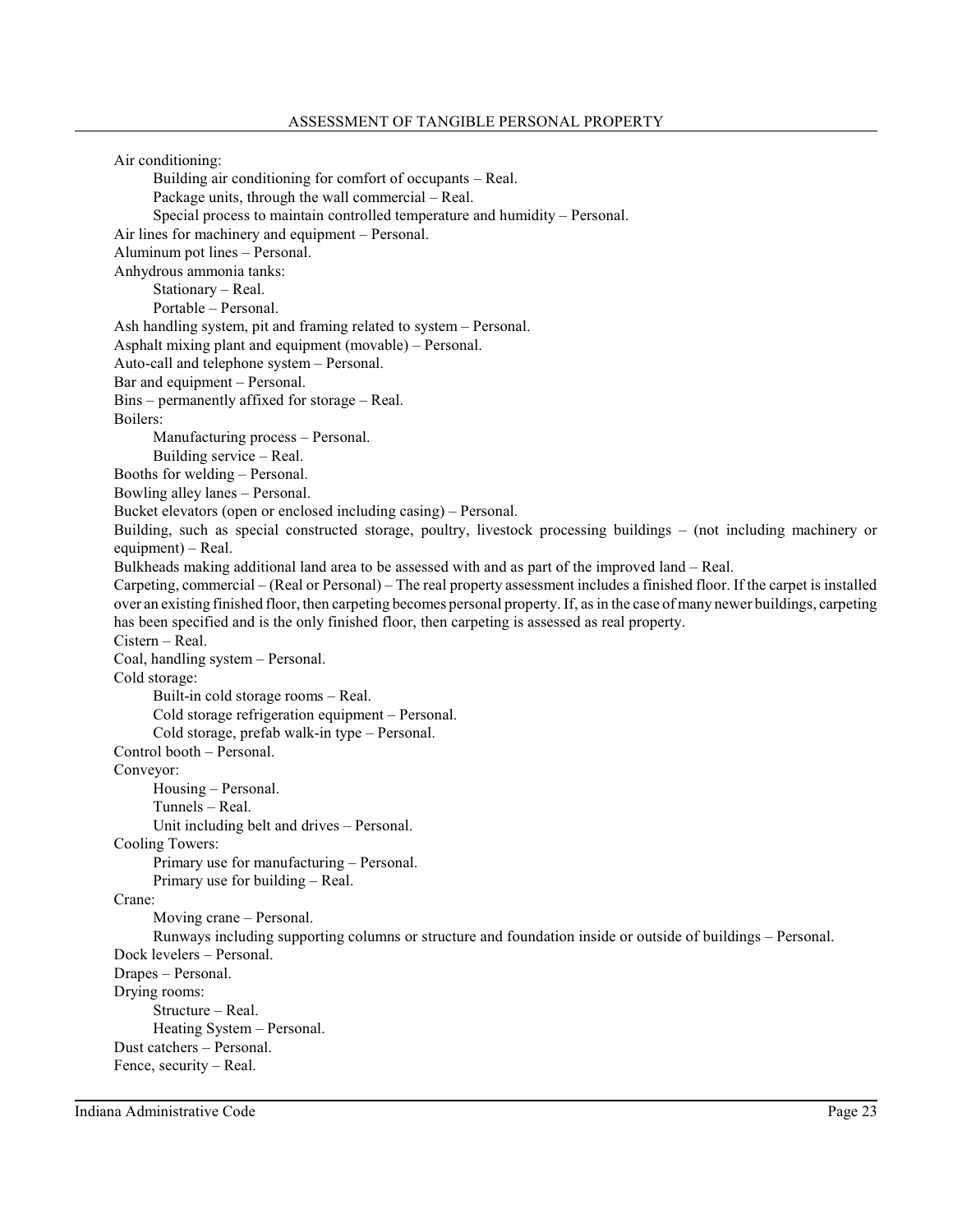Air conditioning:

- Building air conditioning for comfort of occupants – Real.
- Package units, through the wall commercial – Real.
- Special process to maintain controlled temperature and humidity – Personal.

Air lines for machinery and equipment – Personal.

Aluminum pot lines – Personal.

Anhydrous ammonia tanks:

- Stationary – Real.
- Portable – Personal.

Ash handling system, pit and framing related to system – Personal.

Asphalt mixing plant and equipment (movable) – Personal.

Auto-call and telephone system – Personal.

Bar and equipment – Personal.

Bins – permanently affixed for storage – Real.

Boilers:

- Manufacturing process – Personal.
- Building service – Real.

Booths for welding – Personal.

Bowling alley lanes – Personal.

Bucket elevators (open or enclosed including casing) – Personal.

Building, such as special constructed storage, poultry, livestock processing buildings – (not including machinery or equipment) – Real.

Bulkheads making additional land area to be assessed with and as part of the improved land – Real.

Carpeting, commercial – (Real or Personal) – The real property assessment includes a finished floor. If the carpet is installed over an existing finished floor, then carpeting becomes personal property. If, as in the case of many newer buildings, carpeting has been specified and is the only finished floor, then carpeting is assessed as real property.

Cistern – Real.

Coal, handling system – Personal.

Cold storage:

- Built-in cold storage rooms – Real.
- Cold storage refrigeration equipment – Personal.
- Cold storage, prefab walk-in type – Personal.

Control booth – Personal.

Conveyor:

- Housing – Personal.
- Tunnels – Real.
- Unit including belt and drives – Personal.

Cooling Towers:

- Primary use for manufacturing – Personal.
- Primary use for building – Real.

Crane:

- Moving crane – Personal.
- Runways including supporting columns or structure and foundation inside or outside of buildings – Personal.

Dock levelers – Personal.

Drapes – Personal.

Drying rooms:

- Structure – Real.
- Heating System – Personal.

Dust catchers – Personal.

Fence, security – Real.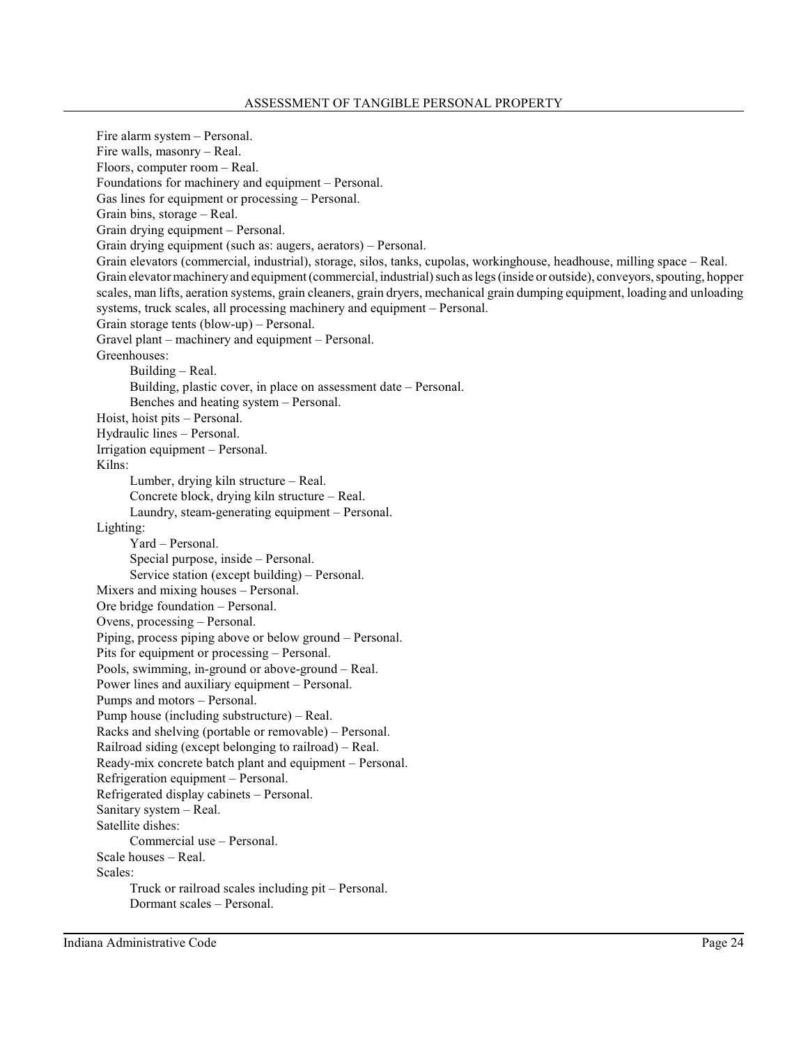Fire alarm system – Personal.
Fire walls, masonry – Real.
Floors, computer room – Real.
Foundations for machinery and equipment – Personal.
Gas lines for equipment or processing – Personal.
Grain bins, storage – Real.
Grain drying equipment – Personal.
Grain drying equipment (such as: augers, aerators) – Personal.
Grain elevators (commercial, industrial), storage, silos, tanks, cupolas, workinghouse, headhouse, milling space – Real.
Grain elevator machinery and equipment (commercial, industrial) such as legs (inside or outside), conveyors, spouting, hopper scales, man lifts, aeration systems, grain cleaners, grain dryers, mechanical grain dumping equipment, loading and unloading systems, truck scales, all processing machinery and equipment – Personal.
Grain storage tents (blow-up) – Personal.
Gravel plant – machinery and equipment – Personal.
Greenhouses:
  Building – Real.
  Building, plastic cover, in place on assessment date – Personal.
  Benches and heating system – Personal.
Hoist, hoist pits – Personal.
Hydraulic lines – Personal.
Irrigation equipment – Personal.
Kilns:
  Lumber, drying kiln structure – Real.
  Concrete block, drying kiln structure – Real.
  Laundry, steam-generating equipment – Personal.
Lighting:
  Yard – Personal.
  Special purpose, inside – Personal.
  Service station (except building) – Personal.
Mixers and mixing houses – Personal.
Ore bridge foundation – Personal.
Ovens, processing – Personal.
Piping, process piping above or below ground – Personal.
Pits for equipment or processing – Personal.
Pools, swimming, in-ground or above-ground – Real.
Power lines and auxiliary equipment – Personal.
Pumps and motors – Personal.
Pump house (including substructure) – Real.
Racks and shelving (portable or removable) – Personal.
Railroad siding (except belonging to railroad) – Real.
Ready-mix concrete batch plant and equipment – Personal.
Refrigeration equipment – Personal.
Refrigerated display cabinets – Personal.
Sanitary system – Real.
Satellite dishes:
  Commercial use – Personal.
Scale houses – Real.
Scales:
  Truck or railroad scales including pit – Personal.
  Dormant scales – Personal.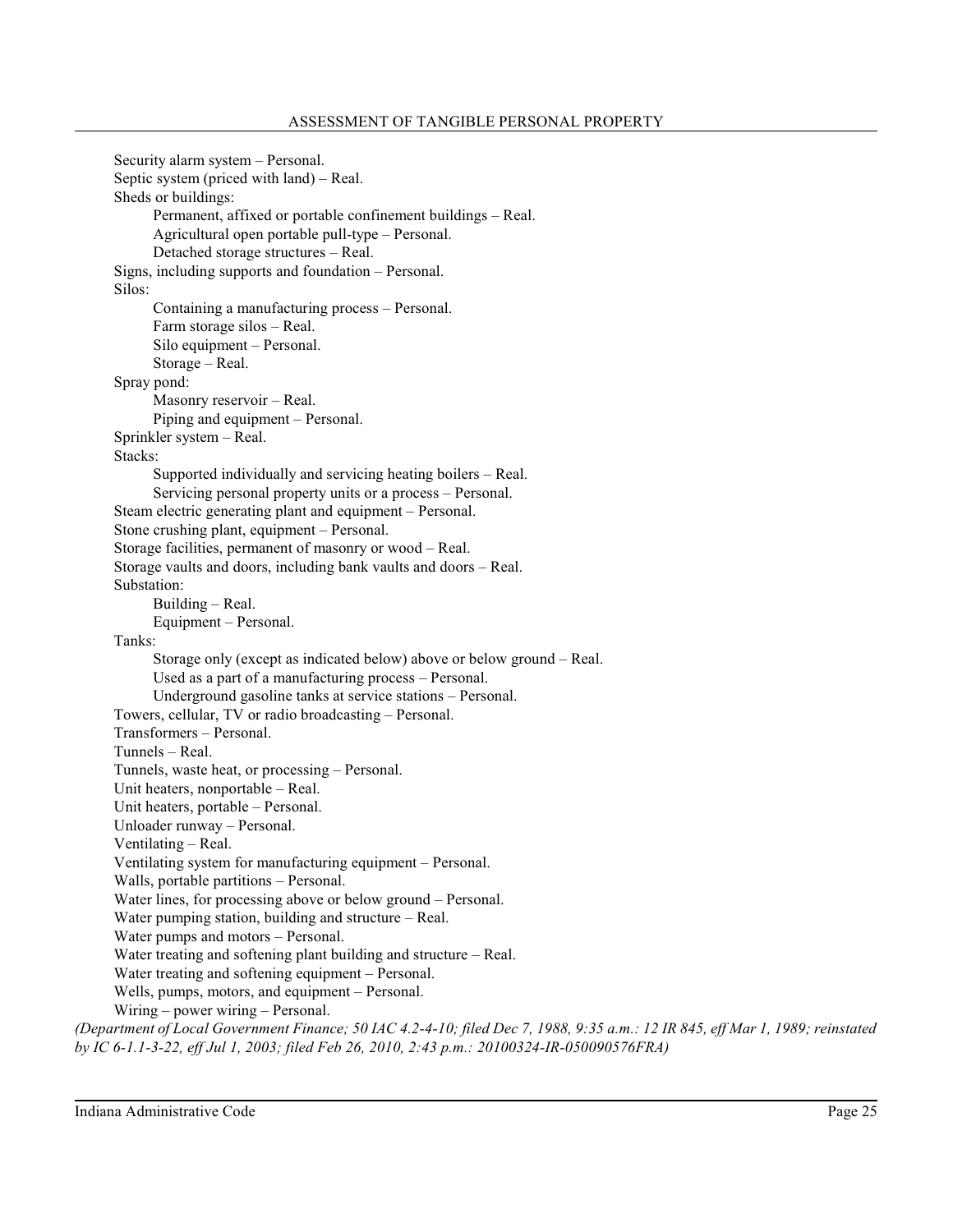Security alarm system – Personal.
Septic system (priced with land) – Real.
Sheds or buildings:
- Permanent, affixed or portable confinement buildings – Real.
- Agricultural open portable pull-type – Personal.
- Detached storage structures – Real.

Signs, including supports and foundation – Personal.
Silos:
- Containing a manufacturing process – Personal.
- Farm storage silos – Real.
- Silo equipment – Personal.
- Storage – Real.

Spray pond:
- Masonry reservoir – Real.
- Piping and equipment – Personal.

Sprinkler system – Real.
Stacks:
- Supported individually and servicing heating boilers – Real.
- Servicing personal property units or a process – Personal.

Steam electric generating plant and equipment – Personal.
Stone crushing plant, equipment – Personal.
Storage facilities, permanent of masonry or wood – Real.
Storage vaults and doors, including bank vaults and doors – Real.
Substation:
- Building – Real.
- Equipment – Personal.

Tanks:
- Storage only (except as indicated below) above or below ground – Real.
- Used as a part of a manufacturing process – Personal.
- Underground gasoline tanks at service stations – Personal.

Towers, cellular, TV or radio broadcasting – Personal.
Transformers – Personal.
Tunnels – Real.
Tunnels, waste heat, or processing – Personal.
Unit heaters, nonportable – Real.
Unit heaters, portable – Personal.
Unloader runway – Personal.
Ventilating – Real.
Ventilating system for manufacturing equipment – Personal.
Walls, portable partitions – Personal.
Water lines, for processing above or below ground – Personal.
Water pumping station, building and structure – Real.
Water pumps and motors – Personal.
Water treating and softening plant building and structure – Real.
Water treating and softening equipment – Personal.
Wells, pumps, motors, and equipment – Personal.
Wiring – power wiring – Personal.

*(Department of Local Government Finance; 50 IAC 4.2-4-10; filed Dec 7, 1988, 9:35 a.m.: 12 IR 845, eff Mar 1, 1989; reinstated by IC 6-1.1-3-22, eff Jul 1, 2003; filed Feb 26, 2010, 2:43 p.m.: 20100324-IR-050090576FRA)*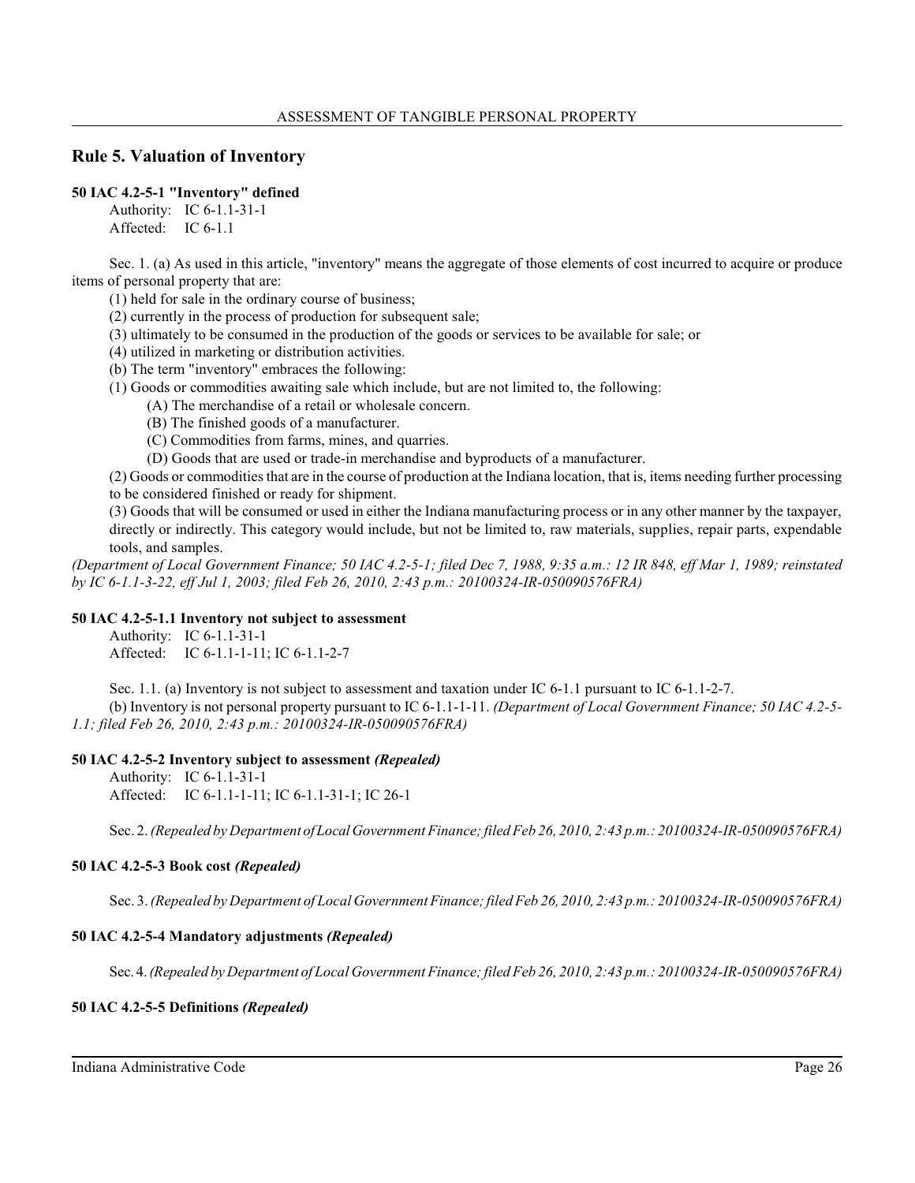## Rule 5. Valuation of Inventory

### 50 IAC 4.2-5-1 "Inventory" defined

Authority: IC 6-1.1-31-1
Affected: IC 6-1.1

Sec. 1. (a) As used in this article, "inventory" means the aggregate of those elements of cost incurred to acquire or produce items of personal property that are:

(1) held for sale in the ordinary course of business;
(2) currently in the process of production for subsequent sale;
(3) ultimately to be consumed in the production of the goods or services to be available for sale; or
(4) utilized in marketing or distribution activities.

(b) The term "inventory" embraces the following:

(1) Goods or commodities awaiting sale which include, but are not limited to, the following:
  (A) The merchandise of a retail or wholesale concern.
  (B) The finished goods of a manufacturer.
  (C) Commodities from farms, mines, and quarries.
  (D) Goods that are used or trade-in merchandise and byproducts of a manufacturer.

(2) Goods or commodities that are in the course of production at the Indiana location, that is, items needing further processing to be considered finished or ready for shipment.

(3) Goods that will be consumed or used in either the Indiana manufacturing process or in any other manner by the taxpayer, directly or indirectly. This category would include, but not be limited to, raw materials, supplies, repair parts, expendable tools, and samples.

*(Department of Local Government Finance; 50 IAC 4.2-5-1; filed Dec 7, 1988, 9:35 a.m.: 12 IR 848, eff Mar 1, 1989; reinstated by IC 6-1.1-3-22, eff Jul 1, 2003; filed Feb 26, 2010, 2:43 p.m.: 20100324-IR-050090576FRA)*

### 50 IAC 4.2-5-1.1 Inventory not subject to assessment

Authority: IC 6-1.1-31-1
Affected: IC 6-1.1-1-11; IC 6-1.1-2-7

Sec. 1.1. (a) Inventory is not subject to assessment and taxation under IC 6-1.1 pursuant to IC 6-1.1-2-7.

(b) Inventory is not personal property pursuant to IC 6-1.1-1-11. *(Department of Local Government Finance; 50 IAC 4.2-5-1.1; filed Feb 26, 2010, 2:43 p.m.: 20100324-IR-050090576FRA)*

### 50 IAC 4.2-5-2 Inventory subject to assessment *(Repealed)*

Authority: IC 6-1.1-31-1
Affected: IC 6-1.1-1-11; IC 6-1.1-31-1; IC 26-1

Sec. 2. *(Repealed by Department of Local Government Finance; filed Feb 26, 2010, 2:43 p.m.: 20100324-IR-050090576FRA)*

### 50 IAC 4.2-5-3 Book cost *(Repealed)*

Sec. 3. *(Repealed by Department of Local Government Finance; filed Feb 26, 2010, 2:43 p.m.: 20100324-IR-050090576FRA)*

### 50 IAC 4.2-5-4 Mandatory adjustments *(Repealed)*

Sec. 4. *(Repealed by Department of Local Government Finance; filed Feb 26, 2010, 2:43 p.m.: 20100324-IR-050090576FRA)*

### 50 IAC 4.2-5-5 Definitions *(Repealed)*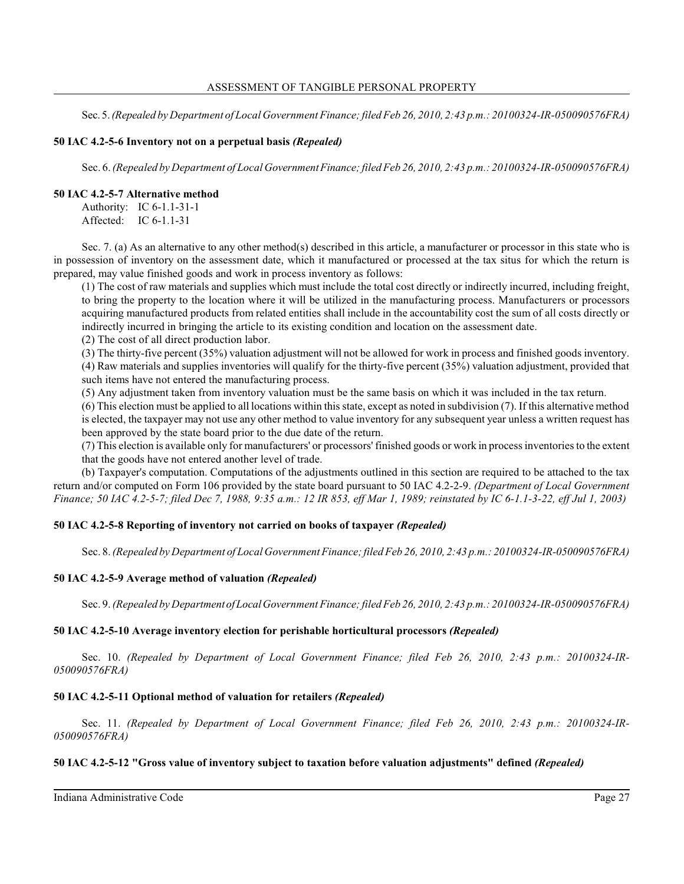Sec. 5. *(Repealed by Department of Local Government Finance; filed Feb 26, 2010, 2:43 p.m.: 20100324-IR-050090576FRA)*

**50 IAC 4.2-5-6 Inventory not on a perpetual basis *(Repealed)***

Sec. 6. *(Repealed by Department of Local Government Finance; filed Feb 26, 2010, 2:43 p.m.: 20100324-IR-050090576FRA)*

**50 IAC 4.2-5-7 Alternative method**

Authority: IC 6-1.1-31-1
Affected: IC 6-1.1-31

Sec. 7. (a) As an alternative to any other method(s) described in this article, a manufacturer or processor in this state who is in possession of inventory on the assessment date, which it manufactured or processed at the tax situs for which the return is prepared, may value finished goods and work in process inventory as follows:

(1) The cost of raw materials and supplies which must include the total cost directly or indirectly incurred, including freight, to bring the property to the location where it will be utilized in the manufacturing process. Manufacturers or processors acquiring manufactured products from related entities shall include in the accountability cost the sum of all costs directly or indirectly incurred in bringing the article to its existing condition and location on the assessment date.

(2) The cost of all direct production labor.

(3) The thirty-five percent (35%) valuation adjustment will not be allowed for work in process and finished goods inventory.

(4) Raw materials and supplies inventories will qualify for the thirty-five percent (35%) valuation adjustment, provided that such items have not entered the manufacturing process.

(5) Any adjustment taken from inventory valuation must be the same basis on which it was included in the tax return.

(6) This election must be applied to all locations within this state, except as noted in subdivision (7). If this alternative method is elected, the taxpayer may not use any other method to value inventory for any subsequent year unless a written request has been approved by the state board prior to the due date of the return.

(7) This election is available only for manufacturers' or processors' finished goods or work in process inventories to the extent that the goods have not entered another level of trade.

(b) Taxpayer's computation. Computations of the adjustments outlined in this section are required to be attached to the tax return and/or computed on Form 106 provided by the state board pursuant to 50 IAC 4.2-2-9. *(Department of Local Government Finance; 50 IAC 4.2-5-7; filed Dec 7, 1988, 9:35 a.m.: 12 IR 853, eff Mar 1, 1989; reinstated by IC 6-1.1-3-22, eff Jul 1, 2003)*

**50 IAC 4.2-5-8 Reporting of inventory not carried on books of taxpayer *(Repealed)***

Sec. 8. *(Repealed by Department of Local Government Finance; filed Feb 26, 2010, 2:43 p.m.: 20100324-IR-050090576FRA)*

**50 IAC 4.2-5-9 Average method of valuation *(Repealed)***

Sec. 9. *(Repealed by Department of Local Government Finance; filed Feb 26, 2010, 2:43 p.m.: 20100324-IR-050090576FRA)*

**50 IAC 4.2-5-10 Average inventory election for perishable horticultural processors *(Repealed)***

Sec. 10. *(Repealed by Department of Local Government Finance; filed Feb 26, 2010, 2:43 p.m.: 20100324-IR-050090576FRA)*

**50 IAC 4.2-5-11 Optional method of valuation for retailers *(Repealed)***

Sec. 11. *(Repealed by Department of Local Government Finance; filed Feb 26, 2010, 2:43 p.m.: 20100324-IR-050090576FRA)*

**50 IAC 4.2-5-12 "Gross value of inventory subject to taxation before valuation adjustments" defined *(Repealed)***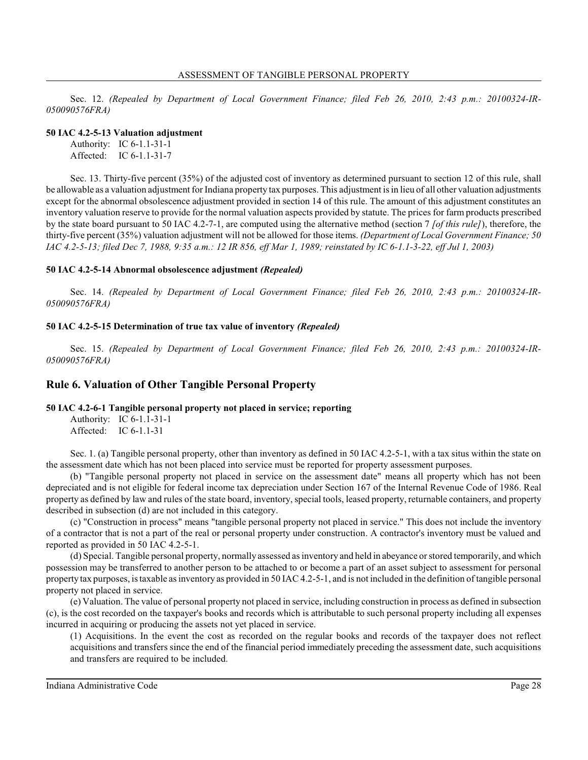Sec. 12. *(Repealed by Department of Local Government Finance; filed Feb 26, 2010, 2:43 p.m.: 20100324-IR-050090576FRA)*

**50 IAC 4.2-5-13 Valuation adjustment**

Authority: IC 6-1.1-31-1
Affected: IC 6-1.1-31-7

Sec. 13. Thirty-five percent (35%) of the adjusted cost of inventory as determined pursuant to section 12 of this rule, shall be allowable as a valuation adjustment for Indiana property tax purposes. This adjustment is in lieu of all other valuation adjustments except for the abnormal obsolescence adjustment provided in section 14 of this rule. The amount of this adjustment constitutes an inventory valuation reserve to provide for the normal valuation aspects provided by statute. The prices for farm products prescribed by the state board pursuant to 50 IAC 4.2-7-1, are computed using the alternative method (section 7 *[of this rule]*), therefore, the thirty-five percent (35%) valuation adjustment will not be allowed for those items. *(Department of Local Government Finance; 50 IAC 4.2-5-13; filed Dec 7, 1988, 9:35 a.m.: 12 IR 856, eff Mar 1, 1989; reinstated by IC 6-1.1-3-22, eff Jul 1, 2003)*

**50 IAC 4.2-5-14 Abnormal obsolescence adjustment *(Repealed)***

Sec. 14. *(Repealed by Department of Local Government Finance; filed Feb 26, 2010, 2:43 p.m.: 20100324-IR-050090576FRA)*

**50 IAC 4.2-5-15 Determination of true tax value of inventory *(Repealed)***

Sec. 15. *(Repealed by Department of Local Government Finance; filed Feb 26, 2010, 2:43 p.m.: 20100324-IR-050090576FRA)*

## Rule 6. Valuation of Other Tangible Personal Property

**50 IAC 4.2-6-1 Tangible personal property not placed in service; reporting**

Authority: IC 6-1.1-31-1
Affected: IC 6-1.1-31

Sec. 1. (a) Tangible personal property, other than inventory as defined in 50 IAC 4.2-5-1, with a tax situs within the state on the assessment date which has not been placed into service must be reported for property assessment purposes.

(b) "Tangible personal property not placed in service on the assessment date" means all property which has not been depreciated and is not eligible for federal income tax depreciation under Section 167 of the Internal Revenue Code of 1986. Real property as defined by law and rules of the state board, inventory, special tools, leased property, returnable containers, and property described in subsection (d) are not included in this category.

(c) "Construction in process" means "tangible personal property not placed in service." This does not include the inventory of a contractor that is not a part of the real or personal property under construction. A contractor's inventory must be valued and reported as provided in 50 IAC 4.2-5-1.

(d) Special. Tangible personal property, normally assessed as inventory and held in abeyance or stored temporarily, and which possession may be transferred to another person to be attached to or become a part of an asset subject to assessment for personal property tax purposes, is taxable as inventory as provided in 50 IAC 4.2-5-1, and is not included in the definition of tangible personal property not placed in service.

(e) Valuation. The value of personal property not placed in service, including construction in process as defined in subsection (c), is the cost recorded on the taxpayer's books and records which is attributable to such personal property including all expenses incurred in acquiring or producing the assets not yet placed in service.

(1) Acquisitions. In the event the cost as recorded on the regular books and records of the taxpayer does not reflect acquisitions and transfers since the end of the financial period immediately preceding the assessment date, such acquisitions and transfers are required to be included.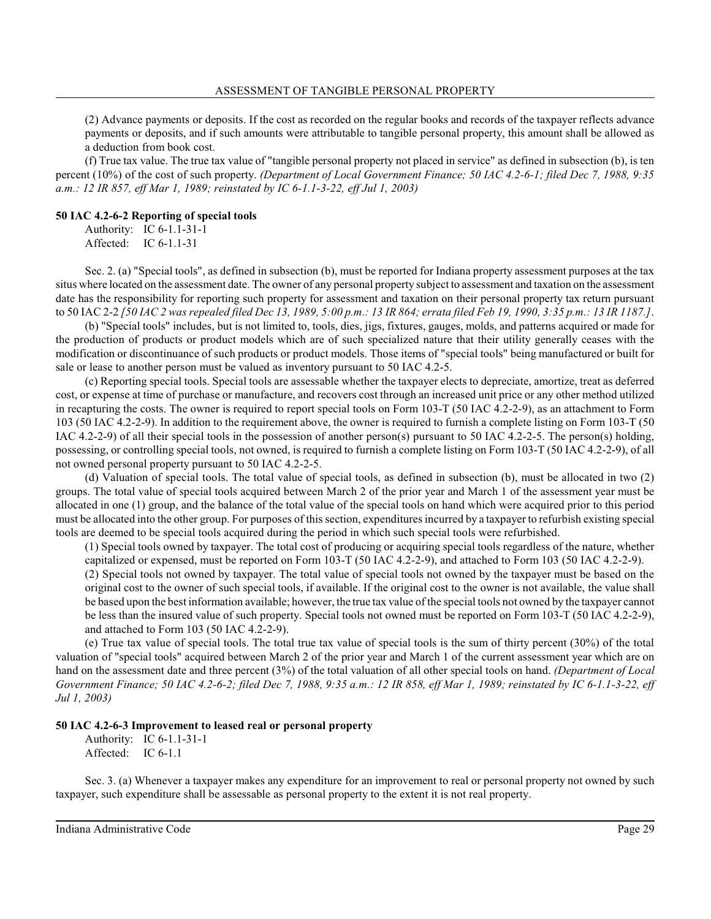(2) Advance payments or deposits. If the cost as recorded on the regular books and records of the taxpayer reflects advance payments or deposits, and if such amounts were attributable to tangible personal property, this amount shall be allowed as a deduction from book cost.

(f) True tax value. The true tax value of "tangible personal property not placed in service" as defined in subsection (b), is ten percent (10%) of the cost of such property. *(Department of Local Government Finance; 50 IAC 4.2-6-1; filed Dec 7, 1988, 9:35 a.m.: 12 IR 857, eff Mar 1, 1989; reinstated by IC 6-1.1-3-22, eff Jul 1, 2003)*

**50 IAC 4.2-6-2 Reporting of special tools**

Authority: IC 6-1.1-31-1
Affected: IC 6-1.1-31

Sec. 2. (a) "Special tools", as defined in subsection (b), must be reported for Indiana property assessment purposes at the tax situs where located on the assessment date. The owner of any personal property subject to assessment and taxation on the assessment date has the responsibility for reporting such property for assessment and taxation on their personal property tax return pursuant to 50 IAC 2-2 *[50 IAC 2 was repealed filed Dec 13, 1989, 5:00 p.m.: 13 IR 864; errata filed Feb 19, 1990, 3:35 p.m.: 13 IR 1187.]*.

(b) "Special tools" includes, but is not limited to, tools, dies, jigs, fixtures, gauges, molds, and patterns acquired or made for the production of products or product models which are of such specialized nature that their utility generally ceases with the modification or discontinuance of such products or product models. Those items of "special tools" being manufactured or built for sale or lease to another person must be valued as inventory pursuant to 50 IAC 4.2-5.

(c) Reporting special tools. Special tools are assessable whether the taxpayer elects to depreciate, amortize, treat as deferred cost, or expense at time of purchase or manufacture, and recovers cost through an increased unit price or any other method utilized in recapturing the costs. The owner is required to report special tools on Form 103-T (50 IAC 4.2-2-9), as an attachment to Form 103 (50 IAC 4.2-2-9). In addition to the requirement above, the owner is required to furnish a complete listing on Form 103-T (50 IAC 4.2-2-9) of all their special tools in the possession of another person(s) pursuant to 50 IAC 4.2-2-5. The person(s) holding, possessing, or controlling special tools, not owned, is required to furnish a complete listing on Form 103-T (50 IAC 4.2-2-9), of all not owned personal property pursuant to 50 IAC 4.2-2-5.

(d) Valuation of special tools. The total value of special tools, as defined in subsection (b), must be allocated in two (2) groups. The total value of special tools acquired between March 2 of the prior year and March 1 of the assessment year must be allocated in one (1) group, and the balance of the total value of the special tools on hand which were acquired prior to this period must be allocated into the other group. For purposes of this section, expenditures incurred by a taxpayer to refurbish existing special tools are deemed to be special tools acquired during the period in which such special tools were refurbished.

(1) Special tools owned by taxpayer. The total cost of producing or acquiring special tools regardless of the nature, whether capitalized or expensed, must be reported on Form 103-T (50 IAC 4.2-2-9), and attached to Form 103 (50 IAC 4.2-2-9).

(2) Special tools not owned by taxpayer. The total value of special tools not owned by the taxpayer must be based on the original cost to the owner of such special tools, if available. If the original cost to the owner is not available, the value shall be based upon the best information available; however, the true tax value of the special tools not owned by the taxpayer cannot be less than the insured value of such property. Special tools not owned must be reported on Form 103-T (50 IAC 4.2-2-9), and attached to Form 103 (50 IAC 4.2-2-9).

(e) True tax value of special tools. The total true tax value of special tools is the sum of thirty percent (30%) of the total valuation of "special tools" acquired between March 2 of the prior year and March 1 of the current assessment year which are on hand on the assessment date and three percent (3%) of the total valuation of all other special tools on hand. *(Department of Local Government Finance; 50 IAC 4.2-6-2; filed Dec 7, 1988, 9:35 a.m.: 12 IR 858, eff Mar 1, 1989; reinstated by IC 6-1.1-3-22, eff Jul 1, 2003)*

**50 IAC 4.2-6-3 Improvement to leased real or personal property**

Authority: IC 6-1.1-31-1
Affected: IC 6-1.1

Sec. 3. (a) Whenever a taxpayer makes any expenditure for an improvement to real or personal property not owned by such taxpayer, such expenditure shall be assessable as personal property to the extent it is not real property.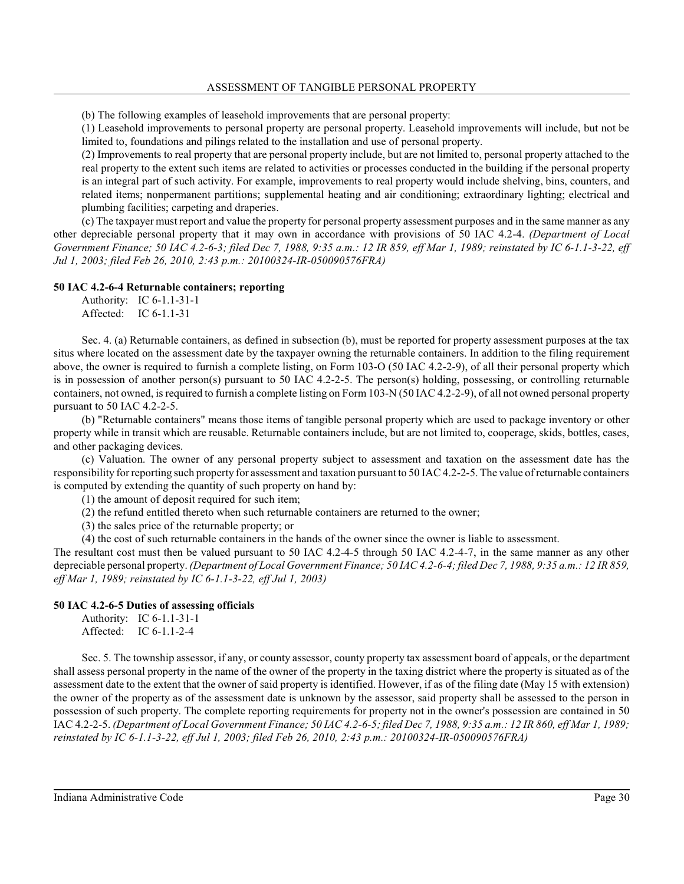(b) The following examples of leasehold improvements that are personal property:

(1) Leasehold improvements to personal property are personal property. Leasehold improvements will include, but not be limited to, foundations and pilings related to the installation and use of personal property.

(2) Improvements to real property that are personal property include, but are not limited to, personal property attached to the real property to the extent such items are related to activities or processes conducted in the building if the personal property is an integral part of such activity. For example, improvements to real property would include shelving, bins, counters, and related items; nonpermanent partitions; supplemental heating and air conditioning; extraordinary lighting; electrical and plumbing facilities; carpeting and draperies.

(c) The taxpayer must report and value the property for personal property assessment purposes and in the same manner as any other depreciable personal property that it may own in accordance with provisions of 50 IAC 4.2-4. *(Department of Local Government Finance; 50 IAC 4.2-6-3; filed Dec 7, 1988, 9:35 a.m.: 12 IR 859, eff Mar 1, 1989; reinstated by IC 6-1.1-3-22, eff Jul 1, 2003; filed Feb 26, 2010, 2:43 p.m.: 20100324-IR-050090576FRA)*

**50 IAC 4.2-6-4 Returnable containers; reporting**

Authority: IC 6-1.1-31-1
Affected: IC 6-1.1-31

Sec. 4. (a) Returnable containers, as defined in subsection (b), must be reported for property assessment purposes at the tax situs where located on the assessment date by the taxpayer owning the returnable containers. In addition to the filing requirement above, the owner is required to furnish a complete listing, on Form 103-O (50 IAC 4.2-2-9), of all their personal property which is in possession of another person(s) pursuant to 50 IAC 4.2-2-5. The person(s) holding, possessing, or controlling returnable containers, not owned, is required to furnish a complete listing on Form 103-N (50 IAC 4.2-2-9), of all not owned personal property pursuant to 50 IAC 4.2-2-5.

(b) "Returnable containers" means those items of tangible personal property which are used to package inventory or other property while in transit which are reusable. Returnable containers include, but are not limited to, cooperage, skids, bottles, cases, and other packaging devices.

(c) Valuation. The owner of any personal property subject to assessment and taxation on the assessment date has the responsibility for reporting such property for assessment and taxation pursuant to 50 IAC 4.2-2-5. The value of returnable containers is computed by extending the quantity of such property on hand by:

(1) the amount of deposit required for such item;

(2) the refund entitled thereto when such returnable containers are returned to the owner;

(3) the sales price of the returnable property; or

(4) the cost of such returnable containers in the hands of the owner since the owner is liable to assessment.

The resultant cost must then be valued pursuant to 50 IAC 4.2-4-5 through 50 IAC 4.2-4-7, in the same manner as any other depreciable personal property. *(Department of Local Government Finance; 50 IAC 4.2-6-4; filed Dec 7, 1988, 9:35 a.m.: 12 IR 859, eff Mar 1, 1989; reinstated by IC 6-1.1-3-22, eff Jul 1, 2003)*

**50 IAC 4.2-6-5 Duties of assessing officials**

Authority: IC 6-1.1-31-1
Affected: IC 6-1.1-2-4

Sec. 5. The township assessor, if any, or county assessor, county property tax assessment board of appeals, or the department shall assess personal property in the name of the owner of the property in the taxing district where the property is situated as of the assessment date to the extent that the owner of said property is identified. However, if as of the filing date (May 15 with extension) the owner of the property as of the assessment date is unknown by the assessor, said property shall be assessed to the person in possession of such property. The complete reporting requirements for property not in the owner's possession are contained in 50 IAC 4.2-2-5. *(Department of Local Government Finance; 50 IAC 4.2-6-5; filed Dec 7, 1988, 9:35 a.m.: 12 IR 860, eff Mar 1, 1989; reinstated by IC 6-1.1-3-22, eff Jul 1, 2003; filed Feb 26, 2010, 2:43 p.m.: 20100324-IR-050090576FRA)*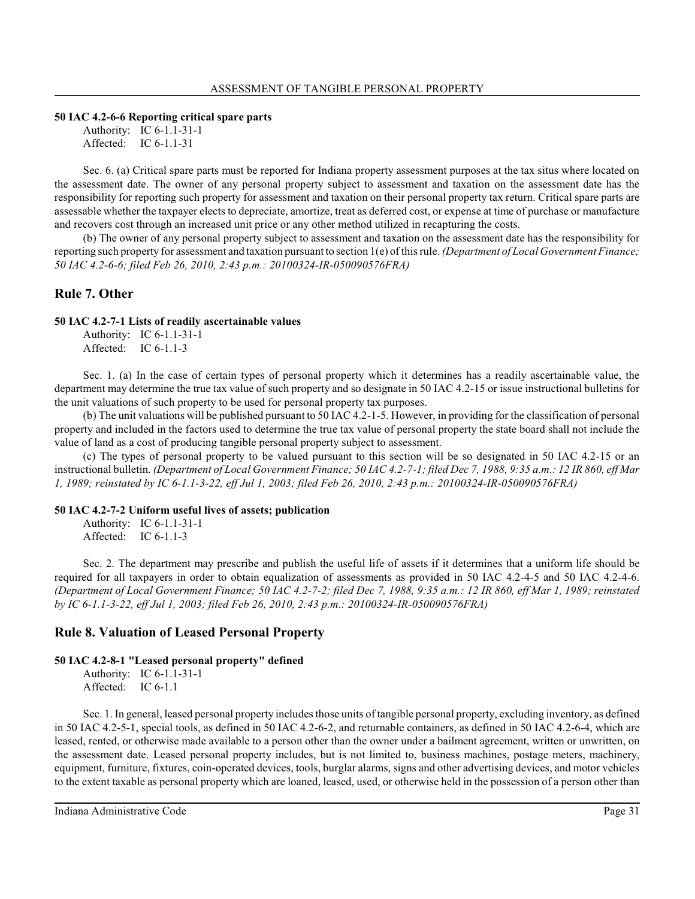**50 IAC 4.2-6-6 Reporting critical spare parts**

Authority: IC 6-1.1-31-1
Affected: IC 6-1.1-31

Sec. 6. (a) Critical spare parts must be reported for Indiana property assessment purposes at the tax situs where located on the assessment date. The owner of any personal property subject to assessment and taxation on the assessment date has the responsibility for reporting such property for assessment and taxation on their personal property tax return. Critical spare parts are assessable whether the taxpayer elects to depreciate, amortize, treat as deferred cost, or expense at time of purchase or manufacture and recovers cost through an increased unit price or any other method utilized in recapturing the costs.

(b) The owner of any personal property subject to assessment and taxation on the assessment date has the responsibility for reporting such property for assessment and taxation pursuant to section 1(e) of this rule. *(Department of Local Government Finance; 50 IAC 4.2-6-6; filed Feb 26, 2010, 2:43 p.m.: 20100324-IR-050090576FRA)*

## Rule 7. Other

**50 IAC 4.2-7-1 Lists of readily ascertainable values**

Authority: IC 6-1.1-31-1
Affected: IC 6-1.1-3

Sec. 1. (a) In the case of certain types of personal property which it determines has a readily ascertainable value, the department may determine the true tax value of such property and so designate in 50 IAC 4.2-15 or issue instructional bulletins for the unit valuations of such property to be used for personal property tax purposes.

(b) The unit valuations will be published pursuant to 50 IAC 4.2-1-5. However, in providing for the classification of personal property and included in the factors used to determine the true tax value of personal property the state board shall not include the value of land as a cost of producing tangible personal property subject to assessment.

(c) The types of personal property to be valued pursuant to this section will be so designated in 50 IAC 4.2-15 or an instructional bulletin. *(Department of Local Government Finance; 50 IAC 4.2-7-1; filed Dec 7, 1988, 9:35 a.m.: 12 IR 860, eff Mar 1, 1989; reinstated by IC 6-1.1-3-22, eff Jul 1, 2003; filed Feb 26, 2010, 2:43 p.m.: 20100324-IR-050090576FRA)*

**50 IAC 4.2-7-2 Uniform useful lives of assets; publication**

Authority: IC 6-1.1-31-1
Affected: IC 6-1.1-3

Sec. 2. The department may prescribe and publish the useful life of assets if it determines that a uniform life should be required for all taxpayers in order to obtain equalization of assessments as provided in 50 IAC 4.2-4-5 and 50 IAC 4.2-4-6. *(Department of Local Government Finance; 50 IAC 4.2-7-2; filed Dec 7, 1988, 9:35 a.m.: 12 IR 860, eff Mar 1, 1989; reinstated by IC 6-1.1-3-22, eff Jul 1, 2003; filed Feb 26, 2010, 2:43 p.m.: 20100324-IR-050090576FRA)*

## Rule 8. Valuation of Leased Personal Property

**50 IAC 4.2-8-1 "Leased personal property" defined**

Authority: IC 6-1.1-31-1
Affected: IC 6-1.1

Sec. 1. In general, leased personal property includes those units of tangible personal property, excluding inventory, as defined in 50 IAC 4.2-5-1, special tools, as defined in 50 IAC 4.2-6-2, and returnable containers, as defined in 50 IAC 4.2-6-4, which are leased, rented, or otherwise made available to a person other than the owner under a bailment agreement, written or unwritten, on the assessment date. Leased personal property includes, but is not limited to, business machines, postage meters, machinery, equipment, furniture, fixtures, coin-operated devices, tools, burglar alarms, signs and other advertising devices, and motor vehicles to the extent taxable as personal property which are loaned, leased, used, or otherwise held in the possession of a person other than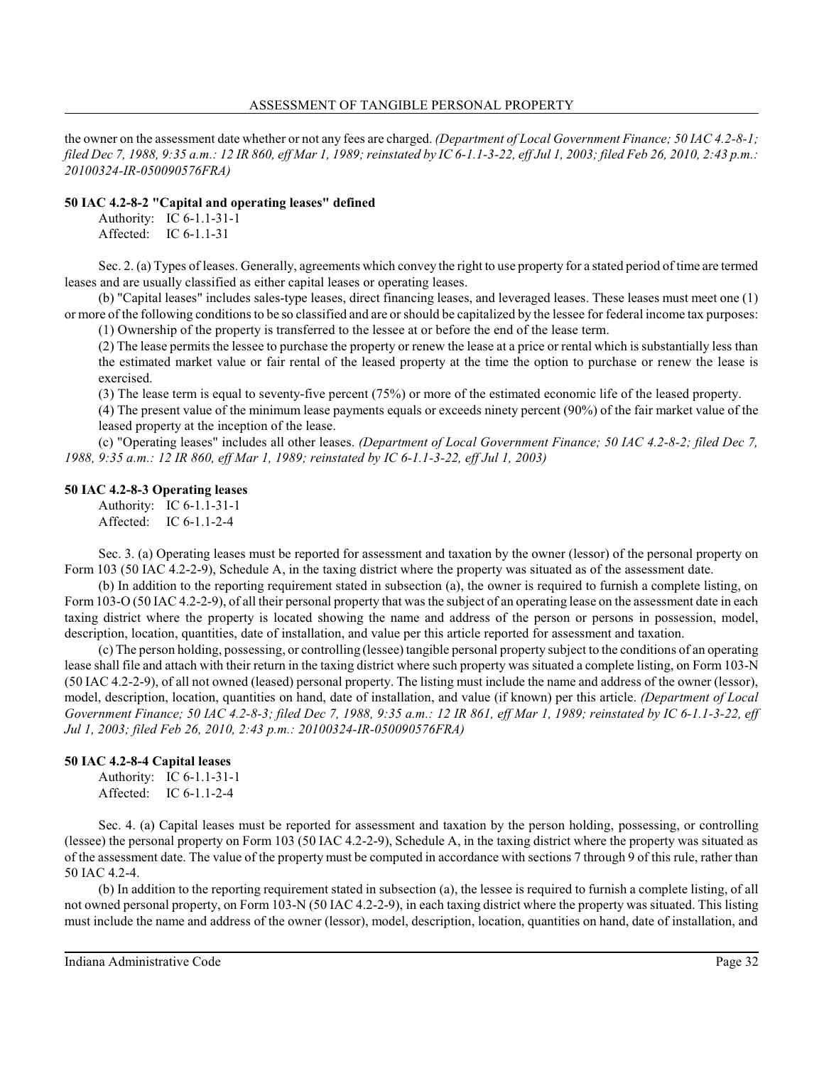the owner on the assessment date whether or not any fees are charged. *(Department of Local Government Finance; 50 IAC 4.2-8-1; filed Dec 7, 1988, 9:35 a.m.: 12 IR 860, eff Mar 1, 1989; reinstated by IC 6-1.1-3-22, eff Jul 1, 2003; filed Feb 26, 2010, 2:43 p.m.: 20100324-IR-050090576FRA)*

**50 IAC 4.2-8-2 "Capital and operating leases" defined**

Authority: IC 6-1.1-31-1
Affected: IC 6-1.1-31

Sec. 2. (a) Types of leases. Generally, agreements which convey the right to use property for a stated period of time are termed leases and are usually classified as either capital leases or operating leases.

(b) "Capital leases" includes sales-type leases, direct financing leases, and leveraged leases. These leases must meet one (1) or more of the following conditions to be so classified and are or should be capitalized by the lessee for federal income tax purposes:

(1) Ownership of the property is transferred to the lessee at or before the end of the lease term.

(2) The lease permits the lessee to purchase the property or renew the lease at a price or rental which is substantially less than the estimated market value or fair rental of the leased property at the time the option to purchase or renew the lease is exercised.

(3) The lease term is equal to seventy-five percent (75%) or more of the estimated economic life of the leased property.

(4) The present value of the minimum lease payments equals or exceeds ninety percent (90%) of the fair market value of the leased property at the inception of the lease.

(c) "Operating leases" includes all other leases. *(Department of Local Government Finance; 50 IAC 4.2-8-2; filed Dec 7, 1988, 9:35 a.m.: 12 IR 860, eff Mar 1, 1989; reinstated by IC 6-1.1-3-22, eff Jul 1, 2003)*

**50 IAC 4.2-8-3 Operating leases**

Authority: IC 6-1.1-31-1
Affected: IC 6-1.1-2-4

Sec. 3. (a) Operating leases must be reported for assessment and taxation by the owner (lessor) of the personal property on Form 103 (50 IAC 4.2-2-9), Schedule A, in the taxing district where the property was situated as of the assessment date.

(b) In addition to the reporting requirement stated in subsection (a), the owner is required to furnish a complete listing, on Form 103-O (50 IAC 4.2-2-9), of all their personal property that was the subject of an operating lease on the assessment date in each taxing district where the property is located showing the name and address of the person or persons in possession, model, description, location, quantities, date of installation, and value per this article reported for assessment and taxation.

(c) The person holding, possessing, or controlling (lessee) tangible personal property subject to the conditions of an operating lease shall file and attach with their return in the taxing district where such property was situated a complete listing, on Form 103-N (50 IAC 4.2-2-9), of all not owned (leased) personal property. The listing must include the name and address of the owner (lessor), model, description, location, quantities on hand, date of installation, and value (if known) per this article. *(Department of Local Government Finance; 50 IAC 4.2-8-3; filed Dec 7, 1988, 9:35 a.m.: 12 IR 861, eff Mar 1, 1989; reinstated by IC 6-1.1-3-22, eff Jul 1, 2003; filed Feb 26, 2010, 2:43 p.m.: 20100324-IR-050090576FRA)*

**50 IAC 4.2-8-4 Capital leases**

Authority: IC 6-1.1-31-1
Affected: IC 6-1.1-2-4

Sec. 4. (a) Capital leases must be reported for assessment and taxation by the person holding, possessing, or controlling (lessee) the personal property on Form 103 (50 IAC 4.2-2-9), Schedule A, in the taxing district where the property was situated as of the assessment date. The value of the property must be computed in accordance with sections 7 through 9 of this rule, rather than 50 IAC 4.2-4.

(b) In addition to the reporting requirement stated in subsection (a), the lessee is required to furnish a complete listing, of all not owned personal property, on Form 103-N (50 IAC 4.2-2-9), in each taxing district where the property was situated. This listing must include the name and address of the owner (lessor), model, description, location, quantities on hand, date of installation, and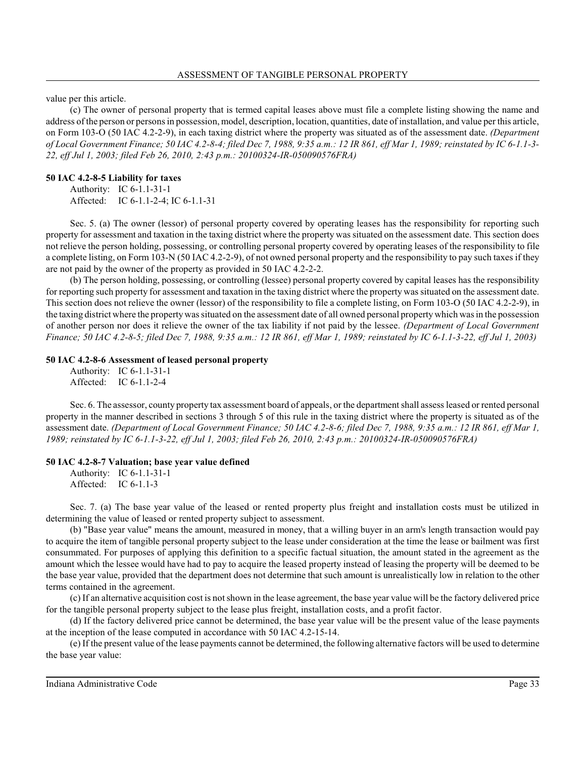value per this article.

(c) The owner of personal property that is termed capital leases above must file a complete listing showing the name and address of the person or persons in possession, model, description, location, quantities, date of installation, and value per this article, on Form 103-O (50 IAC 4.2-2-9), in each taxing district where the property was situated as of the assessment date. *(Department of Local Government Finance; 50 IAC 4.2-8-4; filed Dec 7, 1988, 9:35 a.m.: 12 IR 861, eff Mar 1, 1989; reinstated by IC 6-1.1-3-22, eff Jul 1, 2003; filed Feb 26, 2010, 2:43 p.m.: 20100324-IR-050090576FRA)*

**50 IAC 4.2-8-5 Liability for taxes**

Authority: IC 6-1.1-31-1
Affected: IC 6-1.1-2-4; IC 6-1.1-31

Sec. 5. (a) The owner (lessor) of personal property covered by operating leases has the responsibility for reporting such property for assessment and taxation in the taxing district where the property was situated on the assessment date. This section does not relieve the person holding, possessing, or controlling personal property covered by operating leases of the responsibility to file a complete listing, on Form 103-N (50 IAC 4.2-2-9), of not owned personal property and the responsibility to pay such taxes if they are not paid by the owner of the property as provided in 50 IAC 4.2-2-2.

(b) The person holding, possessing, or controlling (lessee) personal property covered by capital leases has the responsibility for reporting such property for assessment and taxation in the taxing district where the property was situated on the assessment date. This section does not relieve the owner (lessor) of the responsibility to file a complete listing, on Form 103-O (50 IAC 4.2-2-9), in the taxing district where the property was situated on the assessment date of all owned personal property which was in the possession of another person nor does it relieve the owner of the tax liability if not paid by the lessee. *(Department of Local Government Finance; 50 IAC 4.2-8-5; filed Dec 7, 1988, 9:35 a.m.: 12 IR 861, eff Mar 1, 1989; reinstated by IC 6-1.1-3-22, eff Jul 1, 2003)*

**50 IAC 4.2-8-6 Assessment of leased personal property**

Authority: IC 6-1.1-31-1
Affected: IC 6-1.1-2-4

Sec. 6. The assessor, county property tax assessment board of appeals, or the department shall assess leased or rented personal property in the manner described in sections 3 through 5 of this rule in the taxing district where the property is situated as of the assessment date. *(Department of Local Government Finance; 50 IAC 4.2-8-6; filed Dec 7, 1988, 9:35 a.m.: 12 IR 861, eff Mar 1, 1989; reinstated by IC 6-1.1-3-22, eff Jul 1, 2003; filed Feb 26, 2010, 2:43 p.m.: 20100324-IR-050090576FRA)*

**50 IAC 4.2-8-7 Valuation; base year value defined**

Authority: IC 6-1.1-31-1
Affected: IC 6-1.1-3

Sec. 7. (a) The base year value of the leased or rented property plus freight and installation costs must be utilized in determining the value of leased or rented property subject to assessment.

(b) "Base year value" means the amount, measured in money, that a willing buyer in an arm's length transaction would pay to acquire the item of tangible personal property subject to the lease under consideration at the time the lease or bailment was first consummated. For purposes of applying this definition to a specific factual situation, the amount stated in the agreement as the amount which the lessee would have had to pay to acquire the leased property instead of leasing the property will be deemed to be the base year value, provided that the department does not determine that such amount is unrealistically low in relation to the other terms contained in the agreement.

(c) If an alternative acquisition cost is not shown in the lease agreement, the base year value will be the factory delivered price for the tangible personal property subject to the lease plus freight, installation costs, and a profit factor.

(d) If the factory delivered price cannot be determined, the base year value will be the present value of the lease payments at the inception of the lease computed in accordance with 50 IAC 4.2-15-14.

(e) If the present value of the lease payments cannot be determined, the following alternative factors will be used to determine the base year value: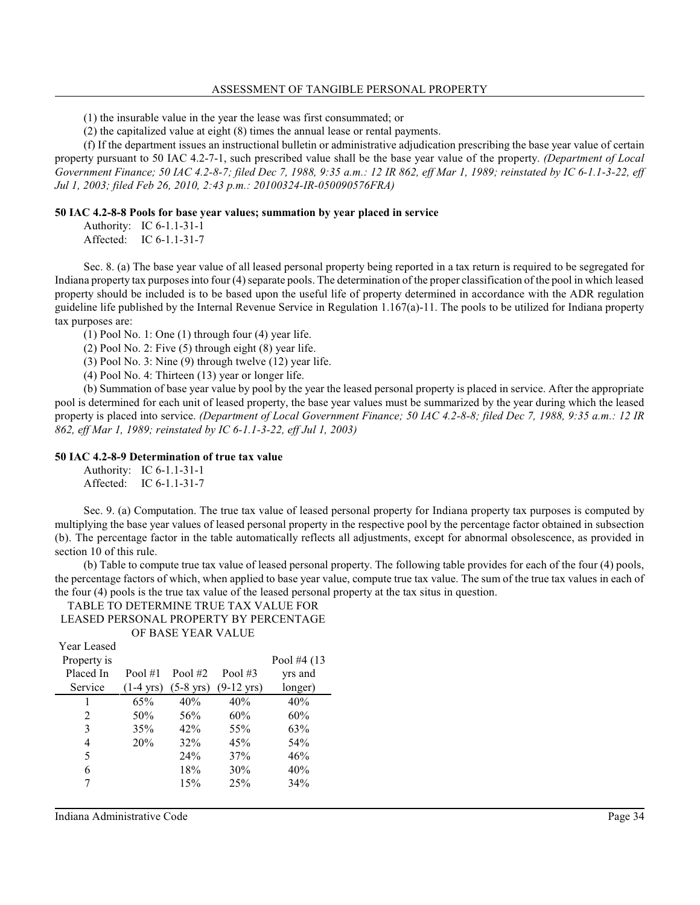(1) the insurable value in the year the lease was first consummated; or

(2) the capitalized value at eight (8) times the annual lease or rental payments.

(f) If the department issues an instructional bulletin or administrative adjudication prescribing the base year value of certain property pursuant to 50 IAC 4.2-7-1, such prescribed value shall be the base year value of the property. *(Department of Local Government Finance; 50 IAC 4.2-8-7; filed Dec 7, 1988, 9:35 a.m.: 12 IR 862, eff Mar 1, 1989; reinstated by IC 6-1.1-3-22, eff Jul 1, 2003; filed Feb 26, 2010, 2:43 p.m.: 20100324-IR-050090576FRA)*

**50 IAC 4.2-8-8 Pools for base year values; summation by year placed in service**

Authority: IC 6-1.1-31-1
Affected: IC 6-1.1-31-7

Sec. 8. (a) The base year value of all leased personal property being reported in a tax return is required to be segregated for Indiana property tax purposes into four (4) separate pools. The determination of the proper classification of the pool in which leased property should be included is to be based upon the useful life of property determined in accordance with the ADR regulation guideline life published by the Internal Revenue Service in Regulation 1.167(a)-11. The pools to be utilized for Indiana property tax purposes are:

(1) Pool No. 1: One (1) through four (4) year life.

(2) Pool No. 2: Five (5) through eight (8) year life.

(3) Pool No. 3: Nine (9) through twelve (12) year life.

(4) Pool No. 4: Thirteen (13) year or longer life.

(b) Summation of base year value by pool by the year the leased personal property is placed in service. After the appropriate pool is determined for each unit of leased property, the base year values must be summarized by the year during which the leased property is placed into service. *(Department of Local Government Finance; 50 IAC 4.2-8-8; filed Dec 7, 1988, 9:35 a.m.: 12 IR 862, eff Mar 1, 1989; reinstated by IC 6-1.1-3-22, eff Jul 1, 2003)*

**50 IAC 4.2-8-9 Determination of true tax value**

Authority: IC 6-1.1-31-1
Affected: IC 6-1.1-31-7

Sec. 9. (a) Computation. The true tax value of leased personal property for Indiana property tax purposes is computed by multiplying the base year values of leased personal property in the respective pool by the percentage factor obtained in subsection (b). The percentage factor in the table automatically reflects all adjustments, except for abnormal obsolescence, as provided in section 10 of this rule.

(b) Table to compute true tax value of leased personal property. The following table provides for each of the four (4) pools, the percentage factors of which, when applied to base year value, compute true tax value. The sum of the true tax values in each of the four (4) pools is the true tax value of the leased personal property at the tax situs in question.

TABLE TO DETERMINE TRUE TAX VALUE FOR LEASED PERSONAL PROPERTY BY PERCENTAGE OF BASE YEAR VALUE

| Year Leased Property is Placed In Service | Pool #1 (1-4 yrs) | Pool #2 (5-8 yrs) | Pool #3 (9-12 yrs) | Pool #4 (13 yrs and longer) |
|---|---|---|---|---|
| 1 | 65% | 40% | 40% | 40% |
| 2 | 50% | 56% | 60% | 60% |
| 3 | 35% | 42% | 55% | 63% |
| 4 | 20% | 32% | 45% | 54% |
| 5 | | 24% | 37% | 46% |
| 6 | | 18% | 30% | 40% |
| 7 | | 15% | 25% | 34% |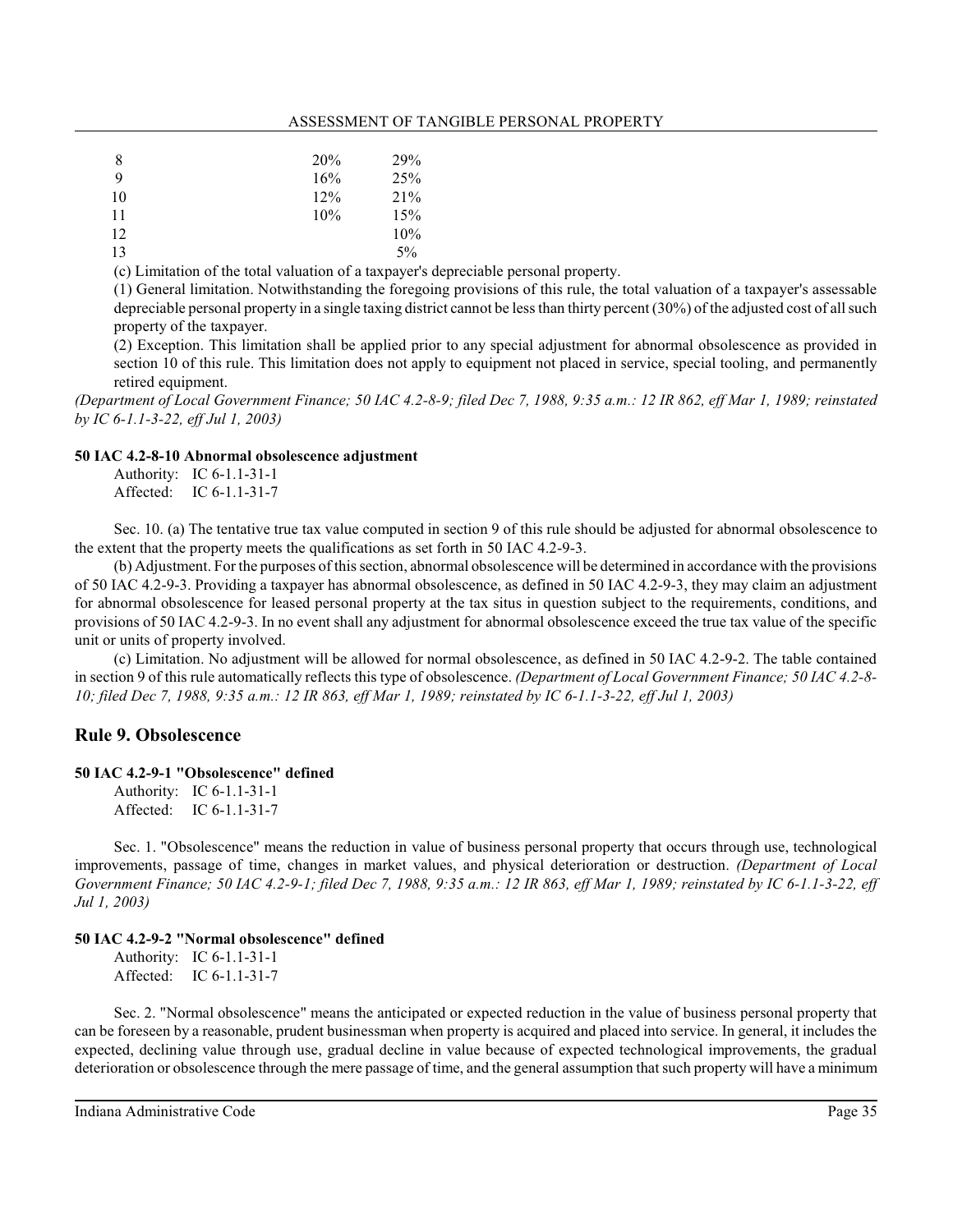| | | |
|---|---|---|
| 8 | 20% | 29% |
| 9 | 16% | 25% |
| 10 | 12% | 21% |
| 11 | 10% | 15% |
| 12 | | 10% |
| 13 | | 5% |

(c) Limitation of the total valuation of a taxpayer's depreciable personal property.

(1) General limitation. Notwithstanding the foregoing provisions of this rule, the total valuation of a taxpayer's assessable depreciable personal property in a single taxing district cannot be less than thirty percent (30%) of the adjusted cost of all such property of the taxpayer.

(2) Exception. This limitation shall be applied prior to any special adjustment for abnormal obsolescence as provided in section 10 of this rule. This limitation does not apply to equipment not placed in service, special tooling, and permanently retired equipment.

*(Department of Local Government Finance; 50 IAC 4.2-8-9; filed Dec 7, 1988, 9:35 a.m.: 12 IR 862, eff Mar 1, 1989; reinstated by IC 6-1.1-3-22, eff Jul 1, 2003)*

**50 IAC 4.2-8-10 Abnormal obsolescence adjustment**

Authority: IC 6-1.1-31-1
Affected: IC 6-1.1-31-7

Sec. 10. (a) The tentative true tax value computed in section 9 of this rule should be adjusted for abnormal obsolescence to the extent that the property meets the qualifications as set forth in 50 IAC 4.2-9-3.

(b) Adjustment. For the purposes of this section, abnormal obsolescence will be determined in accordance with the provisions of 50 IAC 4.2-9-3. Providing a taxpayer has abnormal obsolescence, as defined in 50 IAC 4.2-9-3, they may claim an adjustment for abnormal obsolescence for leased personal property at the tax situs in question subject to the requirements, conditions, and provisions of 50 IAC 4.2-9-3. In no event shall any adjustment for abnormal obsolescence exceed the true tax value of the specific unit or units of property involved.

(c) Limitation. No adjustment will be allowed for normal obsolescence, as defined in 50 IAC 4.2-9-2. The table contained in section 9 of this rule automatically reflects this type of obsolescence. *(Department of Local Government Finance; 50 IAC 4.2-8-10; filed Dec 7, 1988, 9:35 a.m.: 12 IR 863, eff Mar 1, 1989; reinstated by IC 6-1.1-3-22, eff Jul 1, 2003)*

## Rule 9. Obsolescence

**50 IAC 4.2-9-1 "Obsolescence" defined**

Authority: IC 6-1.1-31-1
Affected: IC 6-1.1-31-7

Sec. 1. "Obsolescence" means the reduction in value of business personal property that occurs through use, technological improvements, passage of time, changes in market values, and physical deterioration or destruction. *(Department of Local Government Finance; 50 IAC 4.2-9-1; filed Dec 7, 1988, 9:35 a.m.: 12 IR 863, eff Mar 1, 1989; reinstated by IC 6-1.1-3-22, eff Jul 1, 2003)*

**50 IAC 4.2-9-2 "Normal obsolescence" defined**

Authority: IC 6-1.1-31-1
Affected: IC 6-1.1-31-7

Sec. 2. "Normal obsolescence" means the anticipated or expected reduction in the value of business personal property that can be foreseen by a reasonable, prudent businessman when property is acquired and placed into service. In general, it includes the expected, declining value through use, gradual decline in value because of expected technological improvements, the gradual deterioration or obsolescence through the mere passage of time, and the general assumption that such property will have a minimum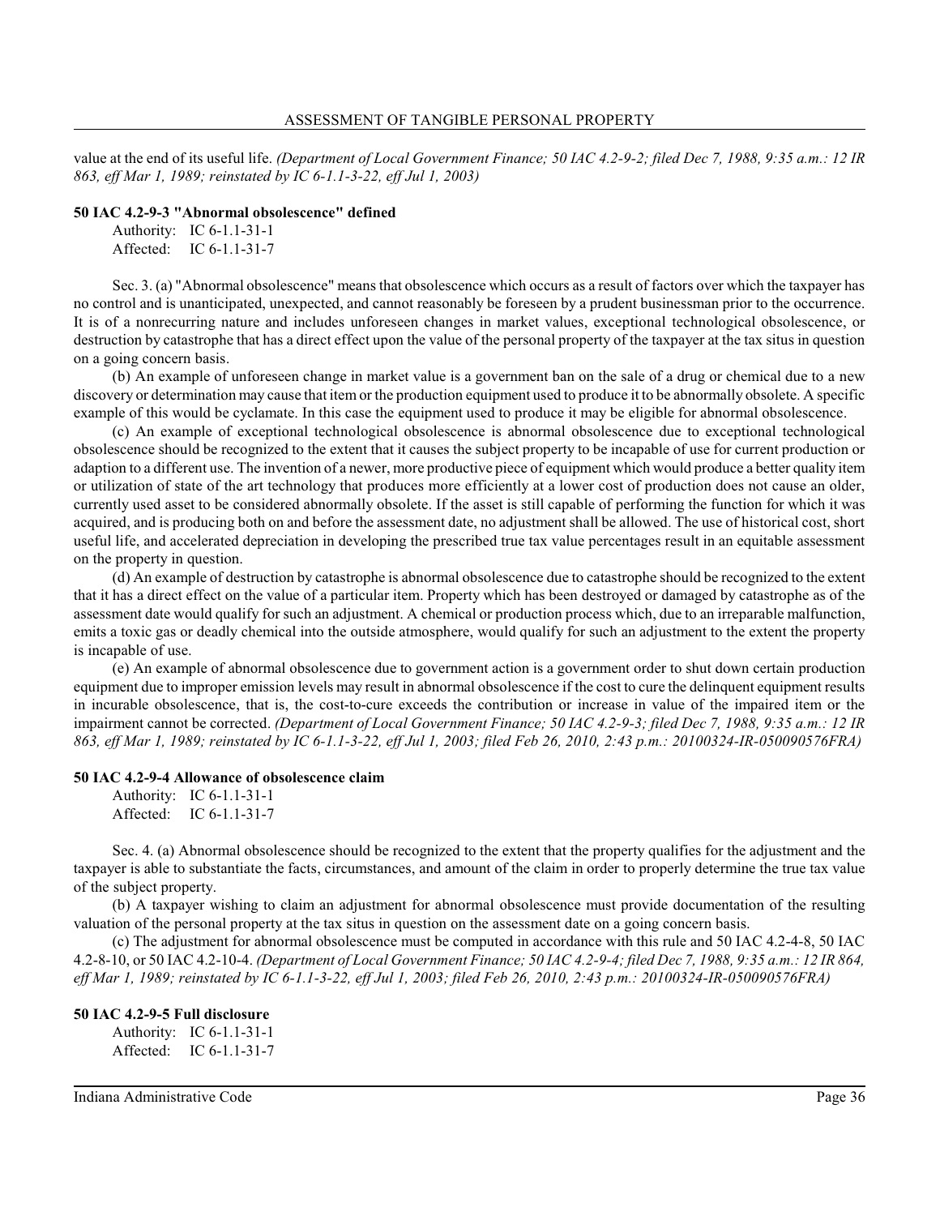value at the end of its useful life. *(Department of Local Government Finance; 50 IAC 4.2-9-2; filed Dec 7, 1988, 9:35 a.m.: 12 IR 863, eff Mar 1, 1989; reinstated by IC 6-1.1-3-22, eff Jul 1, 2003)*

**50 IAC 4.2-9-3 "Abnormal obsolescence" defined**

Authority: IC 6-1.1-31-1
Affected: IC 6-1.1-31-7

Sec. 3. (a) "Abnormal obsolescence" means that obsolescence which occurs as a result of factors over which the taxpayer has no control and is unanticipated, unexpected, and cannot reasonably be foreseen by a prudent businessman prior to the occurrence. It is of a nonrecurring nature and includes unforeseen changes in market values, exceptional technological obsolescence, or destruction by catastrophe that has a direct effect upon the value of the personal property of the taxpayer at the tax situs in question on a going concern basis.

(b) An example of unforeseen change in market value is a government ban on the sale of a drug or chemical due to a new discovery or determination may cause that item or the production equipment used to produce it to be abnormally obsolete. A specific example of this would be cyclamate. In this case the equipment used to produce it may be eligible for abnormal obsolescence.

(c) An example of exceptional technological obsolescence is abnormal obsolescence due to exceptional technological obsolescence should be recognized to the extent that it causes the subject property to be incapable of use for current production or adaption to a different use. The invention of a newer, more productive piece of equipment which would produce a better quality item or utilization of state of the art technology that produces more efficiently at a lower cost of production does not cause an older, currently used asset to be considered abnormally obsolete. If the asset is still capable of performing the function for which it was acquired, and is producing both on and before the assessment date, no adjustment shall be allowed. The use of historical cost, short useful life, and accelerated depreciation in developing the prescribed true tax value percentages result in an equitable assessment on the property in question.

(d) An example of destruction by catastrophe is abnormal obsolescence due to catastrophe should be recognized to the extent that it has a direct effect on the value of a particular item. Property which has been destroyed or damaged by catastrophe as of the assessment date would qualify for such an adjustment. A chemical or production process which, due to an irreparable malfunction, emits a toxic gas or deadly chemical into the outside atmosphere, would qualify for such an adjustment to the extent the property is incapable of use.

(e) An example of abnormal obsolescence due to government action is a government order to shut down certain production equipment due to improper emission levels may result in abnormal obsolescence if the cost to cure the delinquent equipment results in incurable obsolescence, that is, the cost-to-cure exceeds the contribution or increase in value of the impaired item or the impairment cannot be corrected. *(Department of Local Government Finance; 50 IAC 4.2-9-3; filed Dec 7, 1988, 9:35 a.m.: 12 IR 863, eff Mar 1, 1989; reinstated by IC 6-1.1-3-22, eff Jul 1, 2003; filed Feb 26, 2010, 2:43 p.m.: 20100324-IR-050090576FRA)*

**50 IAC 4.2-9-4 Allowance of obsolescence claim**

Authority: IC 6-1.1-31-1
Affected: IC 6-1.1-31-7

Sec. 4. (a) Abnormal obsolescence should be recognized to the extent that the property qualifies for the adjustment and the taxpayer is able to substantiate the facts, circumstances, and amount of the claim in order to properly determine the true tax value of the subject property.

(b) A taxpayer wishing to claim an adjustment for abnormal obsolescence must provide documentation of the resulting valuation of the personal property at the tax situs in question on the assessment date on a going concern basis.

(c) The adjustment for abnormal obsolescence must be computed in accordance with this rule and 50 IAC 4.2-4-8, 50 IAC 4.2-8-10, or 50 IAC 4.2-10-4. *(Department of Local Government Finance; 50 IAC 4.2-9-4; filed Dec 7, 1988, 9:35 a.m.: 12 IR 864, eff Mar 1, 1989; reinstated by IC 6-1.1-3-22, eff Jul 1, 2003; filed Feb 26, 2010, 2:43 p.m.: 20100324-IR-050090576FRA)*

**50 IAC 4.2-9-5 Full disclosure**

Authority: IC 6-1.1-31-1
Affected: IC 6-1.1-31-7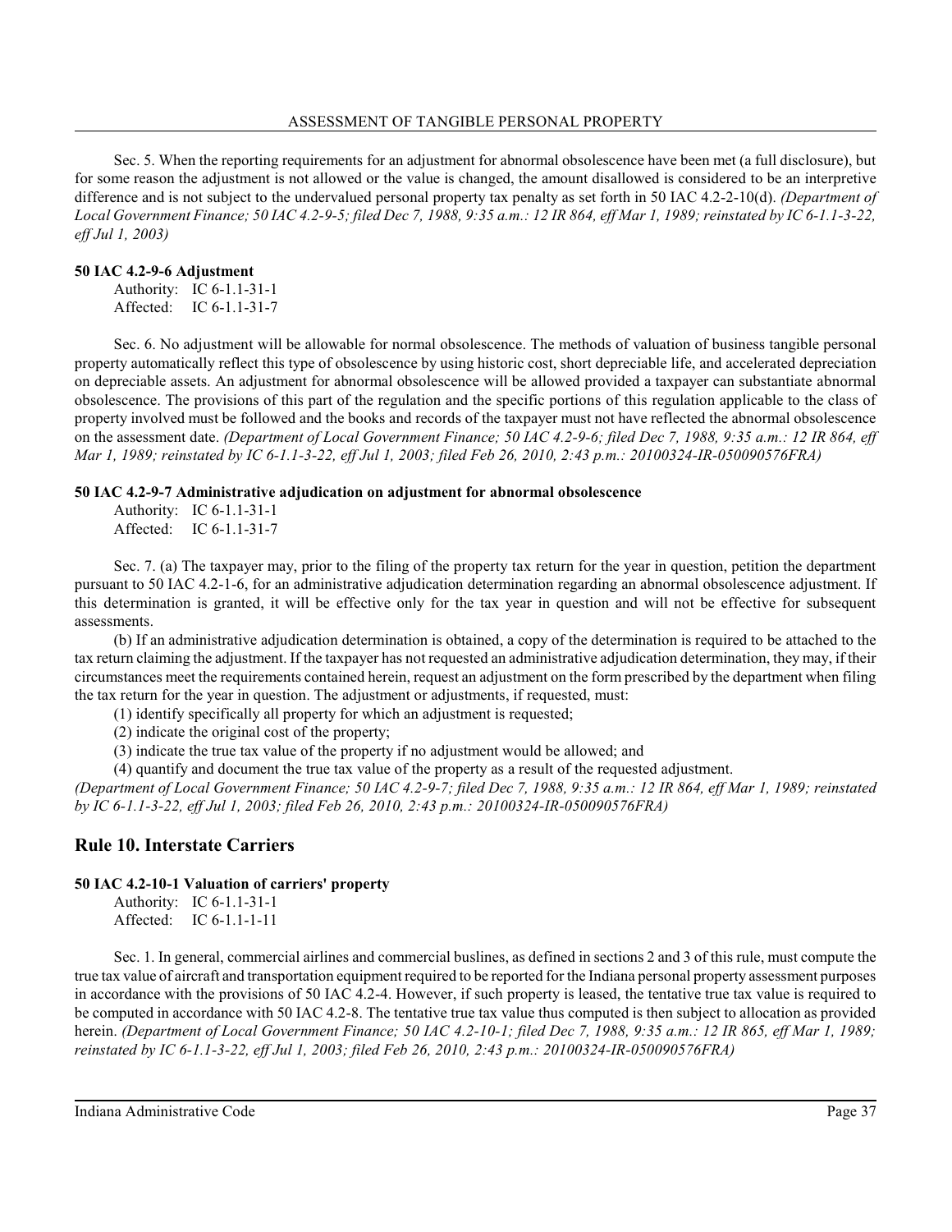Sec. 5. When the reporting requirements for an adjustment for abnormal obsolescence have been met (a full disclosure), but for some reason the adjustment is not allowed or the value is changed, the amount disallowed is considered to be an interpretive difference and is not subject to the undervalued personal property tax penalty as set forth in 50 IAC 4.2-2-10(d). *(Department of Local Government Finance; 50 IAC 4.2-9-5; filed Dec 7, 1988, 9:35 a.m.: 12 IR 864, eff Mar 1, 1989; reinstated by IC 6-1.1-3-22, eff Jul 1, 2003)*

**50 IAC 4.2-9-6 Adjustment**

Authority: IC 6-1.1-31-1
Affected: IC 6-1.1-31-7

Sec. 6. No adjustment will be allowable for normal obsolescence. The methods of valuation of business tangible personal property automatically reflect this type of obsolescence by using historic cost, short depreciable life, and accelerated depreciation on depreciable assets. An adjustment for abnormal obsolescence will be allowed provided a taxpayer can substantiate abnormal obsolescence. The provisions of this part of the regulation and the specific portions of this regulation applicable to the class of property involved must be followed and the books and records of the taxpayer must not have reflected the abnormal obsolescence on the assessment date. *(Department of Local Government Finance; 50 IAC 4.2-9-6; filed Dec 7, 1988, 9:35 a.m.: 12 IR 864, eff Mar 1, 1989; reinstated by IC 6-1.1-3-22, eff Jul 1, 2003; filed Feb 26, 2010, 2:43 p.m.: 20100324-IR-050090576FRA)*

**50 IAC 4.2-9-7 Administrative adjudication on adjustment for abnormal obsolescence**

Authority: IC 6-1.1-31-1
Affected: IC 6-1.1-31-7

Sec. 7. (a) The taxpayer may, prior to the filing of the property tax return for the year in question, petition the department pursuant to 50 IAC 4.2-1-6, for an administrative adjudication determination regarding an abnormal obsolescence adjustment. If this determination is granted, it will be effective only for the tax year in question and will not be effective for subsequent assessments.

(b) If an administrative adjudication determination is obtained, a copy of the determination is required to be attached to the tax return claiming the adjustment. If the taxpayer has not requested an administrative adjudication determination, they may, if their circumstances meet the requirements contained herein, request an adjustment on the form prescribed by the department when filing the tax return for the year in question. The adjustment or adjustments, if requested, must:

(1) identify specifically all property for which an adjustment is requested;
(2) indicate the original cost of the property;
(3) indicate the true tax value of the property if no adjustment would be allowed; and
(4) quantify and document the true tax value of the property as a result of the requested adjustment.

*(Department of Local Government Finance; 50 IAC 4.2-9-7; filed Dec 7, 1988, 9:35 a.m.: 12 IR 864, eff Mar 1, 1989; reinstated by IC 6-1.1-3-22, eff Jul 1, 2003; filed Feb 26, 2010, 2:43 p.m.: 20100324-IR-050090576FRA)*

## Rule 10. Interstate Carriers

**50 IAC 4.2-10-1 Valuation of carriers' property**

Authority: IC 6-1.1-31-1
Affected: IC 6-1.1-1-11

Sec. 1. In general, commercial airlines and commercial buslines, as defined in sections 2 and 3 of this rule, must compute the true tax value of aircraft and transportation equipment required to be reported for the Indiana personal property assessment purposes in accordance with the provisions of 50 IAC 4.2-4. However, if such property is leased, the tentative true tax value is required to be computed in accordance with 50 IAC 4.2-8. The tentative true tax value thus computed is then subject to allocation as provided herein. *(Department of Local Government Finance; 50 IAC 4.2-10-1; filed Dec 7, 1988, 9:35 a.m.: 12 IR 865, eff Mar 1, 1989; reinstated by IC 6-1.1-3-22, eff Jul 1, 2003; filed Feb 26, 2010, 2:43 p.m.: 20100324-IR-050090576FRA)*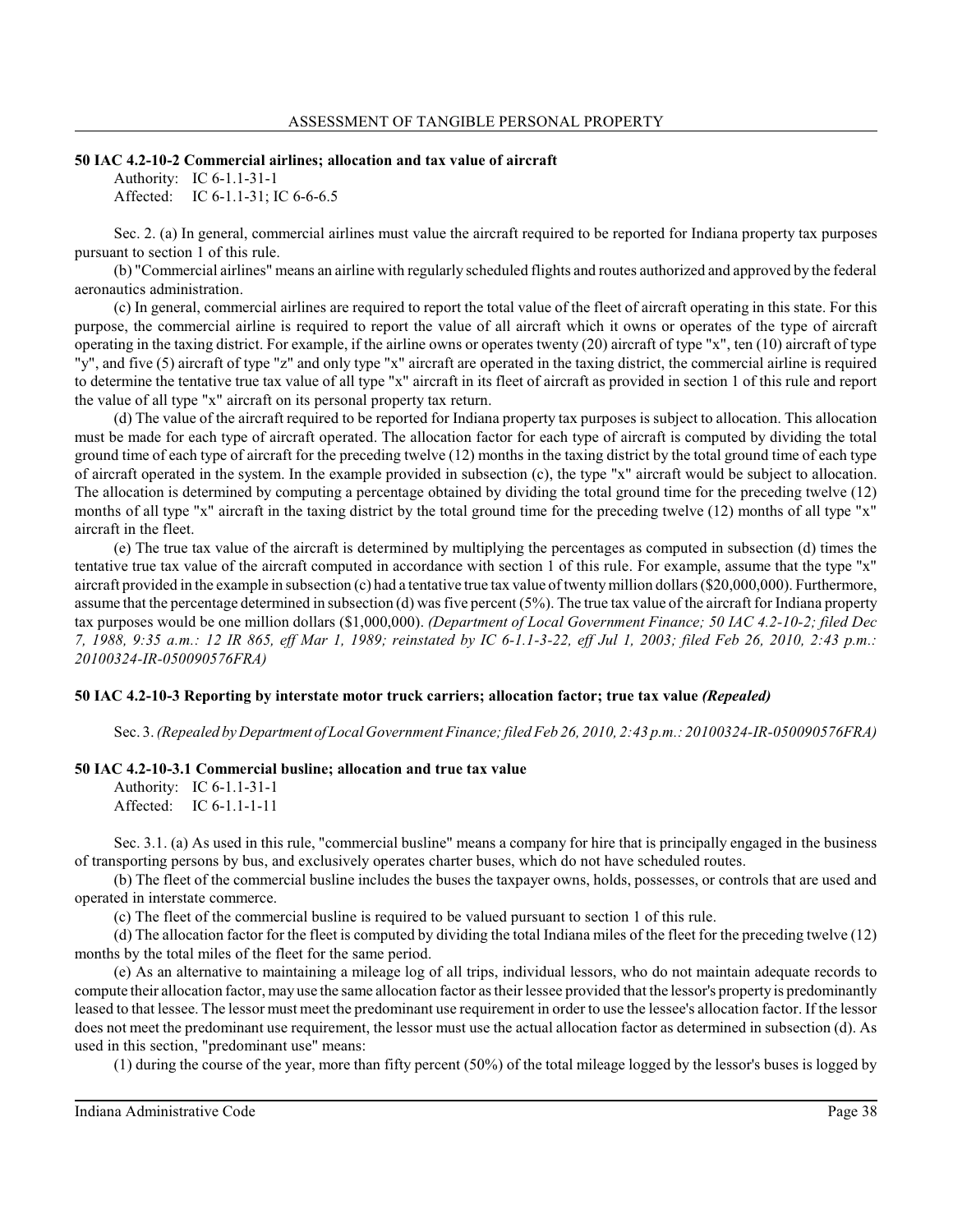### 50 IAC 4.2-10-2 Commercial airlines; allocation and tax value of aircraft

Authority: IC 6-1.1-31-1
Affected: IC 6-1.1-31; IC 6-6-6.5

Sec. 2. (a) In general, commercial airlines must value the aircraft required to be reported for Indiana property tax purposes pursuant to section 1 of this rule.

(b) "Commercial airlines" means an airline with regularly scheduled flights and routes authorized and approved by the federal aeronautics administration.

(c) In general, commercial airlines are required to report the total value of the fleet of aircraft operating in this state. For this purpose, the commercial airline is required to report the value of all aircraft which it owns or operates of the type of aircraft operating in the taxing district. For example, if the airline owns or operates twenty (20) aircraft of type "x", ten (10) aircraft of type "y", and five (5) aircraft of type "z" and only type "x" aircraft are operated in the taxing district, the commercial airline is required to determine the tentative true tax value of all type "x" aircraft in its fleet of aircraft as provided in section 1 of this rule and report the value of all type "x" aircraft on its personal property tax return.

(d) The value of the aircraft required to be reported for Indiana property tax purposes is subject to allocation. This allocation must be made for each type of aircraft operated. The allocation factor for each type of aircraft is computed by dividing the total ground time of each type of aircraft for the preceding twelve (12) months in the taxing district by the total ground time of each type of aircraft operated in the system. In the example provided in subsection (c), the type "x" aircraft would be subject to allocation. The allocation is determined by computing a percentage obtained by dividing the total ground time for the preceding twelve (12) months of all type "x" aircraft in the taxing district by the total ground time for the preceding twelve (12) months of all type "x" aircraft in the fleet.

(e) The true tax value of the aircraft is determined by multiplying the percentages as computed in subsection (d) times the tentative true tax value of the aircraft computed in accordance with section 1 of this rule. For example, assume that the type "x" aircraft provided in the example in subsection (c) had a tentative true tax value of twenty million dollars ($20,000,000). Furthermore, assume that the percentage determined in subsection (d) was five percent (5%). The true tax value of the aircraft for Indiana property tax purposes would be one million dollars ($1,000,000). *(Department of Local Government Finance; 50 IAC 4.2-10-2; filed Dec 7, 1988, 9:35 a.m.: 12 IR 865, eff Mar 1, 1989; reinstated by IC 6-1.1-3-22, eff Jul 1, 2003; filed Feb 26, 2010, 2:43 p.m.: 20100324-IR-050090576FRA)*

### 50 IAC 4.2-10-3 Reporting by interstate motor truck carriers; allocation factor; true tax value *(Repealed)*

Sec. 3. *(Repealed by Department of Local Government Finance; filed Feb 26, 2010, 2:43 p.m.: 20100324-IR-050090576FRA)*

### 50 IAC 4.2-10-3.1 Commercial busline; allocation and true tax value

Authority: IC 6-1.1-31-1
Affected: IC 6-1.1-1-11

Sec. 3.1. (a) As used in this rule, "commercial busline" means a company for hire that is principally engaged in the business of transporting persons by bus, and exclusively operates charter buses, which do not have scheduled routes.

(b) The fleet of the commercial busline includes the buses the taxpayer owns, holds, possesses, or controls that are used and operated in interstate commerce.

(c) The fleet of the commercial busline is required to be valued pursuant to section 1 of this rule.

(d) The allocation factor for the fleet is computed by dividing the total Indiana miles of the fleet for the preceding twelve (12) months by the total miles of the fleet for the same period.

(e) As an alternative to maintaining a mileage log of all trips, individual lessors, who do not maintain adequate records to compute their allocation factor, may use the same allocation factor as their lessee provided that the lessor's property is predominantly leased to that lessee. The lessor must meet the predominant use requirement in order to use the lessee's allocation factor. If the lessor does not meet the predominant use requirement, the lessor must use the actual allocation factor as determined in subsection (d). As used in this section, "predominant use" means:

(1) during the course of the year, more than fifty percent (50%) of the total mileage logged by the lessor's buses is logged by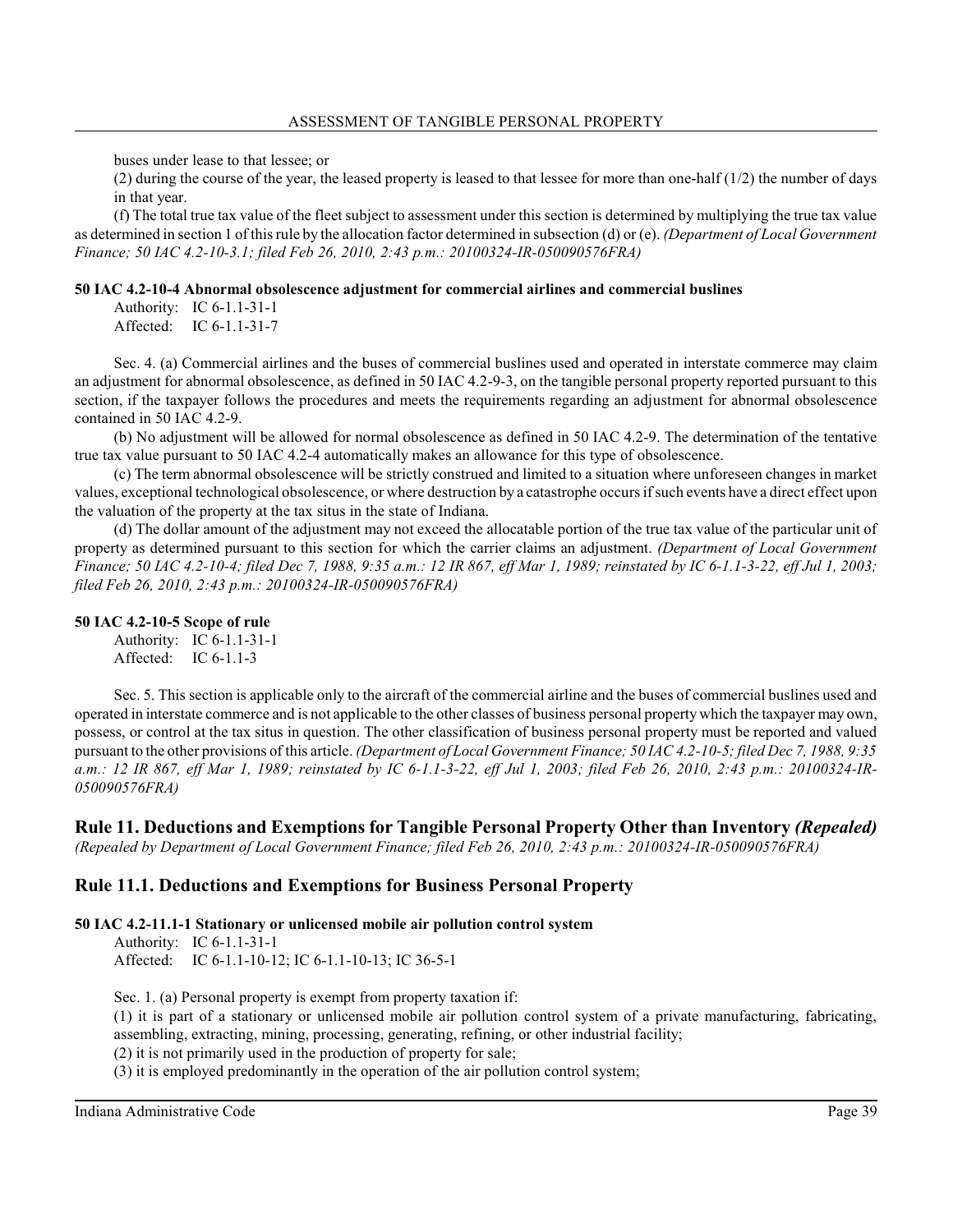buses under lease to that lessee; or

(2) during the course of the year, the leased property is leased to that lessee for more than one-half (1/2) the number of days in that year.

(f) The total true tax value of the fleet subject to assessment under this section is determined by multiplying the true tax value as determined in section 1 of this rule by the allocation factor determined in subsection (d) or (e). *(Department of Local Government Finance; 50 IAC 4.2-10-3.1; filed Feb 26, 2010, 2:43 p.m.: 20100324-IR-050090576FRA)*

**50 IAC 4.2-10-4 Abnormal obsolescence adjustment for commercial airlines and commercial buslines**

Authority: IC 6-1.1-31-1
Affected: IC 6-1.1-31-7

Sec. 4. (a) Commercial airlines and the buses of commercial buslines used and operated in interstate commerce may claim an adjustment for abnormal obsolescence, as defined in 50 IAC 4.2-9-3, on the tangible personal property reported pursuant to this section, if the taxpayer follows the procedures and meets the requirements regarding an adjustment for abnormal obsolescence contained in 50 IAC 4.2-9.

(b) No adjustment will be allowed for normal obsolescence as defined in 50 IAC 4.2-9. The determination of the tentative true tax value pursuant to 50 IAC 4.2-4 automatically makes an allowance for this type of obsolescence.

(c) The term abnormal obsolescence will be strictly construed and limited to a situation where unforeseen changes in market values, exceptional technological obsolescence, or where destruction by a catastrophe occurs if such events have a direct effect upon the valuation of the property at the tax situs in the state of Indiana.

(d) The dollar amount of the adjustment may not exceed the allocatable portion of the true tax value of the particular unit of property as determined pursuant to this section for which the carrier claims an adjustment. *(Department of Local Government Finance; 50 IAC 4.2-10-4; filed Dec 7, 1988, 9:35 a.m.: 12 IR 867, eff Mar 1, 1989; reinstated by IC 6-1.1-3-22, eff Jul 1, 2003; filed Feb 26, 2010, 2:43 p.m.: 20100324-IR-050090576FRA)*

**50 IAC 4.2-10-5 Scope of rule**

Authority: IC 6-1.1-31-1
Affected: IC 6-1.1-3

Sec. 5. This section is applicable only to the aircraft of the commercial airline and the buses of commercial buslines used and operated in interstate commerce and is not applicable to the other classes of business personal property which the taxpayer may own, possess, or control at the tax situs in question. The other classification of business personal property must be reported and valued pursuant to the other provisions of this article. *(Department of Local Government Finance; 50 IAC 4.2-10-5; filed Dec 7, 1988, 9:35 a.m.: 12 IR 867, eff Mar 1, 1989; reinstated by IC 6-1.1-3-22, eff Jul 1, 2003; filed Feb 26, 2010, 2:43 p.m.: 20100324-IR-050090576FRA)*

## Rule 11. Deductions and Exemptions for Tangible Personal Property Other than Inventory *(Repealed)*

*(Repealed by Department of Local Government Finance; filed Feb 26, 2010, 2:43 p.m.: 20100324-IR-050090576FRA)*

## Rule 11.1. Deductions and Exemptions for Business Personal Property

**50 IAC 4.2-11.1-1 Stationary or unlicensed mobile air pollution control system**

Authority: IC 6-1.1-31-1
Affected: IC 6-1.1-10-12; IC 6-1.1-10-13; IC 36-5-1

Sec. 1. (a) Personal property is exempt from property taxation if:

(1) it is part of a stationary or unlicensed mobile air pollution control system of a private manufacturing, fabricating, assembling, extracting, mining, processing, generating, refining, or other industrial facility;

(2) it is not primarily used in the production of property for sale;

(3) it is employed predominantly in the operation of the air pollution control system;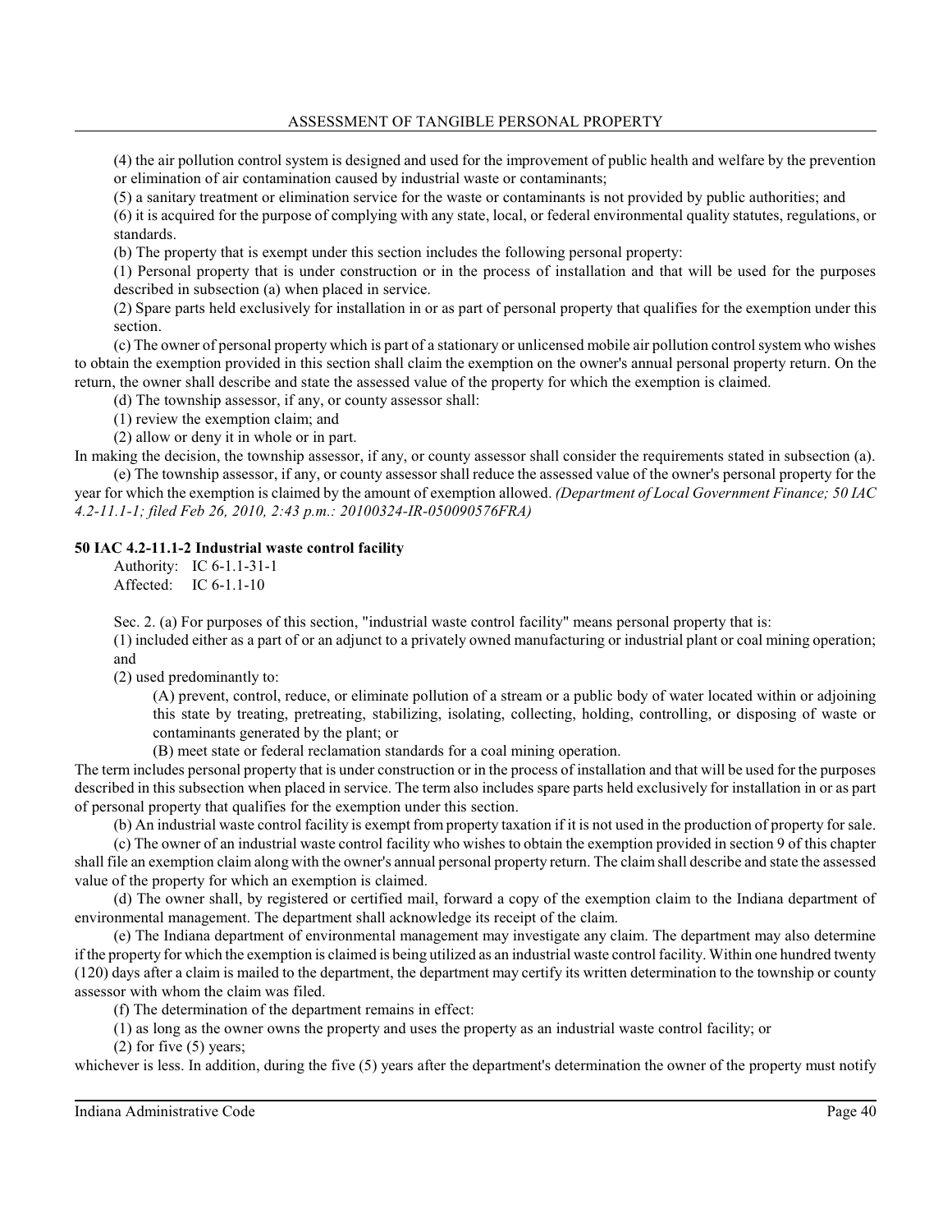(4) the air pollution control system is designed and used for the improvement of public health and welfare by the prevention or elimination of air contamination caused by industrial waste or contaminants;

(5) a sanitary treatment or elimination service for the waste or contaminants is not provided by public authorities; and

(6) it is acquired for the purpose of complying with any state, local, or federal environmental quality statutes, regulations, or standards.

(b) The property that is exempt under this section includes the following personal property:

(1) Personal property that is under construction or in the process of installation and that will be used for the purposes described in subsection (a) when placed in service.

(2) Spare parts held exclusively for installation in or as part of personal property that qualifies for the exemption under this section.

(c) The owner of personal property which is part of a stationary or unlicensed mobile air pollution control system who wishes to obtain the exemption provided in this section shall claim the exemption on the owner's annual personal property return. On the return, the owner shall describe and state the assessed value of the property for which the exemption is claimed.

(d) The township assessor, if any, or county assessor shall:

(1) review the exemption claim; and

(2) allow or deny it in whole or in part.

In making the decision, the township assessor, if any, or county assessor shall consider the requirements stated in subsection (a).

(e) The township assessor, if any, or county assessor shall reduce the assessed value of the owner's personal property for the year for which the exemption is claimed by the amount of exemption allowed. *(Department of Local Government Finance; 50 IAC 4.2-11.1-1; filed Feb 26, 2010, 2:43 p.m.: 20100324-IR-050090576FRA)*

**50 IAC 4.2-11.1-2 Industrial waste control facility**

Authority: IC 6-1.1-31-1
Affected: IC 6-1.1-10

Sec. 2. (a) For purposes of this section, "industrial waste control facility" means personal property that is:

(1) included either as a part of or an adjunct to a privately owned manufacturing or industrial plant or coal mining operation; and

(2) used predominantly to:

(A) prevent, control, reduce, or eliminate pollution of a stream or a public body of water located within or adjoining this state by treating, pretreating, stabilizing, isolating, collecting, holding, controlling, or disposing of waste or contaminants generated by the plant; or

(B) meet state or federal reclamation standards for a coal mining operation.

The term includes personal property that is under construction or in the process of installation and that will be used for the purposes described in this subsection when placed in service. The term also includes spare parts held exclusively for installation in or as part of personal property that qualifies for the exemption under this section.

(b) An industrial waste control facility is exempt from property taxation if it is not used in the production of property for sale.

(c) The owner of an industrial waste control facility who wishes to obtain the exemption provided in section 9 of this chapter shall file an exemption claim along with the owner's annual personal property return. The claim shall describe and state the assessed value of the property for which an exemption is claimed.

(d) The owner shall, by registered or certified mail, forward a copy of the exemption claim to the Indiana department of environmental management. The department shall acknowledge its receipt of the claim.

(e) The Indiana department of environmental management may investigate any claim. The department may also determine if the property for which the exemption is claimed is being utilized as an industrial waste control facility. Within one hundred twenty (120) days after a claim is mailed to the department, the department may certify its written determination to the township or county assessor with whom the claim was filed.

(f) The determination of the department remains in effect:

(1) as long as the owner owns the property and uses the property as an industrial waste control facility; or

(2) for five (5) years;

whichever is less. In addition, during the five (5) years after the department's determination the owner of the property must notify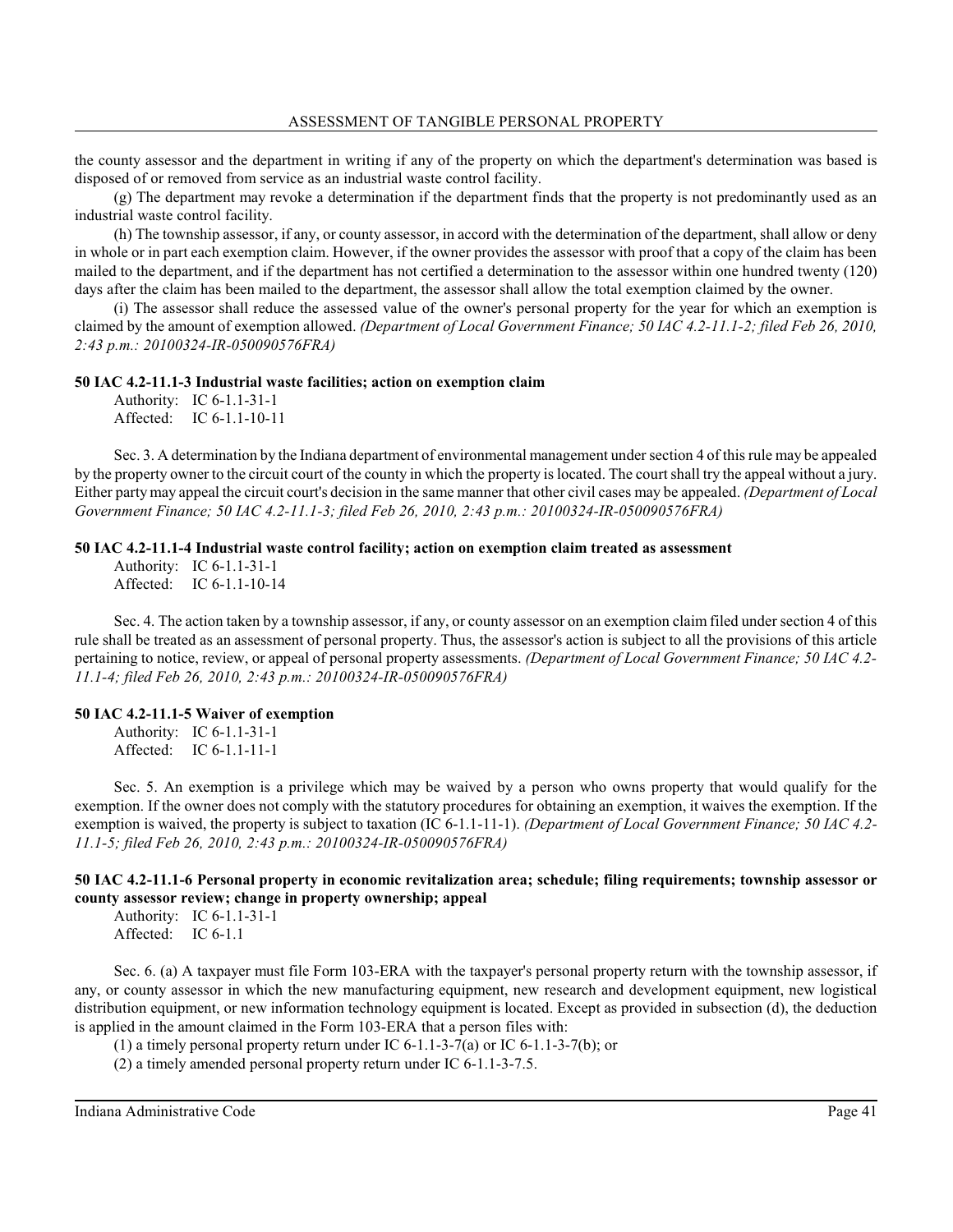the county assessor and the department in writing if any of the property on which the department's determination was based is disposed of or removed from service as an industrial waste control facility.

(g) The department may revoke a determination if the department finds that the property is not predominantly used as an industrial waste control facility.

(h) The township assessor, if any, or county assessor, in accord with the determination of the department, shall allow or deny in whole or in part each exemption claim. However, if the owner provides the assessor with proof that a copy of the claim has been mailed to the department, and if the department has not certified a determination to the assessor within one hundred twenty (120) days after the claim has been mailed to the department, the assessor shall allow the total exemption claimed by the owner.

(i) The assessor shall reduce the assessed value of the owner's personal property for the year for which an exemption is claimed by the amount of exemption allowed. *(Department of Local Government Finance; 50 IAC 4.2-11.1-2; filed Feb 26, 2010, 2:43 p.m.: 20100324-IR-050090576FRA)*

**50 IAC 4.2-11.1-3 Industrial waste facilities; action on exemption claim**

Authority: IC 6-1.1-31-1
Affected: IC 6-1.1-10-11

Sec. 3. A determination by the Indiana department of environmental management under section 4 of this rule may be appealed by the property owner to the circuit court of the county in which the property is located. The court shall try the appeal without a jury. Either party may appeal the circuit court's decision in the same manner that other civil cases may be appealed. *(Department of Local Government Finance; 50 IAC 4.2-11.1-3; filed Feb 26, 2010, 2:43 p.m.: 20100324-IR-050090576FRA)*

**50 IAC 4.2-11.1-4 Industrial waste control facility; action on exemption claim treated as assessment**

Authority: IC 6-1.1-31-1
Affected: IC 6-1.1-10-14

Sec. 4. The action taken by a township assessor, if any, or county assessor on an exemption claim filed under section 4 of this rule shall be treated as an assessment of personal property. Thus, the assessor's action is subject to all the provisions of this article pertaining to notice, review, or appeal of personal property assessments. *(Department of Local Government Finance; 50 IAC 4.2-11.1-4; filed Feb 26, 2010, 2:43 p.m.: 20100324-IR-050090576FRA)*

**50 IAC 4.2-11.1-5 Waiver of exemption**

Authority: IC 6-1.1-31-1
Affected: IC 6-1.1-11-1

Sec. 5. An exemption is a privilege which may be waived by a person who owns property that would qualify for the exemption. If the owner does not comply with the statutory procedures for obtaining an exemption, it waives the exemption. If the exemption is waived, the property is subject to taxation (IC 6-1.1-11-1). *(Department of Local Government Finance; 50 IAC 4.2-11.1-5; filed Feb 26, 2010, 2:43 p.m.: 20100324-IR-050090576FRA)*

**50 IAC 4.2-11.1-6 Personal property in economic revitalization area; schedule; filing requirements; township assessor or county assessor review; change in property ownership; appeal**

Authority: IC 6-1.1-31-1
Affected: IC 6-1.1

Sec. 6. (a) A taxpayer must file Form 103-ERA with the taxpayer's personal property return with the township assessor, if any, or county assessor in which the new manufacturing equipment, new research and development equipment, new logistical distribution equipment, or new information technology equipment is located. Except as provided in subsection (d), the deduction is applied in the amount claimed in the Form 103-ERA that a person files with:

(1) a timely personal property return under IC 6-1.1-3-7(a) or IC 6-1.1-3-7(b); or
(2) a timely amended personal property return under IC 6-1.1-3-7.5.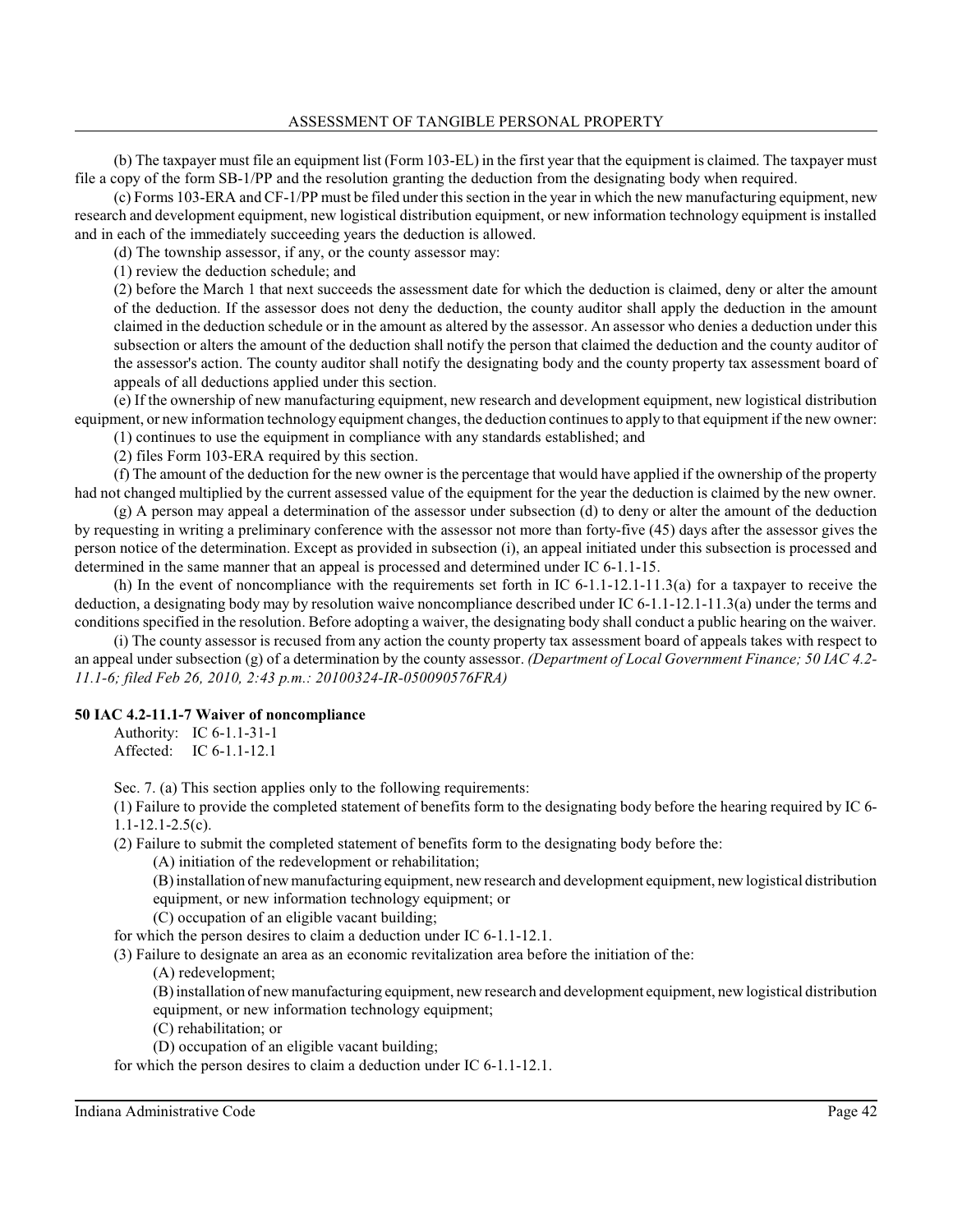(b) The taxpayer must file an equipment list (Form 103-EL) in the first year that the equipment is claimed. The taxpayer must file a copy of the form SB-1/PP and the resolution granting the deduction from the designating body when required.

(c) Forms 103-ERA and CF-1/PP must be filed under this section in the year in which the new manufacturing equipment, new research and development equipment, new logistical distribution equipment, or new information technology equipment is installed and in each of the immediately succeeding years the deduction is allowed.

(d) The township assessor, if any, or the county assessor may:

(1) review the deduction schedule; and

(2) before the March 1 that next succeeds the assessment date for which the deduction is claimed, deny or alter the amount of the deduction. If the assessor does not deny the deduction, the county auditor shall apply the deduction in the amount claimed in the deduction schedule or in the amount as altered by the assessor. An assessor who denies a deduction under this subsection or alters the amount of the deduction shall notify the person that claimed the deduction and the county auditor of the assessor's action. The county auditor shall notify the designating body and the county property tax assessment board of appeals of all deductions applied under this section.

(e) If the ownership of new manufacturing equipment, new research and development equipment, new logistical distribution equipment, or new information technology equipment changes, the deduction continues to apply to that equipment if the new owner:

(1) continues to use the equipment in compliance with any standards established; and

(2) files Form 103-ERA required by this section.

(f) The amount of the deduction for the new owner is the percentage that would have applied if the ownership of the property had not changed multiplied by the current assessed value of the equipment for the year the deduction is claimed by the new owner.

(g) A person may appeal a determination of the assessor under subsection (d) to deny or alter the amount of the deduction by requesting in writing a preliminary conference with the assessor not more than forty-five (45) days after the assessor gives the person notice of the determination. Except as provided in subsection (i), an appeal initiated under this subsection is processed and determined in the same manner that an appeal is processed and determined under IC 6-1.1-15.

(h) In the event of noncompliance with the requirements set forth in IC 6-1.1-12.1-11.3(a) for a taxpayer to receive the deduction, a designating body may by resolution waive noncompliance described under IC 6-1.1-12.1-11.3(a) under the terms and conditions specified in the resolution. Before adopting a waiver, the designating body shall conduct a public hearing on the waiver.

(i) The county assessor is recused from any action the county property tax assessment board of appeals takes with respect to an appeal under subsection (g) of a determination by the county assessor. *(Department of Local Government Finance; 50 IAC 4.2-11.1-6; filed Feb 26, 2010, 2:43 p.m.: 20100324-IR-050090576FRA)*

**50 IAC 4.2-11.1-7 Waiver of noncompliance**

Authority: IC 6-1.1-31-1
Affected: IC 6-1.1-12.1

Sec. 7. (a) This section applies only to the following requirements:

(1) Failure to provide the completed statement of benefits form to the designating body before the hearing required by IC 6-1.1-12.1-2.5(c).

(2) Failure to submit the completed statement of benefits form to the designating body before the:

(A) initiation of the redevelopment or rehabilitation;

(B) installation of new manufacturing equipment, new research and development equipment, new logistical distribution equipment, or new information technology equipment; or

(C) occupation of an eligible vacant building;

for which the person desires to claim a deduction under IC 6-1.1-12.1.

(3) Failure to designate an area as an economic revitalization area before the initiation of the:

(A) redevelopment;

(B) installation of new manufacturing equipment, new research and development equipment, new logistical distribution equipment, or new information technology equipment;

(C) rehabilitation; or

(D) occupation of an eligible vacant building;

for which the person desires to claim a deduction under IC 6-1.1-12.1.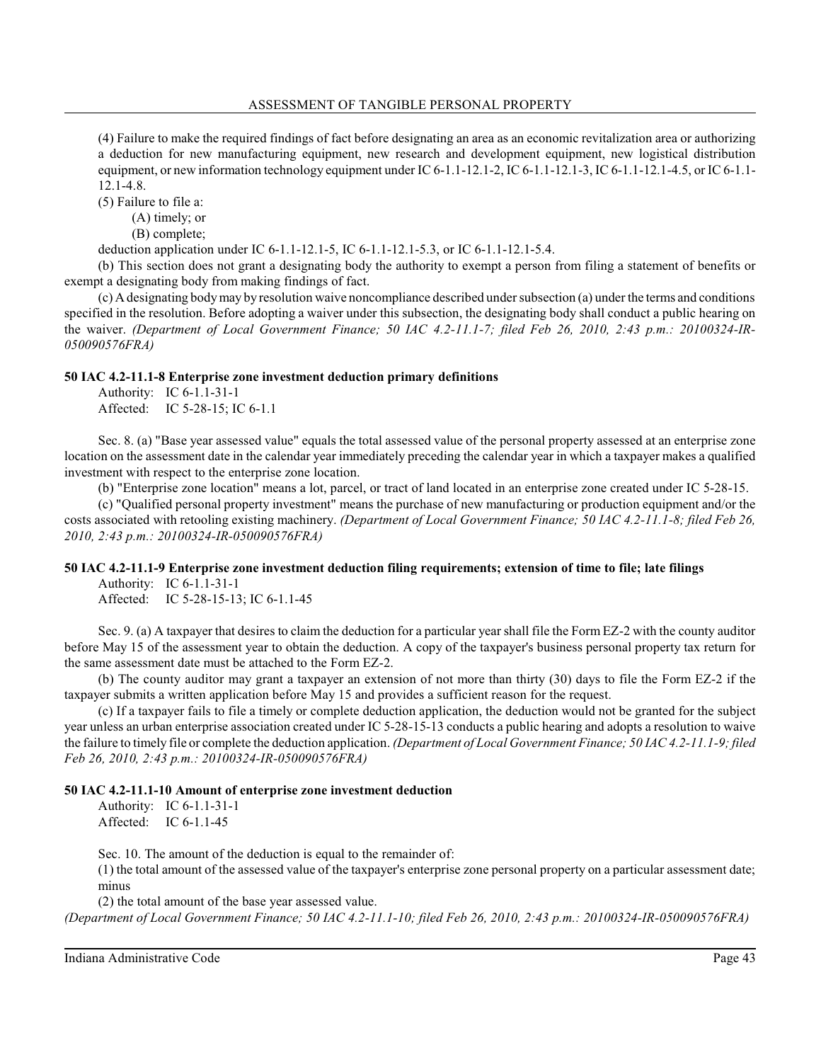(4) Failure to make the required findings of fact before designating an area as an economic revitalization area or authorizing a deduction for new manufacturing equipment, new research and development equipment, new logistical distribution equipment, or new information technology equipment under IC 6-1.1-12.1-2, IC 6-1.1-12.1-3, IC 6-1.1-12.1-4.5, or IC 6-1.1-12.1-4.8.

(5) Failure to file a:

(A) timely; or

(B) complete;

deduction application under IC 6-1.1-12.1-5, IC 6-1.1-12.1-5.3, or IC 6-1.1-12.1-5.4.

(b) This section does not grant a designating body the authority to exempt a person from filing a statement of benefits or exempt a designating body from making findings of fact.

(c) A designating body may by resolution waive noncompliance described under subsection (a) under the terms and conditions specified in the resolution. Before adopting a waiver under this subsection, the designating body shall conduct a public hearing on the waiver. *(Department of Local Government Finance; 50 IAC 4.2-11.1-7; filed Feb 26, 2010, 2:43 p.m.: 20100324-IR-050090576FRA)*

### 50 IAC 4.2-11.1-8 Enterprise zone investment deduction primary definitions

Authority: IC 6-1.1-31-1
Affected: IC 5-28-15; IC 6-1.1

Sec. 8. (a) "Base year assessed value" equals the total assessed value of the personal property assessed at an enterprise zone location on the assessment date in the calendar year immediately preceding the calendar year in which a taxpayer makes a qualified investment with respect to the enterprise zone location.

(b) "Enterprise zone location" means a lot, parcel, or tract of land located in an enterprise zone created under IC 5-28-15.

(c) "Qualified personal property investment" means the purchase of new manufacturing or production equipment and/or the costs associated with retooling existing machinery. *(Department of Local Government Finance; 50 IAC 4.2-11.1-8; filed Feb 26, 2010, 2:43 p.m.: 20100324-IR-050090576FRA)*

### 50 IAC 4.2-11.1-9 Enterprise zone investment deduction filing requirements; extension of time to file; late filings

Authority: IC 6-1.1-31-1
Affected: IC 5-28-15-13; IC 6-1.1-45

Sec. 9. (a) A taxpayer that desires to claim the deduction for a particular year shall file the Form EZ-2 with the county auditor before May 15 of the assessment year to obtain the deduction. A copy of the taxpayer's business personal property tax return for the same assessment date must be attached to the Form EZ-2.

(b) The county auditor may grant a taxpayer an extension of not more than thirty (30) days to file the Form EZ-2 if the taxpayer submits a written application before May 15 and provides a sufficient reason for the request.

(c) If a taxpayer fails to file a timely or complete deduction application, the deduction would not be granted for the subject year unless an urban enterprise association created under IC 5-28-15-13 conducts a public hearing and adopts a resolution to waive the failure to timely file or complete the deduction application. *(Department of Local Government Finance; 50 IAC 4.2-11.1-9; filed Feb 26, 2010, 2:43 p.m.: 20100324-IR-050090576FRA)*

### 50 IAC 4.2-11.1-10 Amount of enterprise zone investment deduction

Authority: IC 6-1.1-31-1
Affected: IC 6-1.1-45

Sec. 10. The amount of the deduction is equal to the remainder of:

(1) the total amount of the assessed value of the taxpayer's enterprise zone personal property on a particular assessment date; minus

(2) the total amount of the base year assessed value.

*(Department of Local Government Finance; 50 IAC 4.2-11.1-10; filed Feb 26, 2010, 2:43 p.m.: 20100324-IR-050090576FRA)*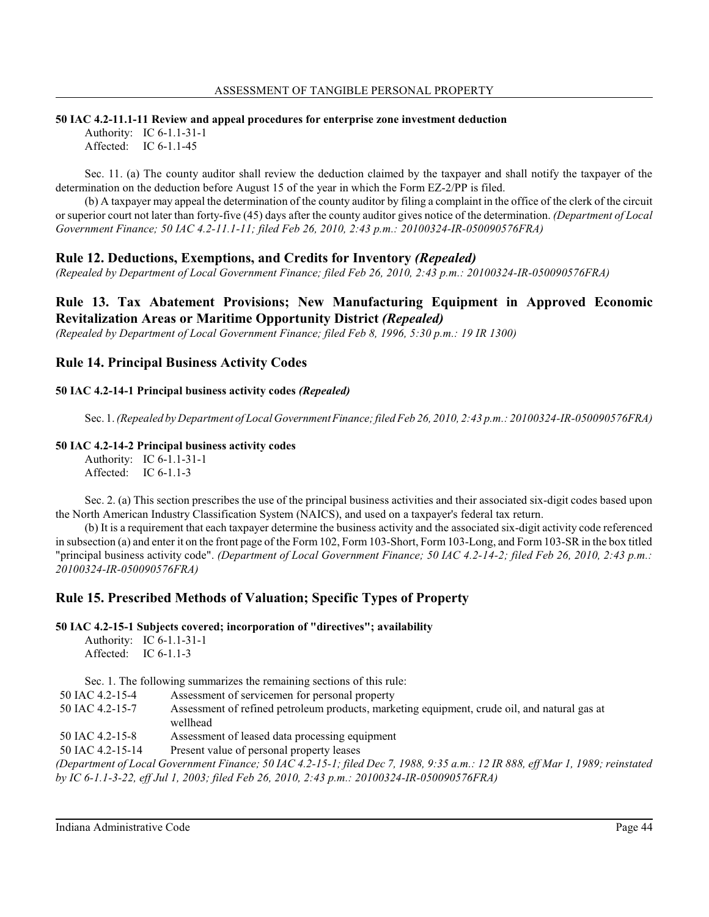**50 IAC 4.2-11.1-11 Review and appeal procedures for enterprise zone investment deduction**

Authority: IC 6-1.1-31-1
Affected: IC 6-1.1-45

Sec. 11. (a) The county auditor shall review the deduction claimed by the taxpayer and shall notify the taxpayer of the determination on the deduction before August 15 of the year in which the Form EZ-2/PP is filed.

(b) A taxpayer may appeal the determination of the county auditor by filing a complaint in the office of the clerk of the circuit or superior court not later than forty-five (45) days after the county auditor gives notice of the determination. *(Department of Local Government Finance; 50 IAC 4.2-11.1-11; filed Feb 26, 2010, 2:43 p.m.: 20100324-IR-050090576FRA)*

## Rule 12. Deductions, Exemptions, and Credits for Inventory *(Repealed)*

*(Repealed by Department of Local Government Finance; filed Feb 26, 2010, 2:43 p.m.: 20100324-IR-050090576FRA)*

## Rule 13. Tax Abatement Provisions; New Manufacturing Equipment in Approved Economic Revitalization Areas or Maritime Opportunity District *(Repealed)*

*(Repealed by Department of Local Government Finance; filed Feb 8, 1996, 5:30 p.m.: 19 IR 1300)*

## Rule 14. Principal Business Activity Codes

**50 IAC 4.2-14-1 Principal business activity codes *(Repealed)***

Sec. 1. *(Repealed by Department of Local Government Finance; filed Feb 26, 2010, 2:43 p.m.: 20100324-IR-050090576FRA)*

**50 IAC 4.2-14-2 Principal business activity codes**

Authority: IC 6-1.1-31-1
Affected: IC 6-1.1-3

Sec. 2. (a) This section prescribes the use of the principal business activities and their associated six-digit codes based upon the North American Industry Classification System (NAICS), and used on a taxpayer's federal tax return.

(b) It is a requirement that each taxpayer determine the business activity and the associated six-digit activity code referenced in subsection (a) and enter it on the front page of the Form 102, Form 103-Short, Form 103-Long, and Form 103-SR in the box titled "principal business activity code". *(Department of Local Government Finance; 50 IAC 4.2-14-2; filed Feb 26, 2010, 2:43 p.m.: 20100324-IR-050090576FRA)*

## Rule 15. Prescribed Methods of Valuation; Specific Types of Property

**50 IAC 4.2-15-1 Subjects covered; incorporation of "directives"; availability**

Authority: IC 6-1.1-31-1
Affected: IC 6-1.1-3

Sec. 1. The following summarizes the remaining sections of this rule:

| | |
|---|---|
| 50 IAC 4.2-15-4 | Assessment of servicemen for personal property |
| 50 IAC 4.2-15-7 | Assessment of refined petroleum products, marketing equipment, crude oil, and natural gas at wellhead |
| 50 IAC 4.2-15-8 | Assessment of leased data processing equipment |
| 50 IAC 4.2-15-14 | Present value of personal property leases |

*(Department of Local Government Finance; 50 IAC 4.2-15-1; filed Dec 7, 1988, 9:35 a.m.: 12 IR 888, eff Mar 1, 1989; reinstated by IC 6-1.1-3-22, eff Jul 1, 2003; filed Feb 26, 2010, 2:43 p.m.: 20100324-IR-050090576FRA)*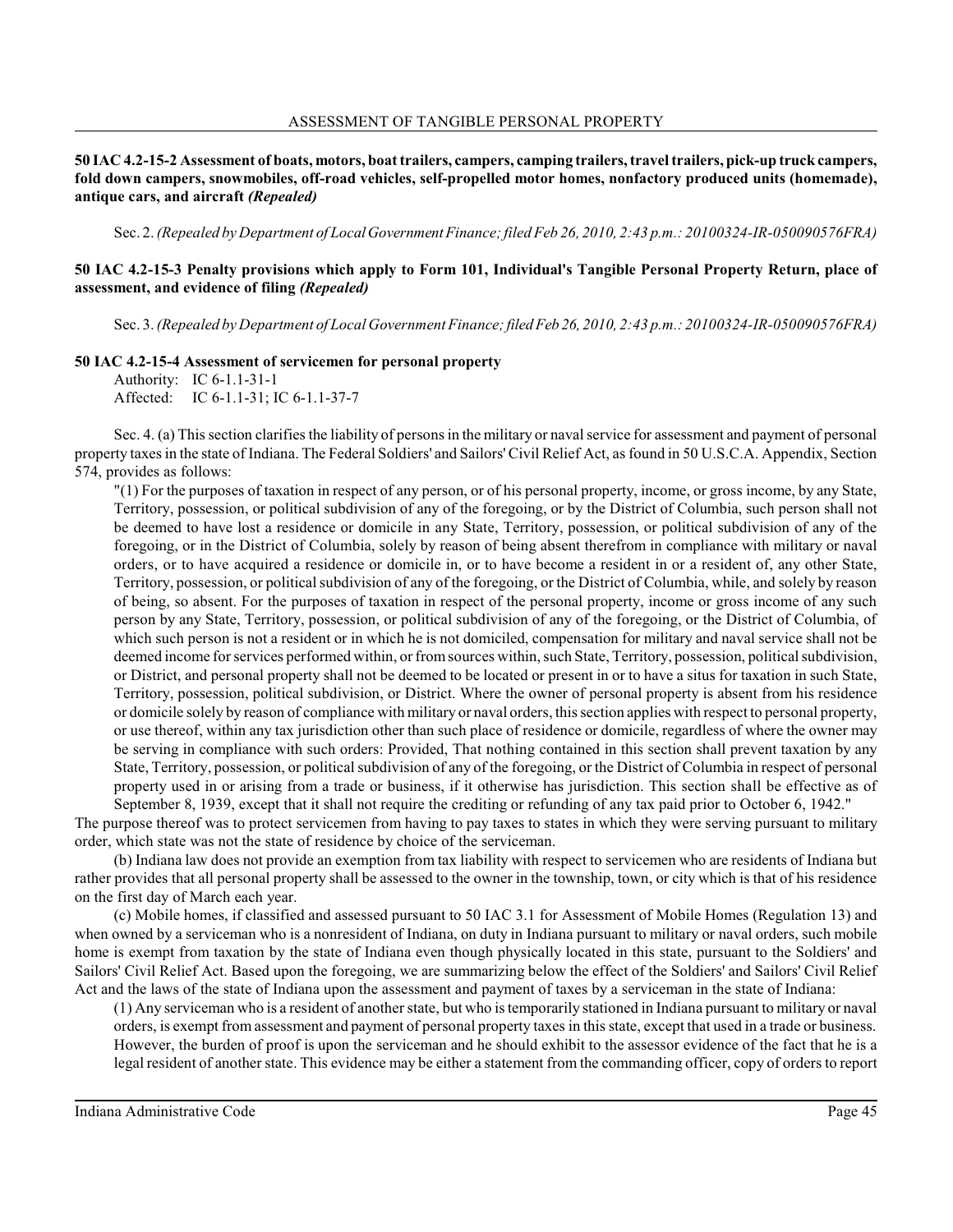**50 IAC 4.2-15-2 Assessment of boats, motors, boat trailers, campers, camping trailers, travel trailers, pick-up truck campers, fold down campers, snowmobiles, off-road vehicles, self-propelled motor homes, nonfactory produced units (homemade), antique cars, and aircraft *(Repealed)***

Sec. 2. *(Repealed by Department of Local Government Finance; filed Feb 26, 2010, 2:43 p.m.: 20100324-IR-050090576FRA)*

**50 IAC 4.2-15-3 Penalty provisions which apply to Form 101, Individual's Tangible Personal Property Return, place of assessment, and evidence of filing *(Repealed)***

Sec. 3. *(Repealed by Department of Local Government Finance; filed Feb 26, 2010, 2:43 p.m.: 20100324-IR-050090576FRA)*

**50 IAC 4.2-15-4 Assessment of servicemen for personal property**

Authority: IC 6-1.1-31-1
Affected: IC 6-1.1-31; IC 6-1.1-37-7

Sec. 4. (a) This section clarifies the liability of persons in the military or naval service for assessment and payment of personal property taxes in the state of Indiana. The Federal Soldiers' and Sailors' Civil Relief Act, as found in 50 U.S.C.A. Appendix, Section 574, provides as follows:

"(1) For the purposes of taxation in respect of any person, or of his personal property, income, or gross income, by any State, Territory, possession, or political subdivision of any of the foregoing, or by the District of Columbia, such person shall not be deemed to have lost a residence or domicile in any State, Territory, possession, or political subdivision of any of the foregoing, or in the District of Columbia, solely by reason of being absent therefrom in compliance with military or naval orders, or to have acquired a residence or domicile in, or to have become a resident in or a resident of, any other State, Territory, possession, or political subdivision of any of the foregoing, or the District of Columbia, while, and solely by reason of being, so absent. For the purposes of taxation in respect of the personal property, income or gross income of any such person by any State, Territory, possession, or political subdivision of any of the foregoing, or the District of Columbia, of which such person is not a resident or in which he is not domiciled, compensation for military and naval service shall not be deemed income for services performed within, or from sources within, such State, Territory, possession, political subdivision, or District, and personal property shall not be deemed to be located or present in or to have a situs for taxation in such State, Territory, possession, political subdivision, or District. Where the owner of personal property is absent from his residence or domicile solely by reason of compliance with military or naval orders, this section applies with respect to personal property, or use thereof, within any tax jurisdiction other than such place of residence or domicile, regardless of where the owner may be serving in compliance with such orders: Provided, That nothing contained in this section shall prevent taxation by any State, Territory, possession, or political subdivision of any of the foregoing, or the District of Columbia in respect of personal property used in or arising from a trade or business, if it otherwise has jurisdiction. This section shall be effective as of September 8, 1939, except that it shall not require the crediting or refunding of any tax paid prior to October 6, 1942."

The purpose thereof was to protect servicemen from having to pay taxes to states in which they were serving pursuant to military order, which state was not the state of residence by choice of the serviceman.

(b) Indiana law does not provide an exemption from tax liability with respect to servicemen who are residents of Indiana but rather provides that all personal property shall be assessed to the owner in the township, town, or city which is that of his residence on the first day of March each year.

(c) Mobile homes, if classified and assessed pursuant to 50 IAC 3.1 for Assessment of Mobile Homes (Regulation 13) and when owned by a serviceman who is a nonresident of Indiana, on duty in Indiana pursuant to military or naval orders, such mobile home is exempt from taxation by the state of Indiana even though physically located in this state, pursuant to the Soldiers' and Sailors' Civil Relief Act. Based upon the foregoing, we are summarizing below the effect of the Soldiers' and Sailors' Civil Relief Act and the laws of the state of Indiana upon the assessment and payment of taxes by a serviceman in the state of Indiana:

(1) Any serviceman who is a resident of another state, but who is temporarily stationed in Indiana pursuant to military or naval orders, is exempt from assessment and payment of personal property taxes in this state, except that used in a trade or business. However, the burden of proof is upon the serviceman and he should exhibit to the assessor evidence of the fact that he is a legal resident of another state. This evidence may be either a statement from the commanding officer, copy of orders to report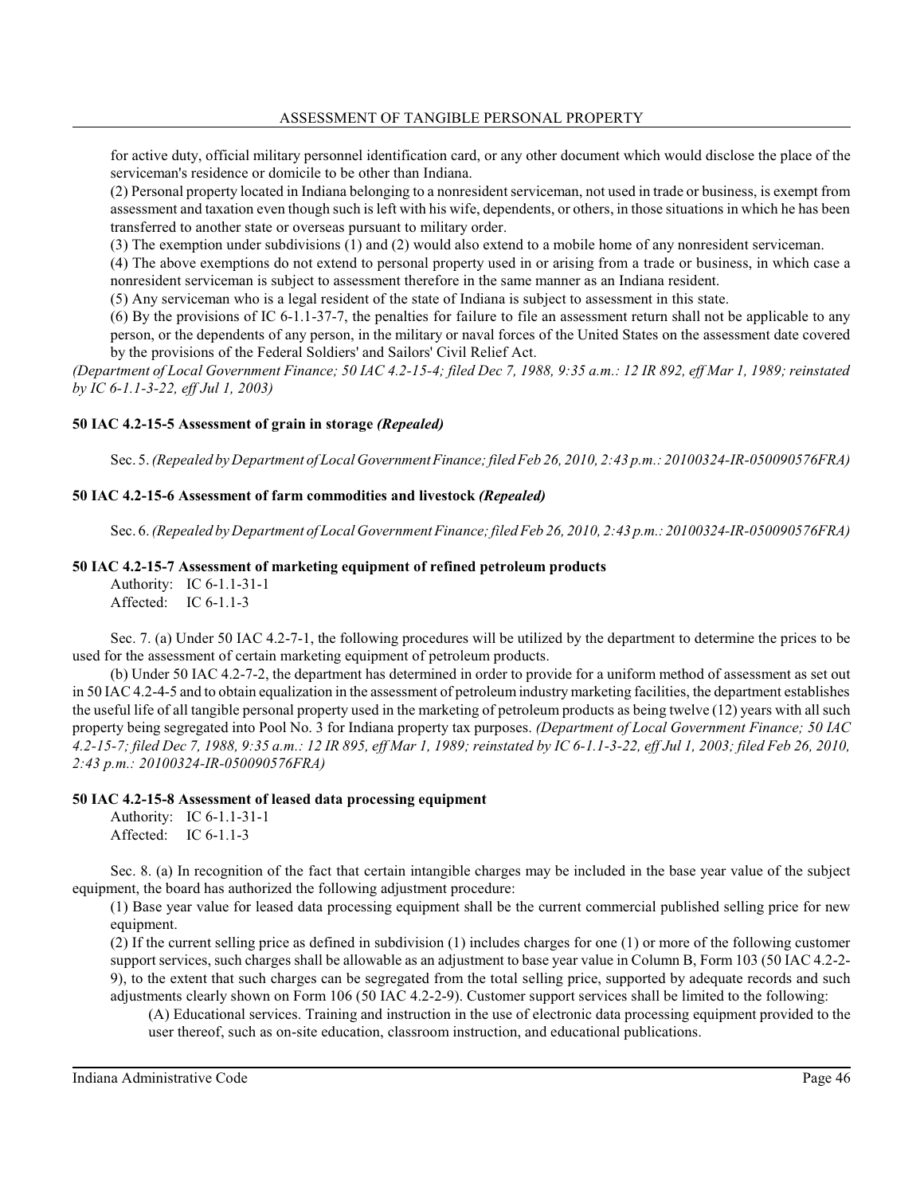for active duty, official military personnel identification card, or any other document which would disclose the place of the serviceman's residence or domicile to be other than Indiana.

(2) Personal property located in Indiana belonging to a nonresident serviceman, not used in trade or business, is exempt from assessment and taxation even though such is left with his wife, dependents, or others, in those situations in which he has been transferred to another state or overseas pursuant to military order.

(3) The exemption under subdivisions (1) and (2) would also extend to a mobile home of any nonresident serviceman.

(4) The above exemptions do not extend to personal property used in or arising from a trade or business, in which case a nonresident serviceman is subject to assessment therefore in the same manner as an Indiana resident.

(5) Any serviceman who is a legal resident of the state of Indiana is subject to assessment in this state.

(6) By the provisions of IC 6-1.1-37-7, the penalties for failure to file an assessment return shall not be applicable to any person, or the dependents of any person, in the military or naval forces of the United States on the assessment date covered by the provisions of the Federal Soldiers' and Sailors' Civil Relief Act.

*(Department of Local Government Finance; 50 IAC 4.2-15-4; filed Dec 7, 1988, 9:35 a.m.: 12 IR 892, eff Mar 1, 1989; reinstated by IC 6-1.1-3-22, eff Jul 1, 2003)*

**50 IAC 4.2-15-5 Assessment of grain in storage *(Repealed)***

Sec. 5. *(Repealed by Department of Local Government Finance; filed Feb 26, 2010, 2:43 p.m.: 20100324-IR-050090576FRA)*

**50 IAC 4.2-15-6 Assessment of farm commodities and livestock *(Repealed)***

Sec. 6. *(Repealed by Department of Local Government Finance; filed Feb 26, 2010, 2:43 p.m.: 20100324-IR-050090576FRA)*

**50 IAC 4.2-15-7 Assessment of marketing equipment of refined petroleum products**

Authority: IC 6-1.1-31-1
Affected: IC 6-1.1-3

Sec. 7. (a) Under 50 IAC 4.2-7-1, the following procedures will be utilized by the department to determine the prices to be used for the assessment of certain marketing equipment of petroleum products.

(b) Under 50 IAC 4.2-7-2, the department has determined in order to provide for a uniform method of assessment as set out in 50 IAC 4.2-4-5 and to obtain equalization in the assessment of petroleum industry marketing facilities, the department establishes the useful life of all tangible personal property used in the marketing of petroleum products as being twelve (12) years with all such property being segregated into Pool No. 3 for Indiana property tax purposes. *(Department of Local Government Finance; 50 IAC 4.2-15-7; filed Dec 7, 1988, 9:35 a.m.: 12 IR 895, eff Mar 1, 1989; reinstated by IC 6-1.1-3-22, eff Jul 1, 2003; filed Feb 26, 2010, 2:43 p.m.: 20100324-IR-050090576FRA)*

**50 IAC 4.2-15-8 Assessment of leased data processing equipment**

Authority: IC 6-1.1-31-1
Affected: IC 6-1.1-3

Sec. 8. (a) In recognition of the fact that certain intangible charges may be included in the base year value of the subject equipment, the board has authorized the following adjustment procedure:

(1) Base year value for leased data processing equipment shall be the current commercial published selling price for new equipment.

(2) If the current selling price as defined in subdivision (1) includes charges for one (1) or more of the following customer support services, such charges shall be allowable as an adjustment to base year value in Column B, Form 103 (50 IAC 4.2-2-9), to the extent that such charges can be segregated from the total selling price, supported by adequate records and such adjustments clearly shown on Form 106 (50 IAC 4.2-2-9). Customer support services shall be limited to the following:

(A) Educational services. Training and instruction in the use of electronic data processing equipment provided to the user thereof, such as on-site education, classroom instruction, and educational publications.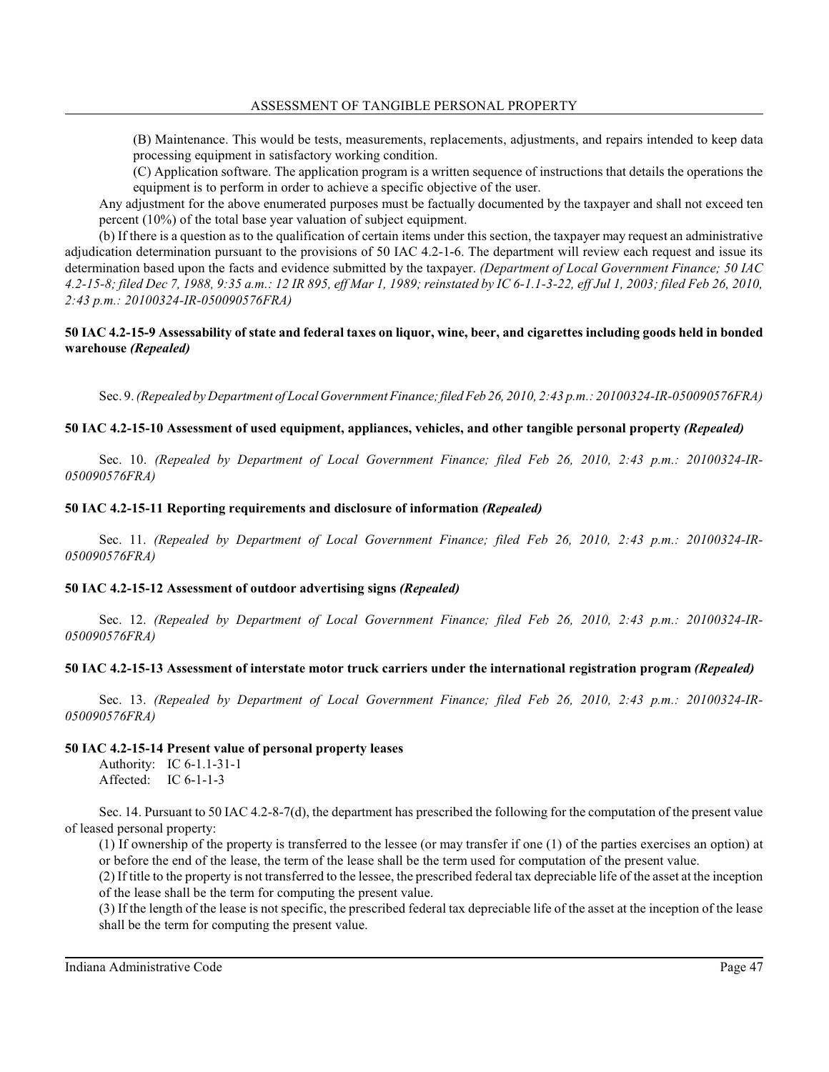(B) Maintenance. This would be tests, measurements, replacements, adjustments, and repairs intended to keep data processing equipment in satisfactory working condition.

(C) Application software. The application program is a written sequence of instructions that details the operations the equipment is to perform in order to achieve a specific objective of the user.

Any adjustment for the above enumerated purposes must be factually documented by the taxpayer and shall not exceed ten percent (10%) of the total base year valuation of subject equipment.

(b) If there is a question as to the qualification of certain items under this section, the taxpayer may request an administrative adjudication determination pursuant to the provisions of 50 IAC 4.2-1-6. The department will review each request and issue its determination based upon the facts and evidence submitted by the taxpayer. *(Department of Local Government Finance; 50 IAC 4.2-15-8; filed Dec 7, 1988, 9:35 a.m.: 12 IR 895, eff Mar 1, 1989; reinstated by IC 6-1.1-3-22, eff Jul 1, 2003; filed Feb 26, 2010, 2:43 p.m.: 20100324-IR-050090576FRA)*

### 50 IAC 4.2-15-9 Assessability of state and federal taxes on liquor, wine, beer, and cigarettes including goods held in bonded warehouse *(Repealed)*

Sec. 9. *(Repealed by Department of Local Government Finance; filed Feb 26, 2010, 2:43 p.m.: 20100324-IR-050090576FRA)*

### 50 IAC 4.2-15-10 Assessment of used equipment, appliances, vehicles, and other tangible personal property *(Repealed)*

Sec. 10. *(Repealed by Department of Local Government Finance; filed Feb 26, 2010, 2:43 p.m.: 20100324-IR-050090576FRA)*

### 50 IAC 4.2-15-11 Reporting requirements and disclosure of information *(Repealed)*

Sec. 11. *(Repealed by Department of Local Government Finance; filed Feb 26, 2010, 2:43 p.m.: 20100324-IR-050090576FRA)*

### 50 IAC 4.2-15-12 Assessment of outdoor advertising signs *(Repealed)*

Sec. 12. *(Repealed by Department of Local Government Finance; filed Feb 26, 2010, 2:43 p.m.: 20100324-IR-050090576FRA)*

### 50 IAC 4.2-15-13 Assessment of interstate motor truck carriers under the international registration program *(Repealed)*

Sec. 13. *(Repealed by Department of Local Government Finance; filed Feb 26, 2010, 2:43 p.m.: 20100324-IR-050090576FRA)*

### 50 IAC 4.2-15-14 Present value of personal property leases

Authority: IC 6-1.1-31-1
Affected: IC 6-1-1-3

Sec. 14. Pursuant to 50 IAC 4.2-8-7(d), the department has prescribed the following for the computation of the present value of leased personal property:

(1) If ownership of the property is transferred to the lessee (or may transfer if one (1) of the parties exercises an option) at or before the end of the lease, the term of the lease shall be the term used for computation of the present value.

(2) If title to the property is not transferred to the lessee, the prescribed federal tax depreciable life of the asset at the inception of the lease shall be the term for computing the present value.

(3) If the length of the lease is not specific, the prescribed federal tax depreciable life of the asset at the inception of the lease shall be the term for computing the present value.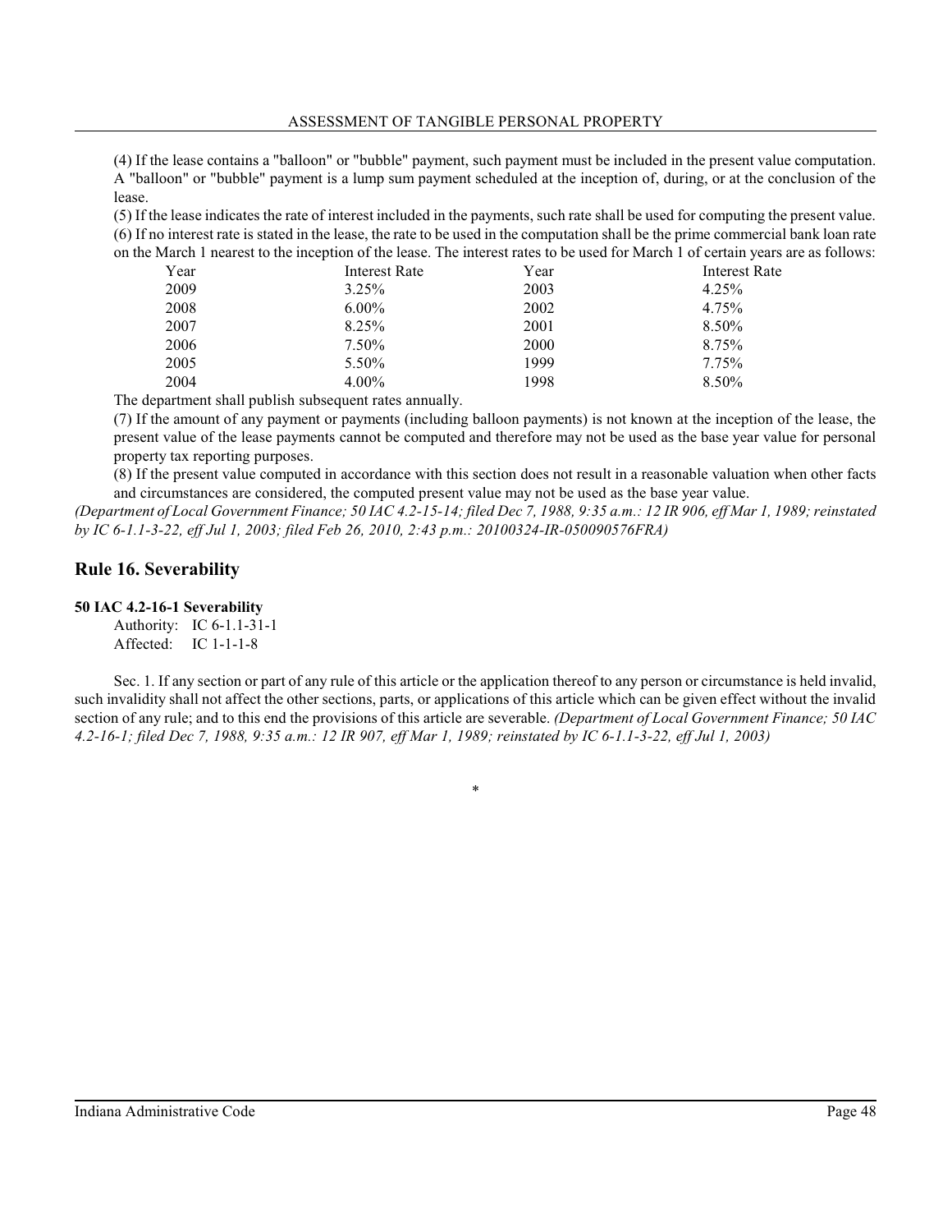(4) If the lease contains a "balloon" or "bubble" payment, such payment must be included in the present value computation. A "balloon" or "bubble" payment is a lump sum payment scheduled at the inception of, during, or at the conclusion of the lease.

(5) If the lease indicates the rate of interest included in the payments, such rate shall be used for computing the present value.

(6) If no interest rate is stated in the lease, the rate to be used in the computation shall be the prime commercial bank loan rate on the March 1 nearest to the inception of the lease. The interest rates to be used for March 1 of certain years are as follows:

| Year | Interest Rate | Year | Interest Rate |
|---|---|---|---|
| 2009 | 3.25% | 2003 | 4.25% |
| 2008 | 6.00% | 2002 | 4.75% |
| 2007 | 8.25% | 2001 | 8.50% |
| 2006 | 7.50% | 2000 | 8.75% |
| 2005 | 5.50% | 1999 | 7.75% |
| 2004 | 4.00% | 1998 | 8.50% |

The department shall publish subsequent rates annually.

(7) If the amount of any payment or payments (including balloon payments) is not known at the inception of the lease, the present value of the lease payments cannot be computed and therefore may not be used as the base year value for personal property tax reporting purposes.

(8) If the present value computed in accordance with this section does not result in a reasonable valuation when other facts and circumstances are considered, the computed present value may not be used as the base year value.

*(Department of Local Government Finance; 50 IAC 4.2-15-14; filed Dec 7, 1988, 9:35 a.m.: 12 IR 906, eff Mar 1, 1989; reinstated by IC 6-1.1-3-22, eff Jul 1, 2003; filed Feb 26, 2010, 2:43 p.m.: 20100324-IR-050090576FRA)*

## Rule 16. Severability

**50 IAC 4.2-16-1 Severability**

Authority: IC 6-1.1-31-1
Affected: IC 1-1-1-8

Sec. 1. If any section or part of any rule of this article or the application thereof to any person or circumstance is held invalid, such invalidity shall not affect the other sections, parts, or applications of this article which can be given effect without the invalid section of any rule; and to this end the provisions of this article are severable. *(Department of Local Government Finance; 50 IAC 4.2-16-1; filed Dec 7, 1988, 9:35 a.m.: 12 IR 907, eff Mar 1, 1989; reinstated by IC 6-1.1-3-22, eff Jul 1, 2003)*

*